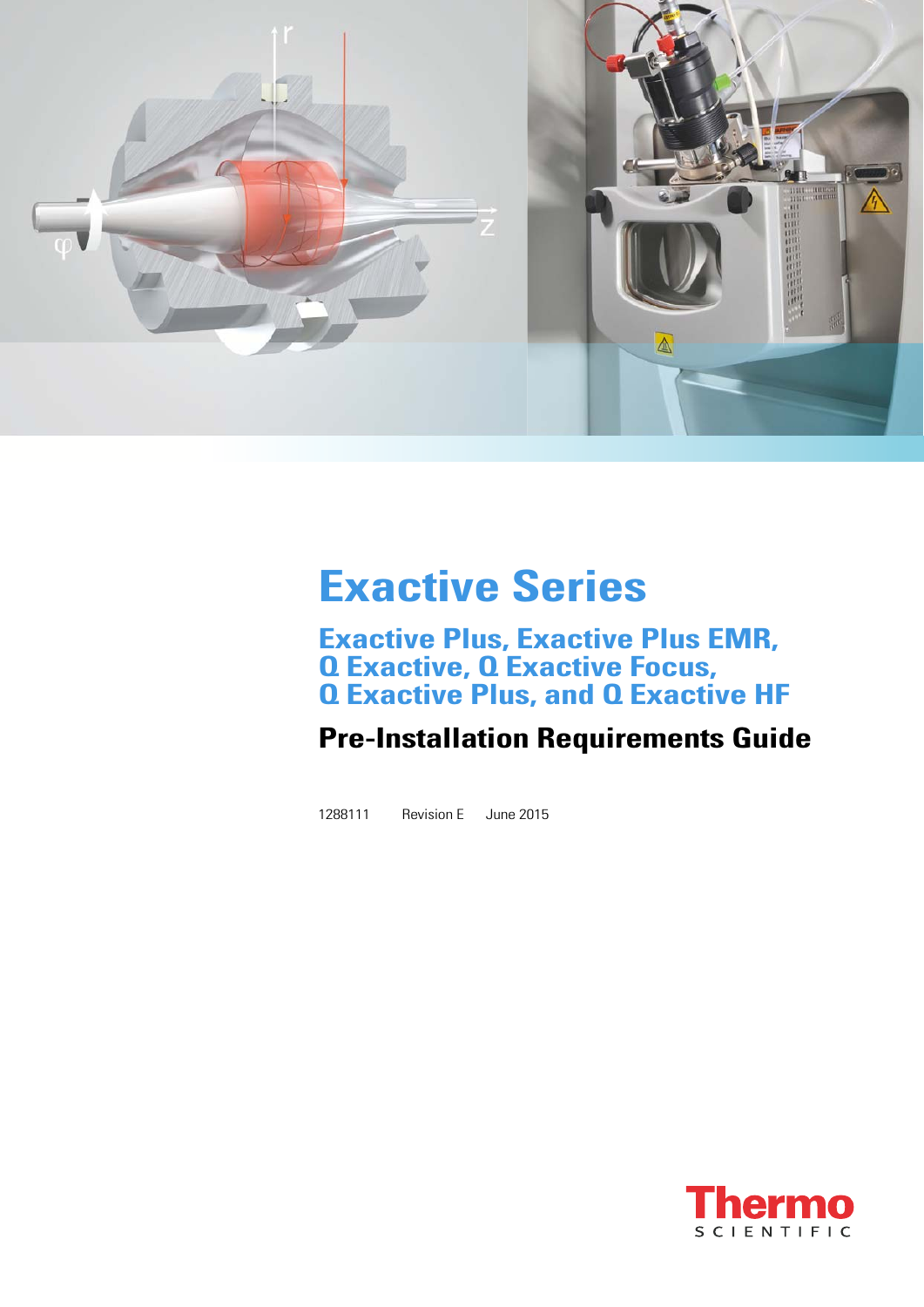# Exactive Series

## Exactive Plus, Exactive Plus EMR, Q Exactive, Q Exactive Focus, Q Exactive Plus, and Q Exactive HF

## Pre-Installation Requirements Guide

1288111 Revision E June 2015

Thermo SCIENTIFIC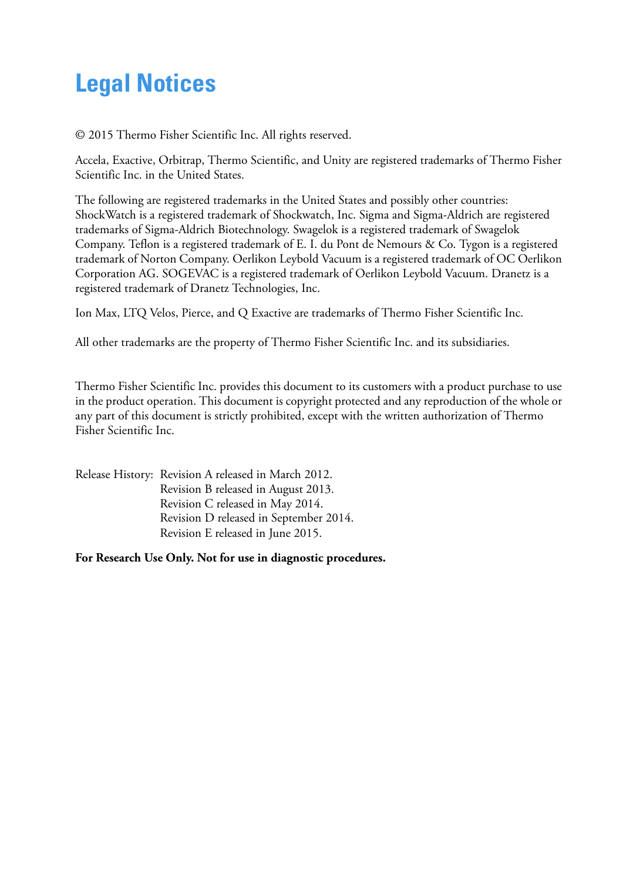# Legal Notices

© 2015 Thermo Fisher Scientific Inc. All rights reserved.

Accela, Exactive, Orbitrap, Thermo Scientific, and Unity are registered trademarks of Thermo Fisher Scientific Inc. in the United States.

The following are registered trademarks in the United States and possibly other countries: ShockWatch is a registered trademark of Shockwatch, Inc. Sigma and Sigma-Aldrich are registered trademarks of Sigma-Aldrich Biotechnology. Swagelok is a registered trademark of Swagelok Company. Teflon is a registered trademark of E. I. du Pont de Nemours & Co. Tygon is a registered trademark of Norton Company. Oerlikon Leybold Vacuum is a registered trademark of OC Oerlikon Corporation AG. SOGEVAC is a registered trademark of Oerlikon Leybold Vacuum. Dranetz is a registered trademark of Dranetz Technologies, Inc.

Ion Max, LTQ Velos, Pierce, and Q Exactive are trademarks of Thermo Fisher Scientific Inc.

All other trademarks are the property of Thermo Fisher Scientific Inc. and its subsidiaries.

Thermo Fisher Scientific Inc. provides this document to its customers with a product purchase to use in the product operation. This document is copyright protected and any reproduction of the whole or any part of this document is strictly prohibited, except with the written authorization of Thermo Fisher Scientific Inc.

Release History: Revision A released in March 2012.
Revision B released in August 2013.
Revision C released in May 2014.
Revision D released in September 2014.
Revision E released in June 2015.

**For Research Use Only. Not for use in diagnostic procedures.**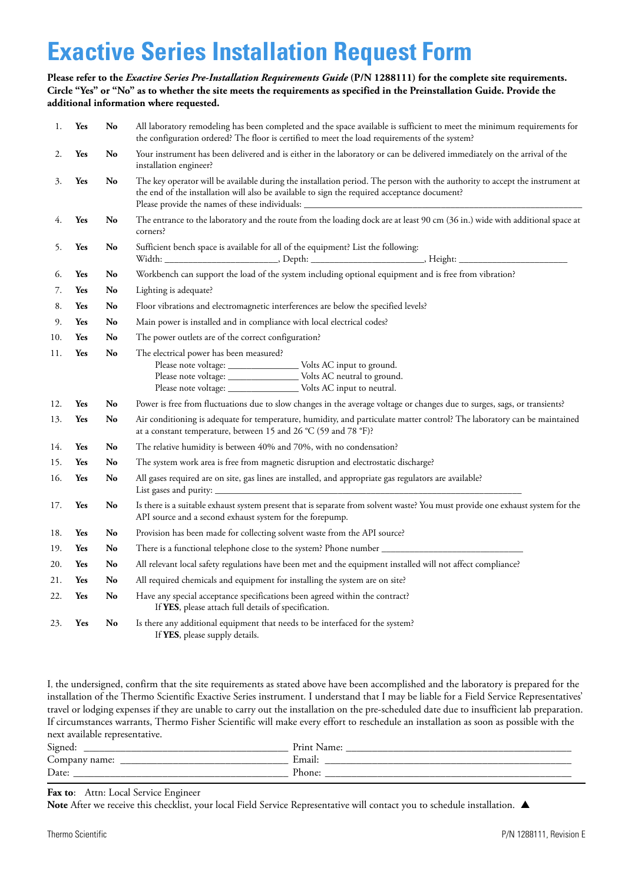# Exactive Series Installation Request Form

**Please refer to the *Exactive Series Pre-Installation Requirements Guide* (P/N 1288111) for the complete site requirements. Circle "Yes" or "No" as to whether the site meets the requirements as specified in the Preinstallation Guide. Provide the additional information where requested.**

| | | | |
|---|---|---|---|
| 1. | **Yes** | **No** | All laboratory remodeling has been completed and the space available is sufficient to meet the minimum requirements for the configuration ordered? The floor is certified to meet the load requirements of the system? |
| 2. | **Yes** | **No** | Your instrument has been delivered and is either in the laboratory or can be delivered immediately on the arrival of the installation engineer? |
| 3. | **Yes** | **No** | The key operator will be available during the installation period. The person with the authority to accept the instrument at the end of the installation will also be available to sign the required acceptance document? Please provide the names of these individuals: ______________________ |
| 4. | **Yes** | **No** | The entrance to the laboratory and the route from the loading dock are at least 90 cm (36 in.) wide with additional space at corners? |
| 5. | **Yes** | **No** | Sufficient bench space is available for all of the equipment? List the following: Width: ____________, Depth: ____________, Height: ____________ |
| 6. | **Yes** | **No** | Workbench can support the load of the system including optional equipment and is free from vibration? |
| 7. | **Yes** | **No** | Lighting is adequate? |
| 8. | **Yes** | **No** | Floor vibrations and electromagnetic interferences are below the specified levels? |
| 9. | **Yes** | **No** | Main power is installed and in compliance with local electrical codes? |
| 10. | **Yes** | **No** | The power outlets are of the correct configuration? |
| 11. | **Yes** | **No** | The electrical power has been measured? Please note voltage: ____________ Volts AC input to ground. Please note voltage: ____________ Volts AC neutral to ground. Please note voltage: ____________ Volts AC input to neutral. |
| 12. | **Yes** | **No** | Power is free from fluctuations due to slow changes in the average voltage or changes due to surges, sags, or transients? |
| 13. | **Yes** | **No** | Air conditioning is adequate for temperature, humidity, and particulate matter control? The laboratory can be maintained at a constant temperature, between 15 and 26 °C (59 and 78 °F)? |
| 14. | **Yes** | **No** | The relative humidity is between 40% and 70%, with no condensation? |
| 15. | **Yes** | **No** | The system work area is free from magnetic disruption and electrostatic discharge? |
| 16. | **Yes** | **No** | All gases required are on site, gas lines are installed, and appropriate gas regulators are available? List gases and purity: ______________________ |
| 17. | **Yes** | **No** | Is there is a suitable exhaust system present that is separate from solvent waste? You must provide one exhaust system for the API source and a second exhaust system for the forepump. |
| 18. | **Yes** | **No** | Provision has been made for collecting solvent waste from the API source? |
| 19. | **Yes** | **No** | There is a functional telephone close to the system? Phone number ______________ |
| 20. | **Yes** | **No** | All relevant local safety regulations have been met and the equipment installed will not affect compliance? |
| 21. | **Yes** | **No** | All required chemicals and equipment for installing the system are on site? |
| 22. | **Yes** | **No** | Have any special acceptance specifications been agreed within the contract? If **YES**, please attach full details of specification. |
| 23. | **Yes** | **No** | Is there any additional equipment that needs to be interfaced for the system? If **YES**, please supply details. |

I, the undersigned, confirm that the site requirements as stated above have been accomplished and the laboratory is prepared for the installation of the Thermo Scientific Exactive Series instrument. I understand that I may be liable for a Field Service Representatives' travel or lodging expenses if they are unable to carry out the installation on the pre-scheduled date due to insufficient lab preparation. If circumstances warrants, Thermo Fisher Scientific will make every effort to reschedule an installation as soon as possible with the next available representative.

Signed: ______________________ Print Name: ______________________

Company name: ______________________ Email: ______________________

Date: ______________________ Phone: ______________________

**Fax to**: Attn: Local Service Engineer

**Note** After we receive this checklist, your local Field Service Representative will contact you to schedule installation. ▲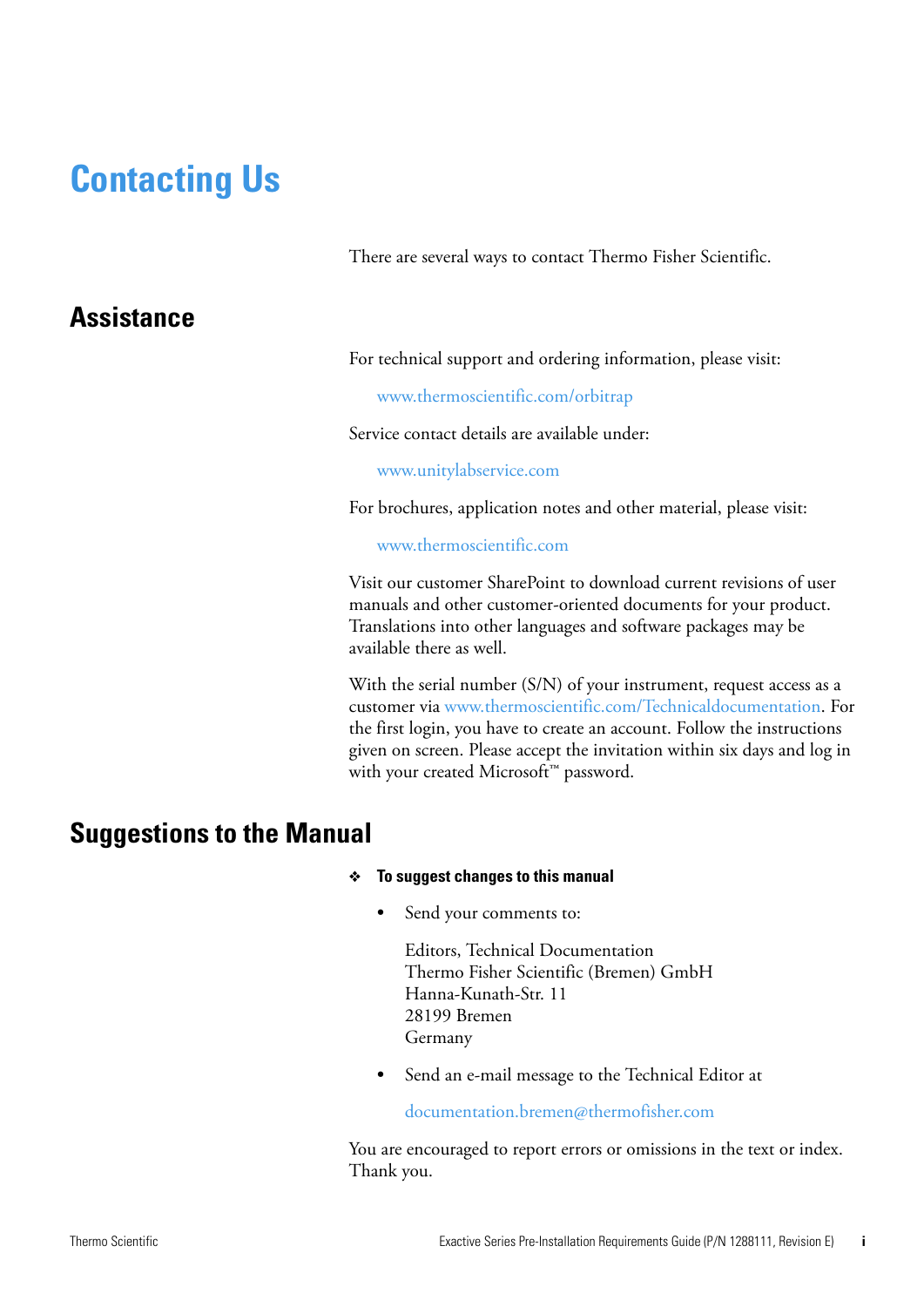# Contacting Us

There are several ways to contact Thermo Fisher Scientific.

## Assistance

For technical support and ordering information, please visit:

www.thermoscientific.com/orbitrap

Service contact details are available under:

www.unitylabservice.com

For brochures, application notes and other material, please visit:

www.thermoscientific.com

Visit our customer SharePoint to download current revisions of user manuals and other customer-oriented documents for your product. Translations into other languages and software packages may be available there as well.

With the serial number (S/N) of your instrument, request access as a customer via www.thermoscientific.com/Technicaldocumentation. For the first login, you have to create an account. Follow the instructions given on screen. Please accept the invitation within six days and log in with your created Microsoft™ password.

## Suggestions to the Manual

❖ **To suggest changes to this manual**

- Send your comments to:

  Editors, Technical Documentation
  Thermo Fisher Scientific (Bremen) GmbH
  Hanna-Kunath-Str. 11
  28199 Bremen
  Germany

- Send an e-mail message to the Technical Editor at

  documentation.bremen@thermofisher.com

You are encouraged to report errors or omissions in the text or index. Thank you.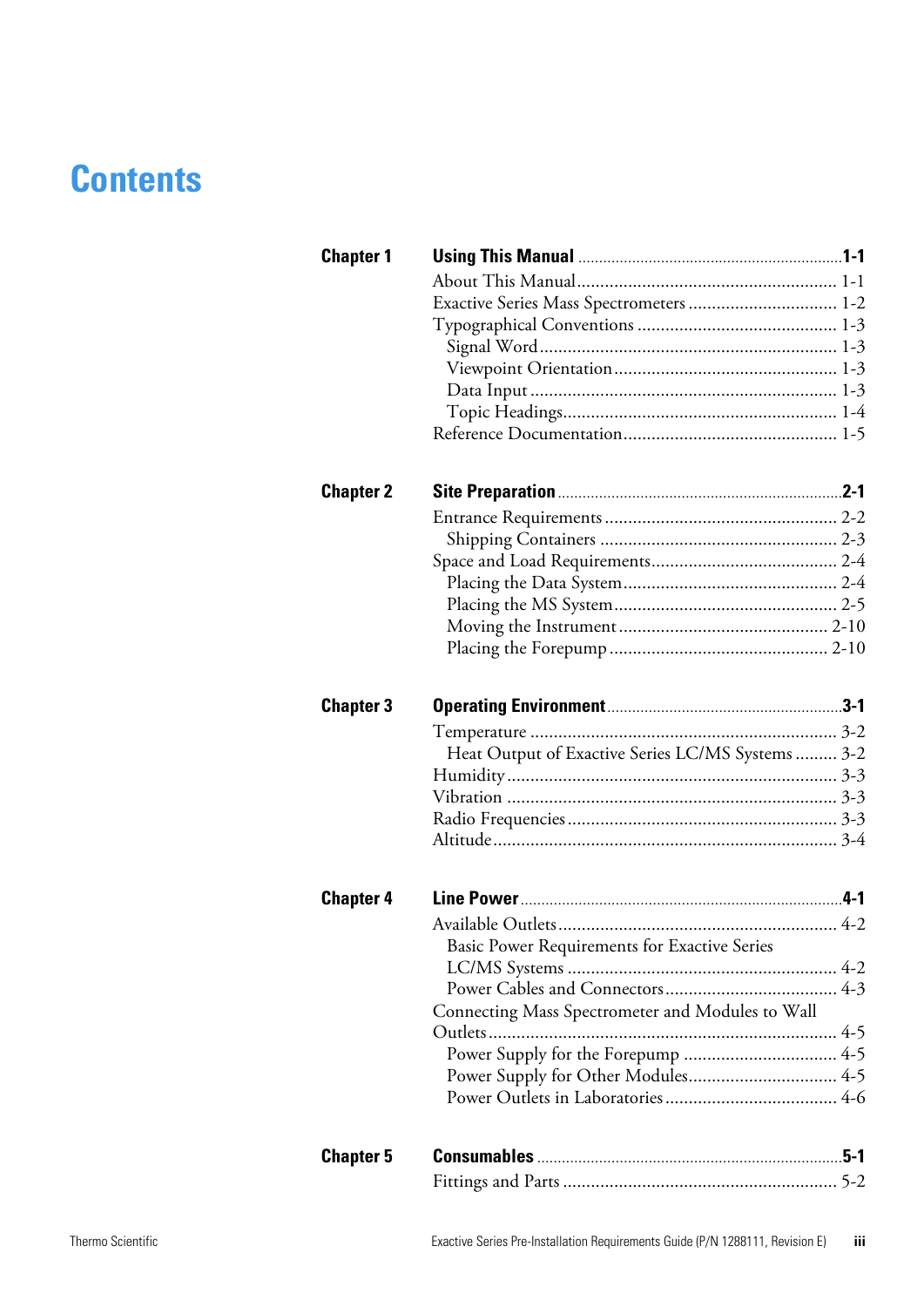# Contents

**Chapter 1** **Using This Manual** .......... **1-1**

About This Manual .......... 1-1
Exactive Series Mass Spectrometers .......... 1-2
Typographical Conventions .......... 1-3
- Signal Word .......... 1-3
- Viewpoint Orientation .......... 1-3
- Data Input .......... 1-3
- Topic Headings .......... 1-4

Reference Documentation .......... 1-5

**Chapter 2** **Site Preparation** .......... **2-1**

Entrance Requirements .......... 2-2
- Shipping Containers .......... 2-3

Space and Load Requirements .......... 2-4
- Placing the Data System .......... 2-4
- Placing the MS System .......... 2-5
- Moving the Instrument .......... 2-10
- Placing the Forepump .......... 2-10

**Chapter 3** **Operating Environment** .......... **3-1**

Temperature .......... 3-2
- Heat Output of Exactive Series LC/MS Systems .......... 3-2

Humidity .......... 3-3
Vibration .......... 3-3
Radio Frequencies .......... 3-3
Altitude .......... 3-4

**Chapter 4** **Line Power** .......... **4-1**

Available Outlets .......... 4-2
- Basic Power Requirements for Exactive Series LC/MS Systems .......... 4-2
- Power Cables and Connectors .......... 4-3

Connecting Mass Spectrometer and Modules to Wall Outlets .......... 4-5
- Power Supply for the Forepump .......... 4-5
- Power Supply for Other Modules .......... 4-5
- Power Outlets in Laboratories .......... 4-6

**Chapter 5** **Consumables** .......... **5-1**

Fittings and Parts .......... 5-2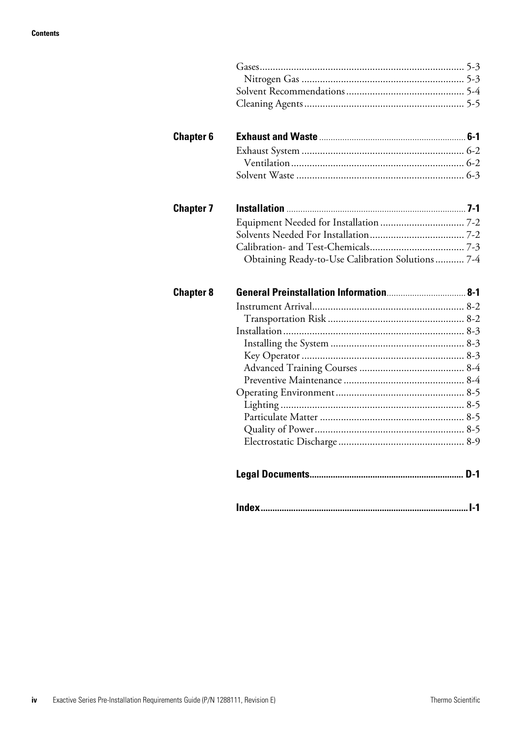Gases ............................................................................. 5-3
  Nitrogen Gas ............................................................. 5-3
Solvent Recommendations ............................................ 5-4
Cleaning Agents ............................................................ 5-5

**Chapter 6** **Exhaust and Waste** ............................................................... **6-1**
Exhaust System ............................................................. 6-2
  Ventilation ................................................................. 6-2
Solvent Waste ............................................................... 6-3

**Chapter 7** **Installation** ............................................................................. **7-1**
Equipment Needed for Installation ................................ 7-2
Solvents Needed For Installation .................................... 7-2
Calibration- and Test-Chemicals .................................... 7-3
  Obtaining Ready-to-Use Calibration Solutions ........... 7-4

**Chapter 8** **General Preinstallation Information** .................................. **8-1**
Instrument Arrival .......................................................... 8-2
  Transportation Risk .................................................... 8-2
Installation .................................................................... 8-3
  Installing the System ................................................... 8-3
  Key Operator ............................................................. 8-3
  Advanced Training Courses ........................................ 8-4
  Preventive Maintenance ............................................. 8-4
Operating Environment ................................................. 8-5
  Lighting ..................................................................... 8-5
  Particulate Matter ....................................................... 8-5
  Quality of Power ......................................................... 8-5
  Electrostatic Discharge ................................................ 8-9

**Legal Documents** ................................................................ **D-1**

**Index** ....................................................................................... **I-1**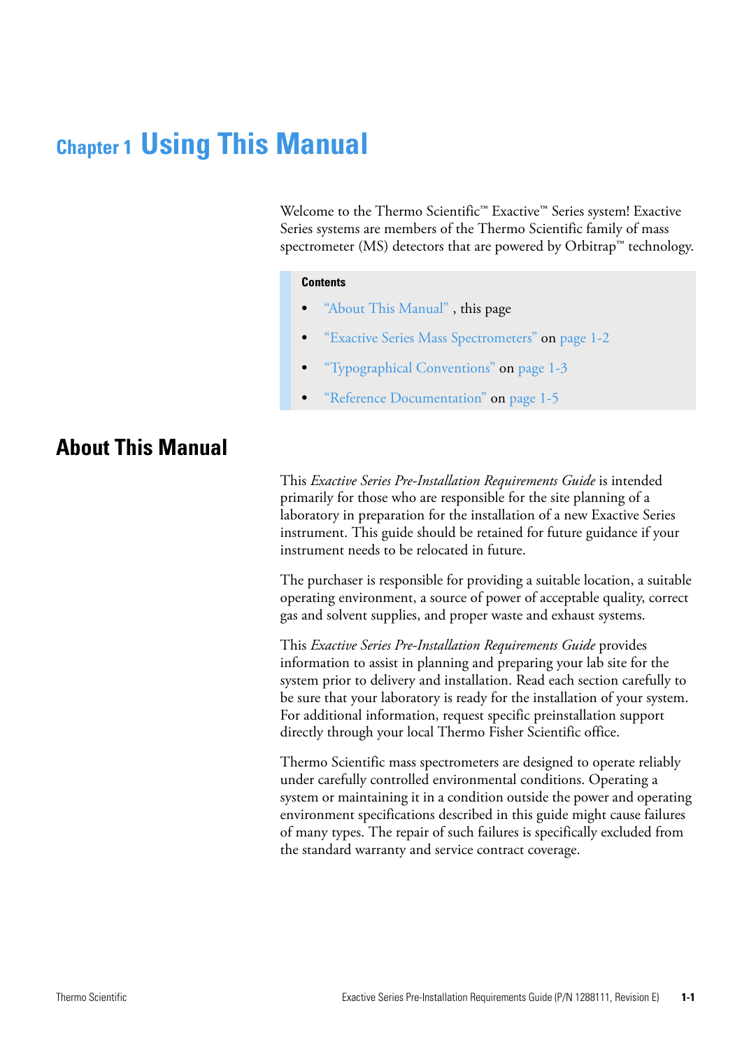# Chapter 1 Using This Manual

Welcome to the Thermo Scientific™ Exactive™ Series system! Exactive Series systems are members of the Thermo Scientific family of mass spectrometer (MS) detectors that are powered by Orbitrap™ technology.

**Contents**

- "About This Manual" , this page
- "Exactive Series Mass Spectrometers" on page 1-2
- "Typographical Conventions" on page 1-3
- "Reference Documentation" on page 1-5

## About This Manual

This *Exactive Series Pre-Installation Requirements Guide* is intended primarily for those who are responsible for the site planning of a laboratory in preparation for the installation of a new Exactive Series instrument. This guide should be retained for future guidance if your instrument needs to be relocated in future.

The purchaser is responsible for providing a suitable location, a suitable operating environment, a source of power of acceptable quality, correct gas and solvent supplies, and proper waste and exhaust systems.

This *Exactive Series Pre-Installation Requirements Guide* provides information to assist in planning and preparing your lab site for the system prior to delivery and installation. Read each section carefully to be sure that your laboratory is ready for the installation of your system. For additional information, request specific preinstallation support directly through your local Thermo Fisher Scientific office.

Thermo Scientific mass spectrometers are designed to operate reliably under carefully controlled environmental conditions. Operating a system or maintaining it in a condition outside the power and operating environment specifications described in this guide might cause failures of many types. The repair of such failures is specifically excluded from the standard warranty and service contract coverage.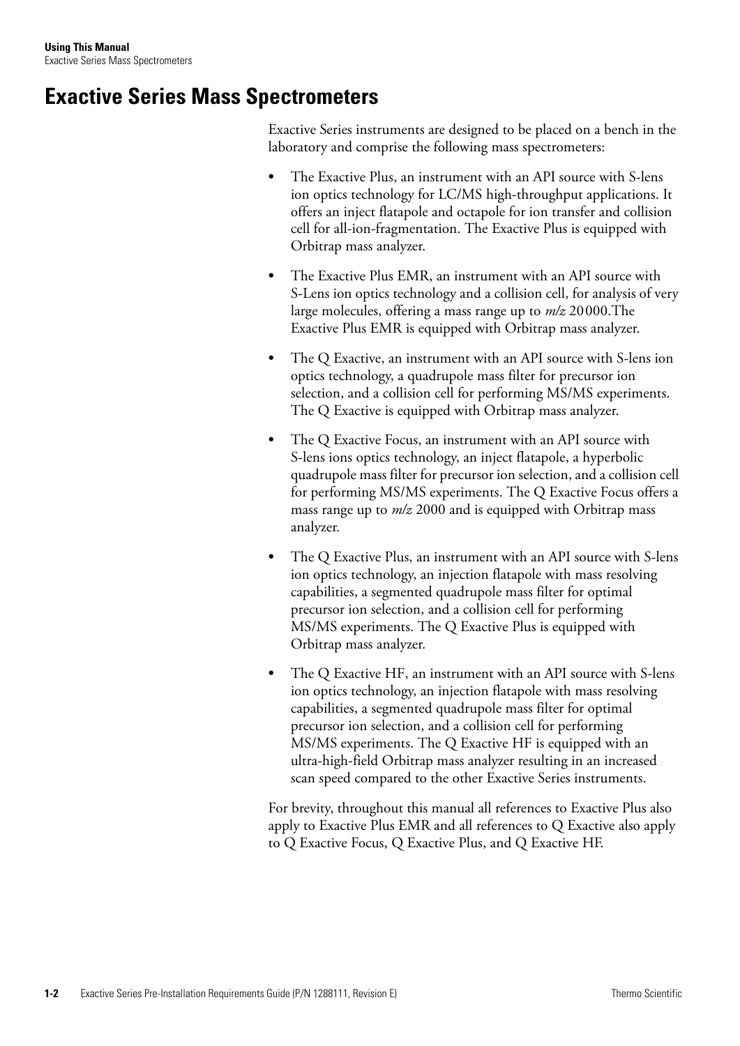# Exactive Series Mass Spectrometers

Exactive Series instruments are designed to be placed on a bench in the laboratory and comprise the following mass spectrometers:

- The Exactive Plus, an instrument with an API source with S-lens ion optics technology for LC/MS high-throughput applications. It offers an inject flatapole and octapole for ion transfer and collision cell for all-ion-fragmentation. The Exactive Plus is equipped with Orbitrap mass analyzer.
- The Exactive Plus EMR, an instrument with an API source with S-Lens ion optics technology and a collision cell, for analysis of very large molecules, offering a mass range up to *m/z* 20000.The Exactive Plus EMR is equipped with Orbitrap mass analyzer.
- The Q Exactive, an instrument with an API source with S-lens ion optics technology, a quadrupole mass filter for precursor ion selection, and a collision cell for performing MS/MS experiments. The Q Exactive is equipped with Orbitrap mass analyzer.
- The Q Exactive Focus, an instrument with an API source with S-lens ions optics technology, an inject flatapole, a hyperbolic quadrupole mass filter for precursor ion selection, and a collision cell for performing MS/MS experiments. The Q Exactive Focus offers a mass range up to *m/z* 2000 and is equipped with Orbitrap mass analyzer.
- The Q Exactive Plus, an instrument with an API source with S-lens ion optics technology, an injection flatapole with mass resolving capabilities, a segmented quadrupole mass filter for optimal precursor ion selection, and a collision cell for performing MS/MS experiments. The Q Exactive Plus is equipped with Orbitrap mass analyzer.
- The Q Exactive HF, an instrument with an API source with S-lens ion optics technology, an injection flatapole with mass resolving capabilities, a segmented quadrupole mass filter for optimal precursor ion selection, and a collision cell for performing MS/MS experiments. The Q Exactive HF is equipped with an ultra-high-field Orbitrap mass analyzer resulting in an increased scan speed compared to the other Exactive Series instruments.

For brevity, throughout this manual all references to Exactive Plus also apply to Exactive Plus EMR and all references to Q Exactive also apply to Q Exactive Focus, Q Exactive Plus, and Q Exactive HF.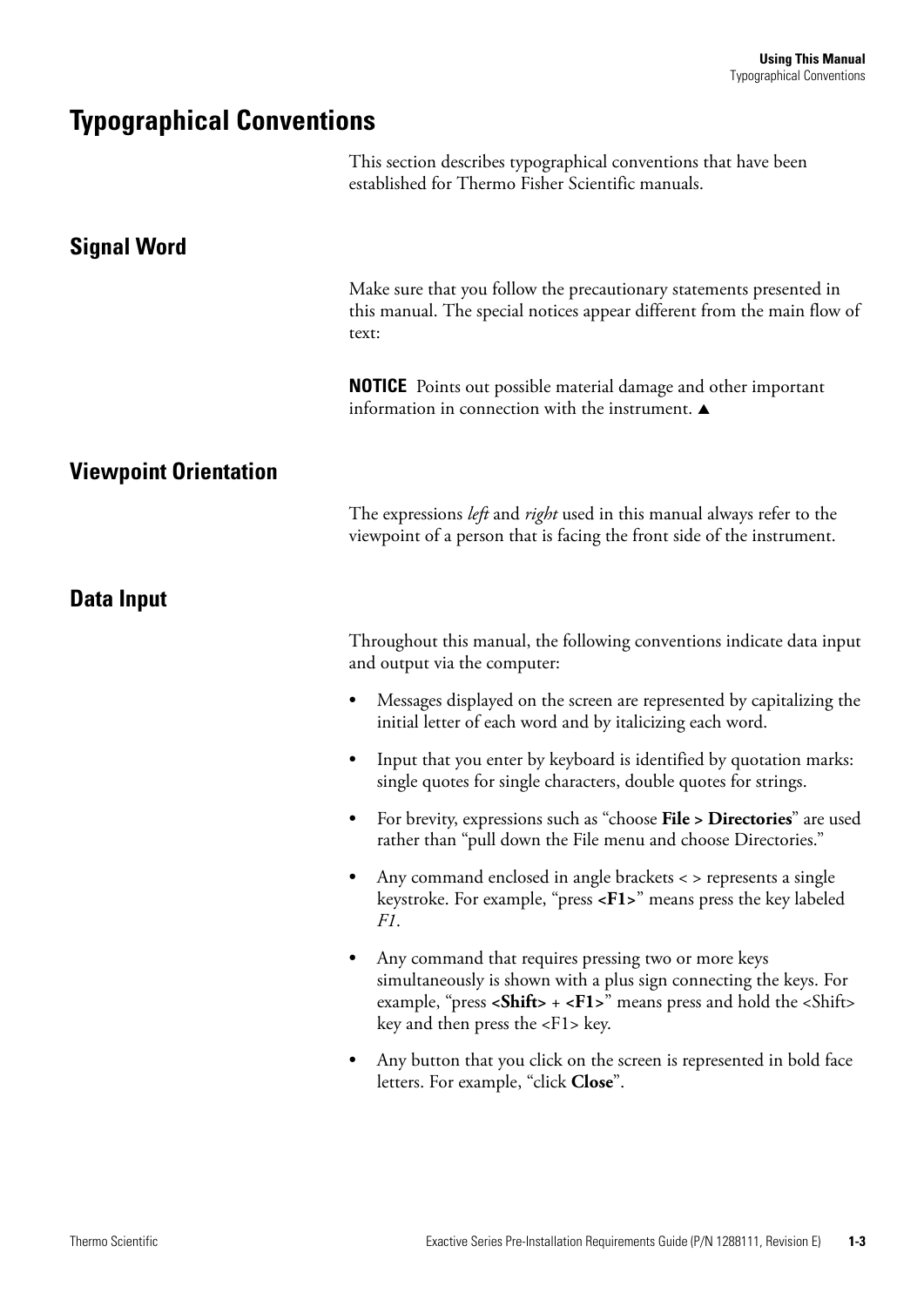# Typographical Conventions

This section describes typographical conventions that have been established for Thermo Fisher Scientific manuals.

## Signal Word

Make sure that you follow the precautionary statements presented in this manual. The special notices appear different from the main flow of text:

**NOTICE** Points out possible material damage and other important information in connection with the instrument. ▲

## Viewpoint Orientation

The expressions *left* and *right* used in this manual always refer to the viewpoint of a person that is facing the front side of the instrument.

## Data Input

Throughout this manual, the following conventions indicate data input and output via the computer:

- Messages displayed on the screen are represented by capitalizing the initial letter of each word and by italicizing each word.
- Input that you enter by keyboard is identified by quotation marks: single quotes for single characters, double quotes for strings.
- For brevity, expressions such as "choose **File > Directories**" are used rather than "pull down the File menu and choose Directories."
- Any command enclosed in angle brackets < > represents a single keystroke. For example, "press **<F1>**" means press the key labeled *F1*.
- Any command that requires pressing two or more keys simultaneously is shown with a plus sign connecting the keys. For example, "press **<Shift>** + **<F1>**" means press and hold the <Shift> key and then press the <F1> key.
- Any button that you click on the screen is represented in bold face letters. For example, "click **Close**".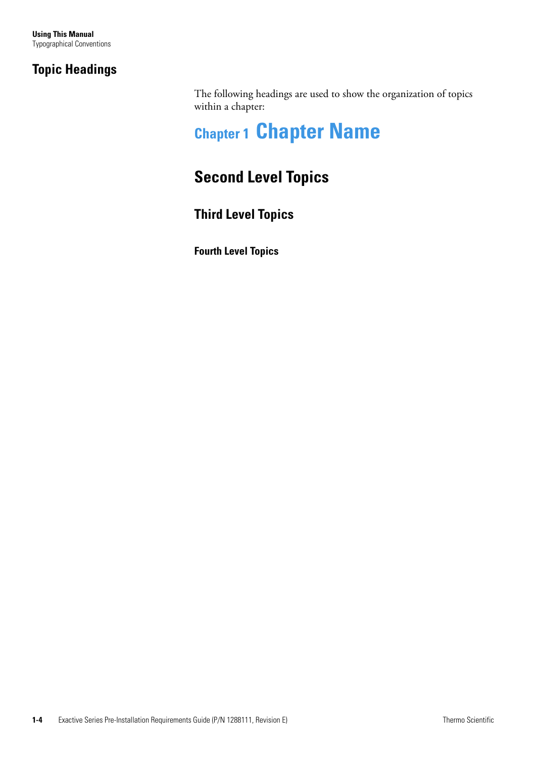## Topic Headings

The following headings are used to show the organization of topics within a chapter:

# Chapter 1 Chapter Name

## Second Level Topics

### Third Level Topics

#### Fourth Level Topics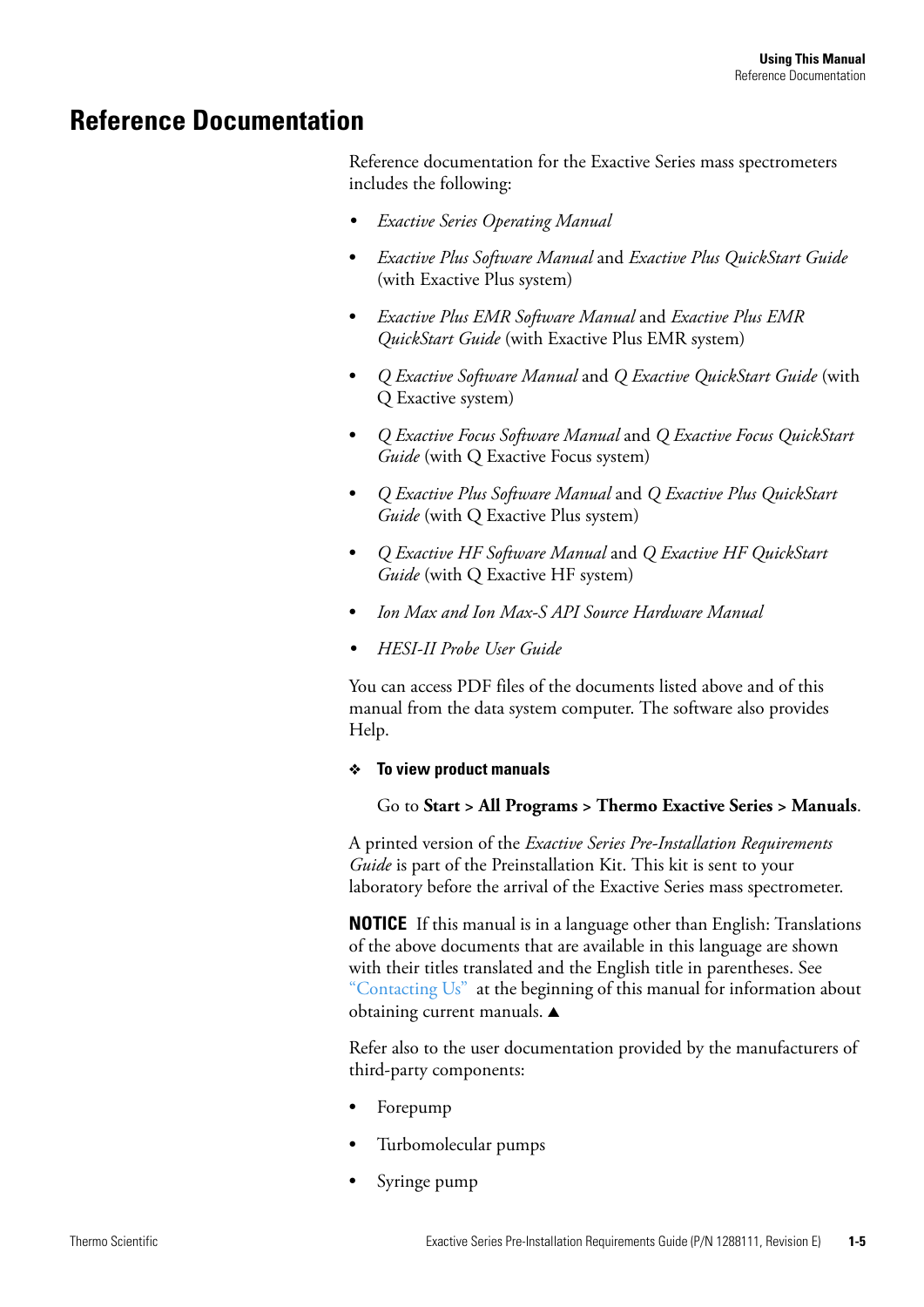# Reference Documentation

Reference documentation for the Exactive Series mass spectrometers includes the following:

- *Exactive Series Operating Manual*
- *Exactive Plus Software Manual* and *Exactive Plus QuickStart Guide* (with Exactive Plus system)
- *Exactive Plus EMR Software Manual* and *Exactive Plus EMR QuickStart Guide* (with Exactive Plus EMR system)
- *Q Exactive Software Manual* and *Q Exactive QuickStart Guide* (with Q Exactive system)
- *Q Exactive Focus Software Manual* and *Q Exactive Focus QuickStart Guide* (with Q Exactive Focus system)
- *Q Exactive Plus Software Manual* and *Q Exactive Plus QuickStart Guide* (with Q Exactive Plus system)
- *Q Exactive HF Software Manual* and *Q Exactive HF QuickStart Guide* (with Q Exactive HF system)
- *Ion Max and Ion Max-S API Source Hardware Manual*
- *HESI-II Probe User Guide*

You can access PDF files of the documents listed above and of this manual from the data system computer. The software also provides Help.

❖ **To view product manuals**

Go to **Start > All Programs > Thermo Exactive Series > Manuals**.

A printed version of the *Exactive Series Pre-Installation Requirements Guide* is part of the Preinstallation Kit. This kit is sent to your laboratory before the arrival of the Exactive Series mass spectrometer.

**NOTICE** If this manual is in a language other than English: Translations of the above documents that are available in this language are shown with their titles translated and the English title in parentheses. See "Contacting Us" at the beginning of this manual for information about obtaining current manuals. ▲

Refer also to the user documentation provided by the manufacturers of third-party components:

- Forepump
- Turbomolecular pumps
- Syringe pump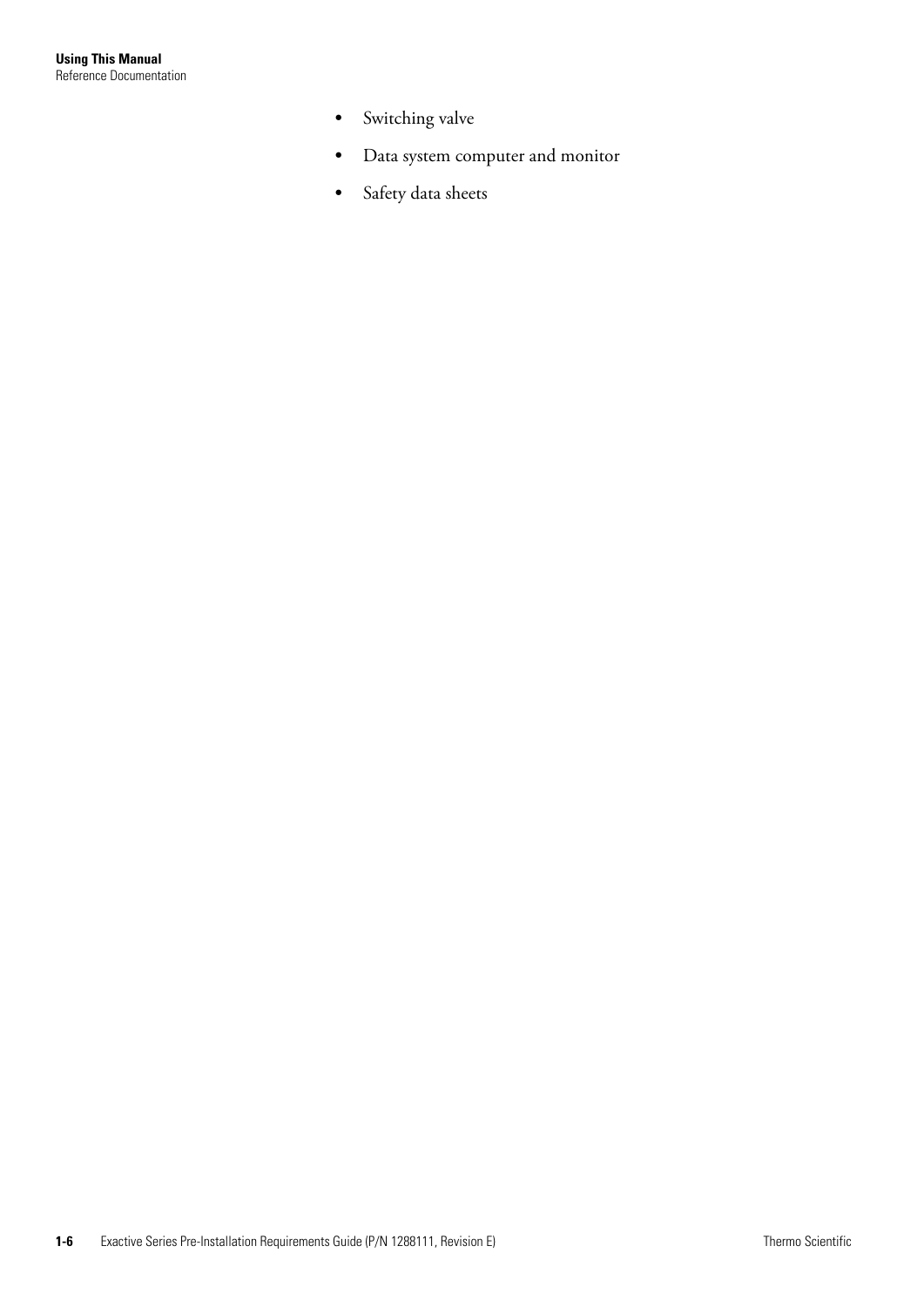- Switching valve
- Data system computer and monitor
- Safety data sheets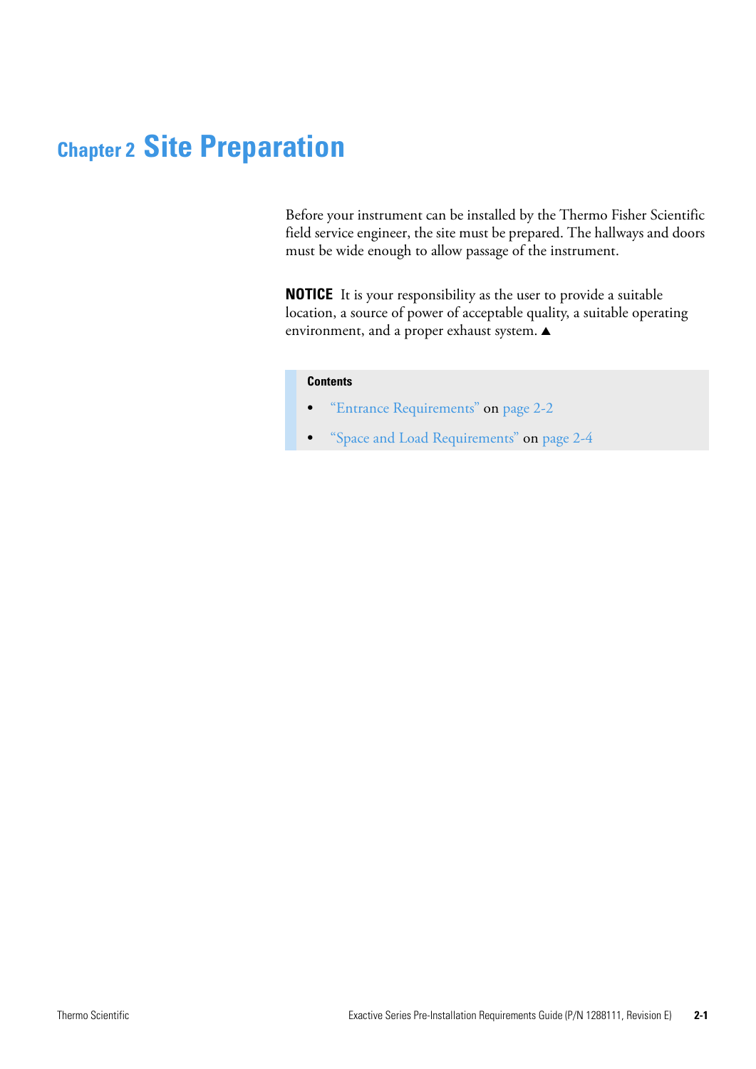# Chapter 2 Site Preparation

Before your instrument can be installed by the Thermo Fisher Scientific field service engineer, the site must be prepared. The hallways and doors must be wide enough to allow passage of the instrument.

**NOTICE** It is your responsibility as the user to provide a suitable location, a source of power of acceptable quality, a suitable operating environment, and a proper exhaust system. ▲

**Contents**

- "Entrance Requirements" on page 2-2
- "Space and Load Requirements" on page 2-4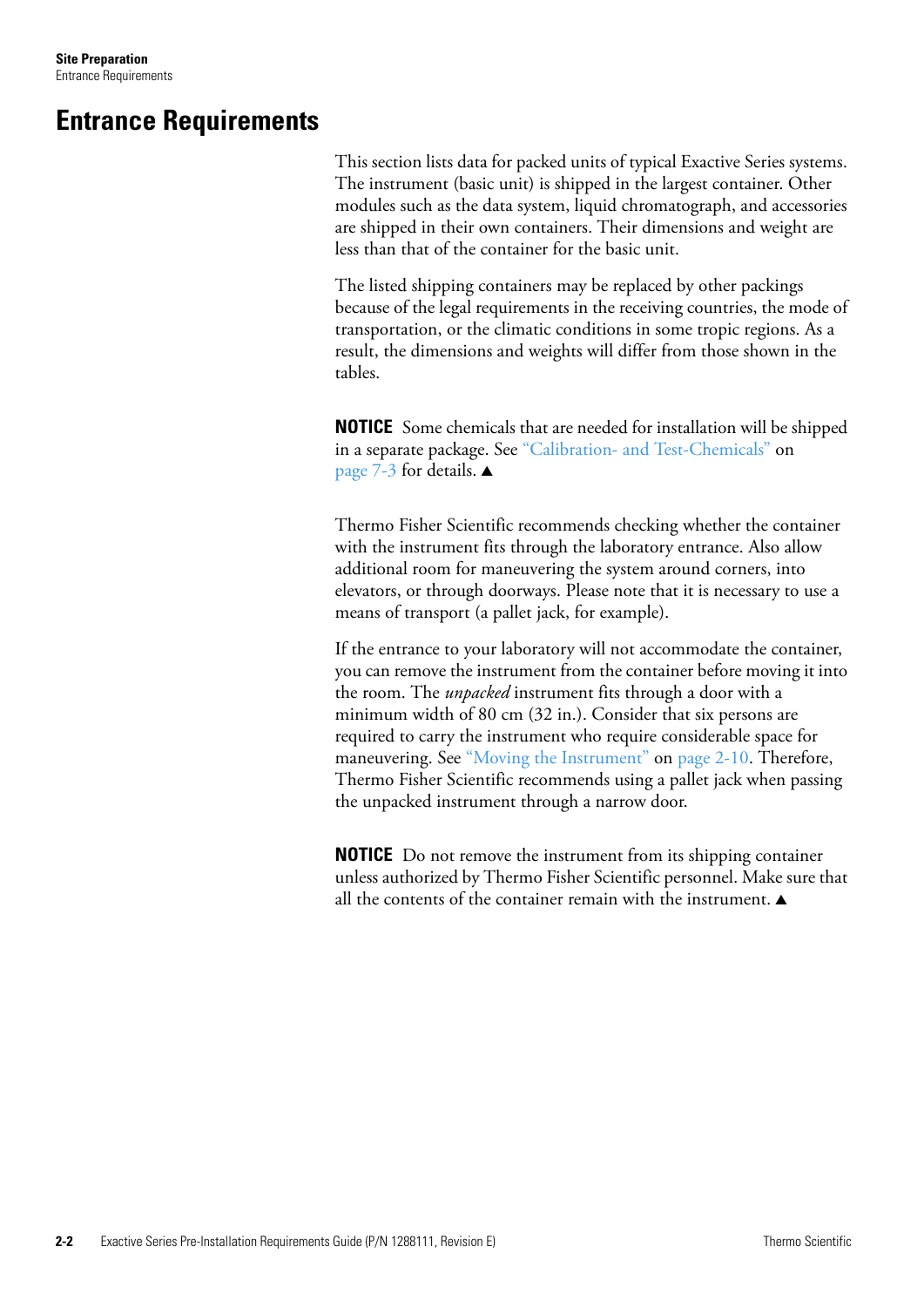# Entrance Requirements

This section lists data for packed units of typical Exactive Series systems. The instrument (basic unit) is shipped in the largest container. Other modules such as the data system, liquid chromatograph, and accessories are shipped in their own containers. Their dimensions and weight are less than that of the container for the basic unit.

The listed shipping containers may be replaced by other packings because of the legal requirements in the receiving countries, the mode of transportation, or the climatic conditions in some tropic regions. As a result, the dimensions and weights will differ from those shown in the tables.

**NOTICE** Some chemicals that are needed for installation will be shipped in a separate package. See "Calibration- and Test-Chemicals" on page 7-3 for details. ▲

Thermo Fisher Scientific recommends checking whether the container with the instrument fits through the laboratory entrance. Also allow additional room for maneuvering the system around corners, into elevators, or through doorways. Please note that it is necessary to use a means of transport (a pallet jack, for example).

If the entrance to your laboratory will not accommodate the container, you can remove the instrument from the container before moving it into the room. The *unpacked* instrument fits through a door with a minimum width of 80 cm (32 in.). Consider that six persons are required to carry the instrument who require considerable space for maneuvering. See "Moving the Instrument" on page 2-10. Therefore, Thermo Fisher Scientific recommends using a pallet jack when passing the unpacked instrument through a narrow door.

**NOTICE** Do not remove the instrument from its shipping container unless authorized by Thermo Fisher Scientific personnel. Make sure that all the contents of the container remain with the instrument. ▲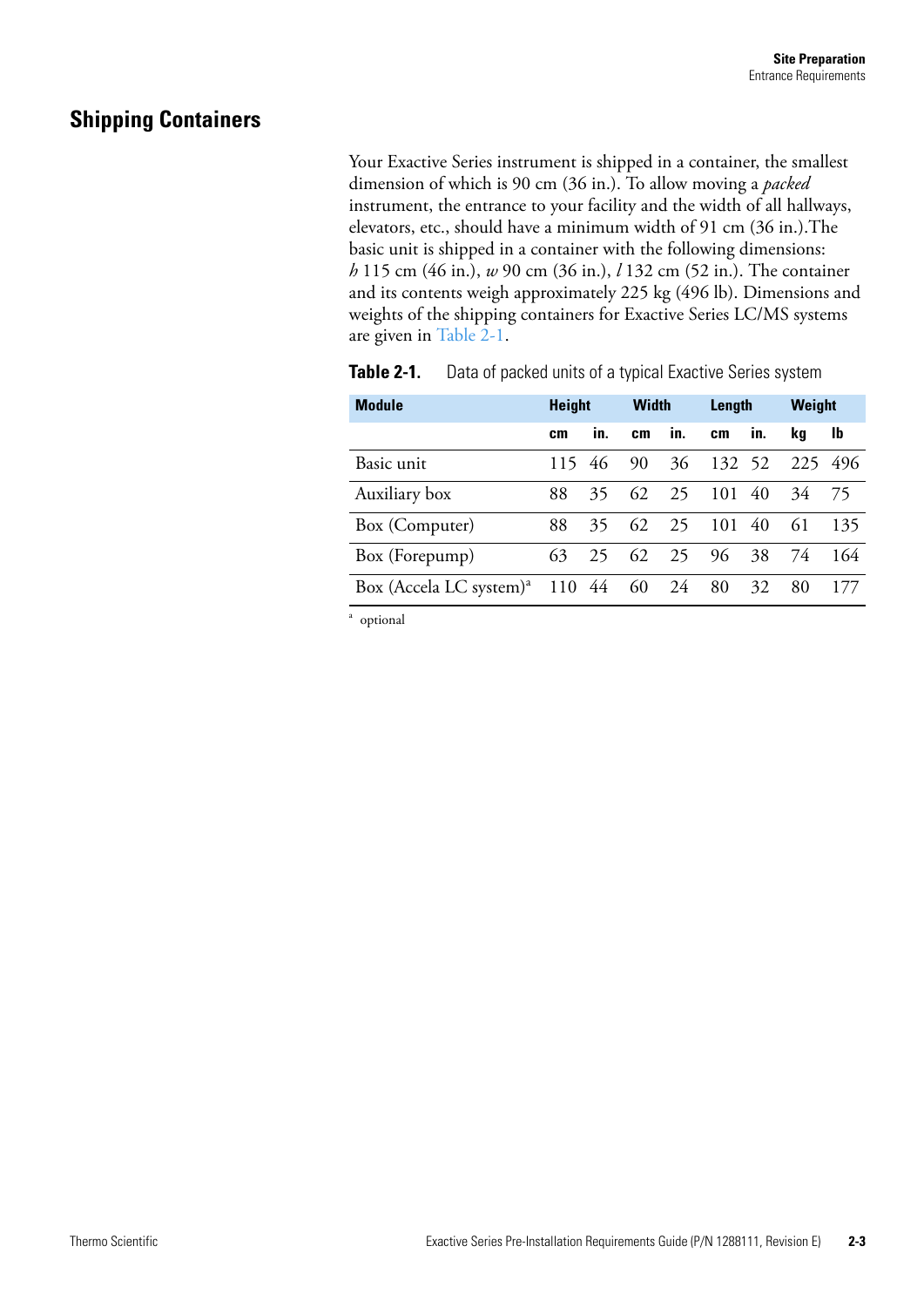## Shipping Containers

Your Exactive Series instrument is shipped in a container, the smallest dimension of which is 90 cm (36 in.). To allow moving a *packed* instrument, the entrance to your facility and the width of all hallways, elevators, etc., should have a minimum width of 91 cm (36 in.).The basic unit is shipped in a container with the following dimensions: *h* 115 cm (46 in.), *w* 90 cm (36 in.), *l* 132 cm (52 in.). The container and its contents weigh approximately 225 kg (496 lb). Dimensions and weights of the shipping containers for Exactive Series LC/MS systems are given in Table 2-1.

**Table 2-1.** Data of packed units of a typical Exactive Series system

| Module | Height | | Width | | Length | | Weight | |
|---|---|---|---|---|---|---|---|---|
| | cm | in. | cm | in. | cm | in. | kg | lb |
| Basic unit | 115 | 46 | 90 | 36 | 132 | 52 | 225 | 496 |
| Auxiliary box | 88 | 35 | 62 | 25 | 101 | 40 | 34 | 75 |
| Box (Computer) | 88 | 35 | 62 | 25 | 101 | 40 | 61 | 135 |
| Box (Forepump) | 63 | 25 | 62 | 25 | 96 | 38 | 74 | 164 |
| Box (Accela LC system)[a] | 110 | 44 | 60 | 24 | 80 | 32 | 80 | 177 |

[a] optional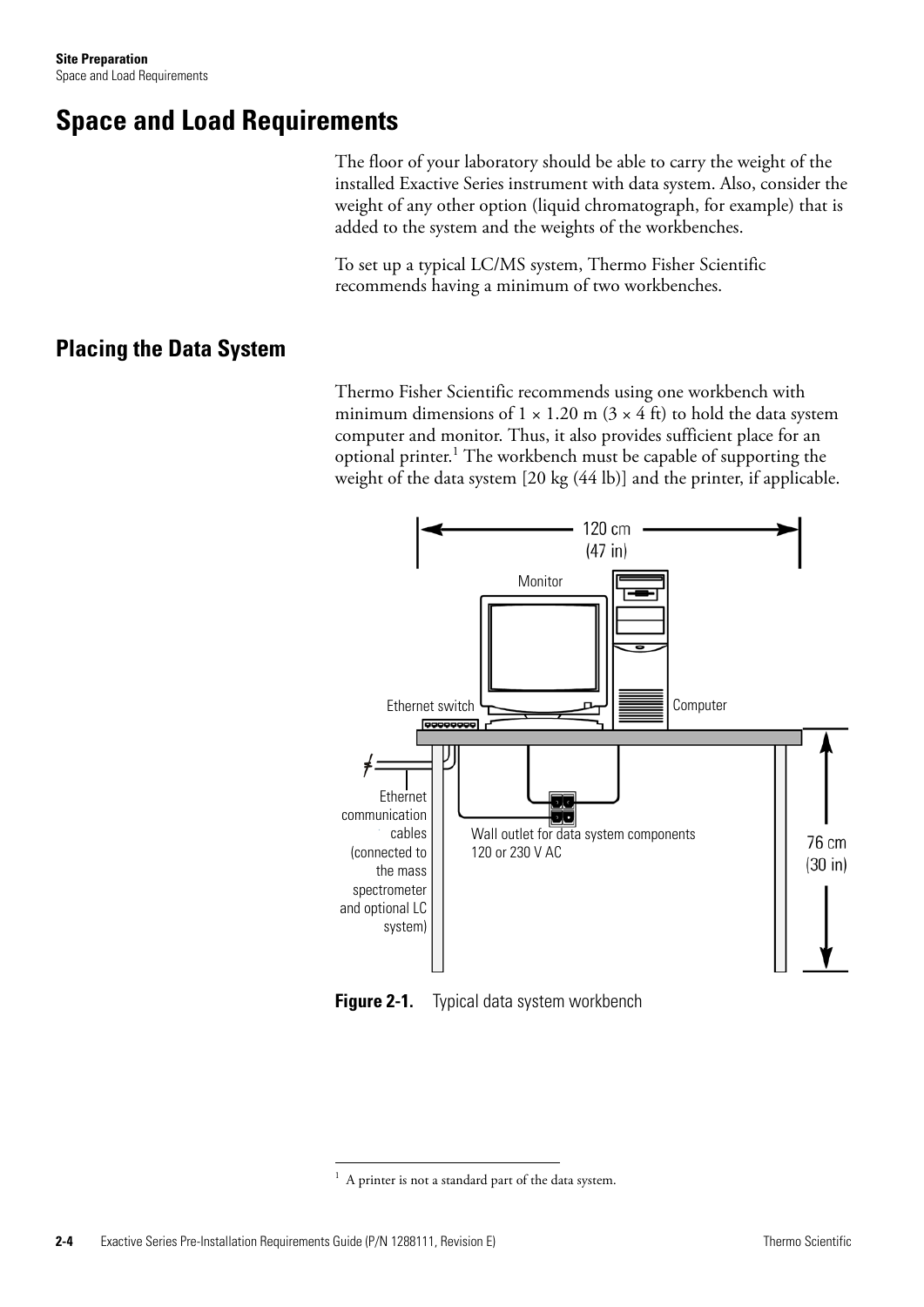# Space and Load Requirements

The floor of your laboratory should be able to carry the weight of the installed Exactive Series instrument with data system. Also, consider the weight of any other option (liquid chromatograph, for example) that is added to the system and the weights of the workbenches.

To set up a typical LC/MS system, Thermo Fisher Scientific recommends having a minimum of two workbenches.

## Placing the Data System

Thermo Fisher Scientific recommends using one workbench with minimum dimensions of 1 × 1.20 m (3 × 4 ft) to hold the data system computer and monitor. Thus, it also provides sufficient place for an optional printer.[1] The workbench must be capable of supporting the weight of the data system [20 kg (44 lb)] and the printer, if applicable.

120 cm (47 in)

Monitor

Ethernet switch

Computer

Ethernet communication cables (connected to the mass spectrometer and optional LC system)

Wall outlet for data system components 120 or 230 V AC

76 cm (30 in)

**Figure 2-1.** Typical data system workbench

[1] A printer is not a standard part of the data system.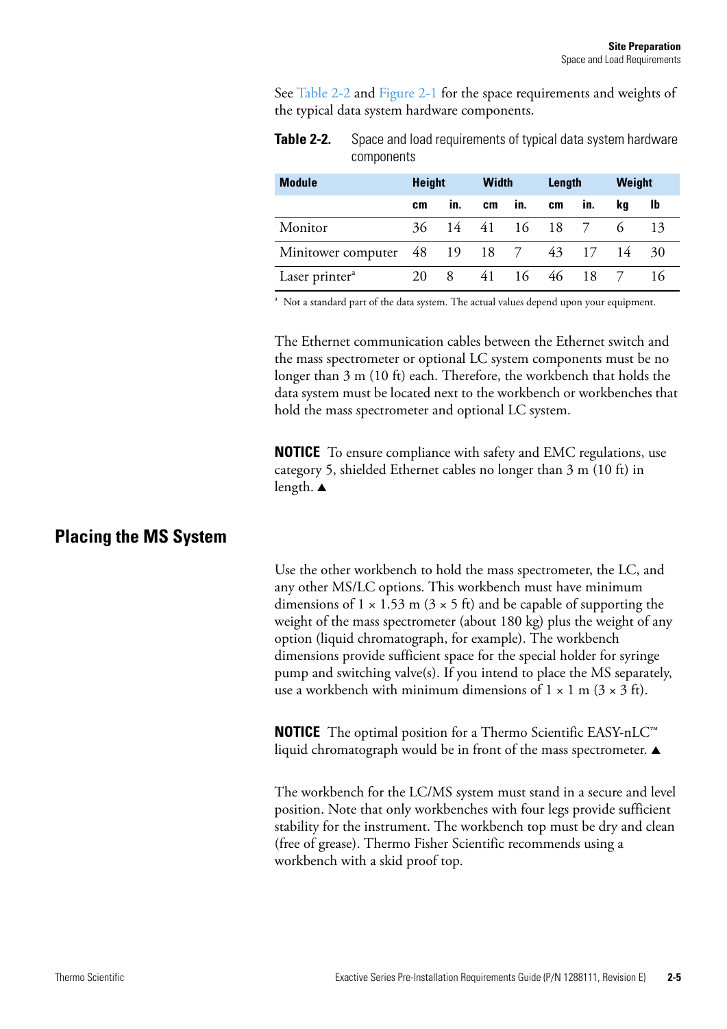See Table 2-2 and Figure 2-1 for the space requirements and weights of the typical data system hardware components.

**Table 2-2.** Space and load requirements of typical data system hardware components

| Module | Height | | Width | | Length | | Weight | |
|---|---|---|---|---|---|---|---|---|
| | cm | in. | cm | in. | cm | in. | kg | lb |
| Monitor | 36 | 14 | 41 | 16 | 18 | 7 | 6 | 13 |
| Minitower computer | 48 | 19 | 18 | 7 | 43 | 17 | 14 | 30 |
| Laser printer[a] | 20 | 8 | 41 | 16 | 46 | 18 | 7 | 16 |

[a] Not a standard part of the data system. The actual values depend upon your equipment.

The Ethernet communication cables between the Ethernet switch and the mass spectrometer or optional LC system components must be no longer than 3 m (10 ft) each. Therefore, the workbench that holds the data system must be located next to the workbench or workbenches that hold the mass spectrometer and optional LC system.

**NOTICE** To ensure compliance with safety and EMC regulations, use category 5, shielded Ethernet cables no longer than 3 m (10 ft) in length. ▲

## Placing the MS System

Use the other workbench to hold the mass spectrometer, the LC, and any other MS/LC options. This workbench must have minimum dimensions of 1 × 1.53 m (3 × 5 ft) and be capable of supporting the weight of the mass spectrometer (about 180 kg) plus the weight of any option (liquid chromatograph, for example). The workbench dimensions provide sufficient space for the special holder for syringe pump and switching valve(s). If you intend to place the MS separately, use a workbench with minimum dimensions of 1 × 1 m (3 × 3 ft).

**NOTICE** The optimal position for a Thermo Scientific EASY-nLC™ liquid chromatograph would be in front of the mass spectrometer. ▲

The workbench for the LC/MS system must stand in a secure and level position. Note that only workbenches with four legs provide sufficient stability for the instrument. The workbench top must be dry and clean (free of grease). Thermo Fisher Scientific recommends using a workbench with a skid proof top.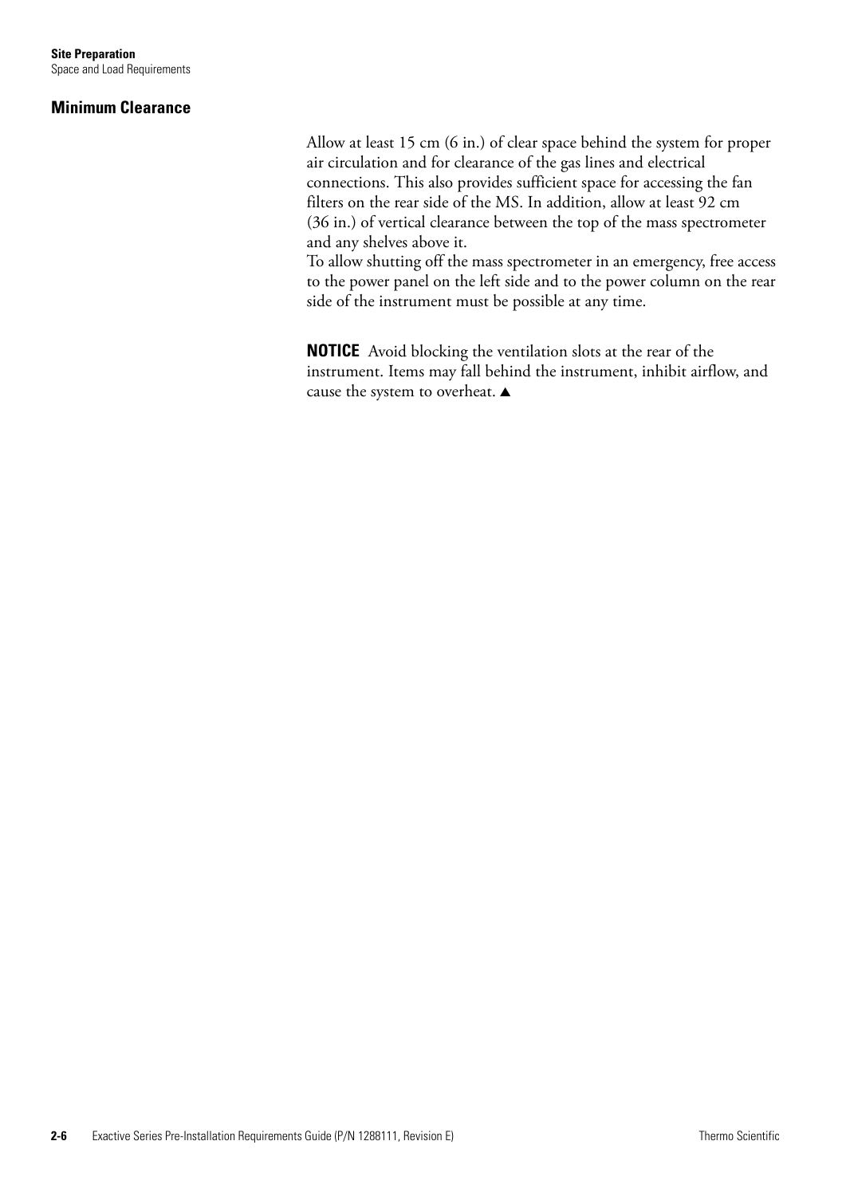### Minimum Clearance

Allow at least 15 cm (6 in.) of clear space behind the system for proper air circulation and for clearance of the gas lines and electrical connections. This also provides sufficient space for accessing the fan filters on the rear side of the MS. In addition, allow at least 92 cm (36 in.) of vertical clearance between the top of the mass spectrometer and any shelves above it.

To allow shutting off the mass spectrometer in an emergency, free access to the power panel on the left side and to the power column on the rear side of the instrument must be possible at any time.

**NOTICE** Avoid blocking the ventilation slots at the rear of the instrument. Items may fall behind the instrument, inhibit airflow, and cause the system to overheat. ▲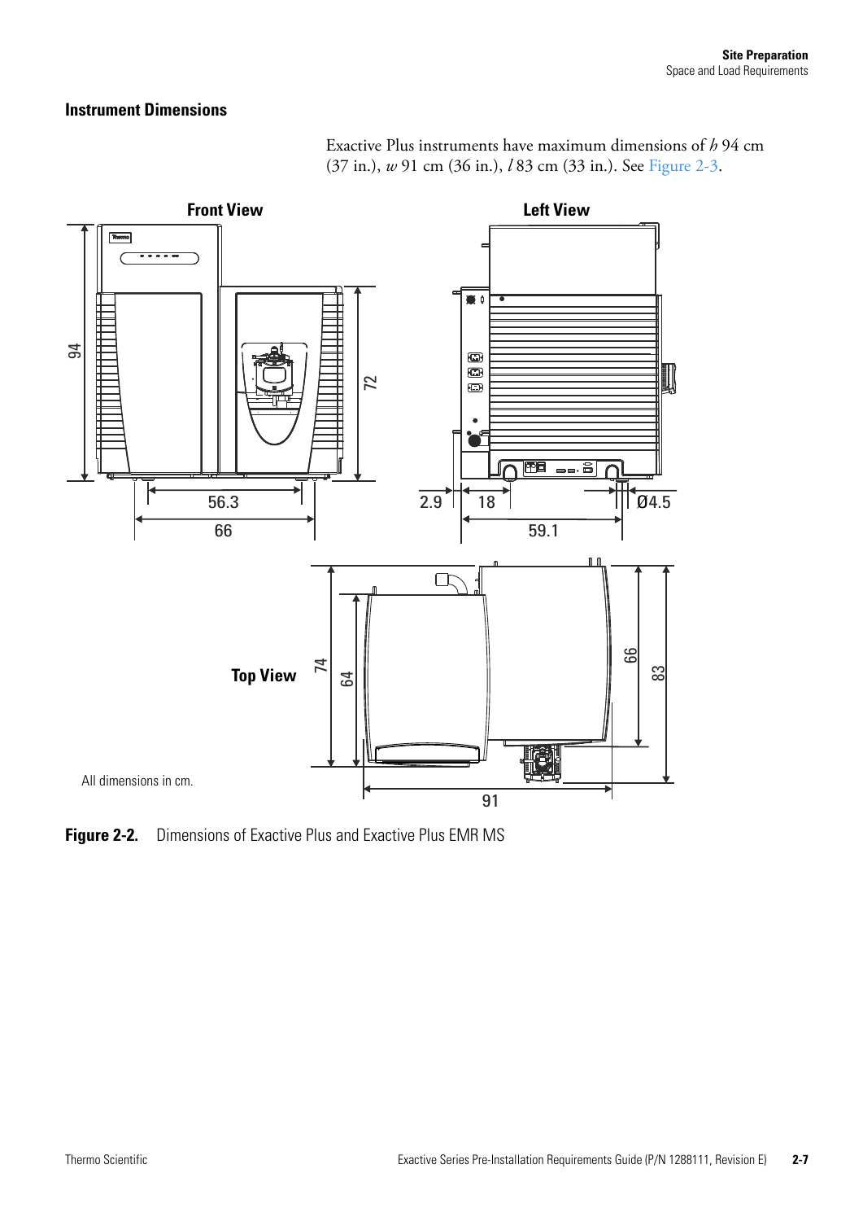### Instrument Dimensions

Exactive Plus instruments have maximum dimensions of *h* 94 cm (37 in.), *w* 91 cm (36 in.), *l* 83 cm (33 in.). See Figure 2-3.

**Front View**

**Left View**

**Top View**

All dimensions in cm.

**Figure 2-2.** Dimensions of Exactive Plus and Exactive Plus EMR MS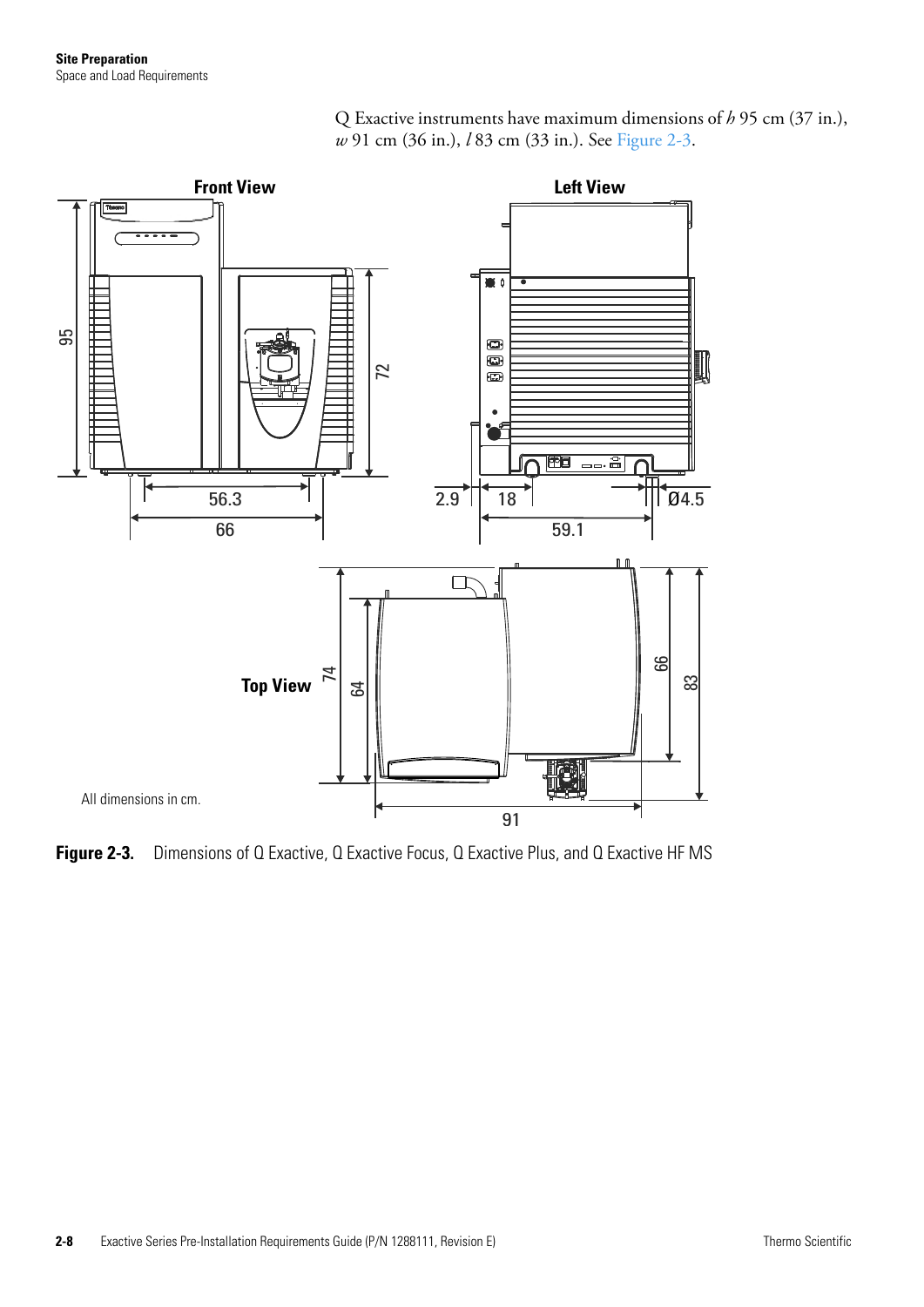Q Exactive instruments have maximum dimensions of *h* 95 cm (37 in.), *w* 91 cm (36 in.), *l* 83 cm (33 in.). See Figure 2-3.

**Figure 2-3.** Dimensions of Q Exactive, Q Exactive Focus, Q Exactive Plus, and Q Exactive HF MS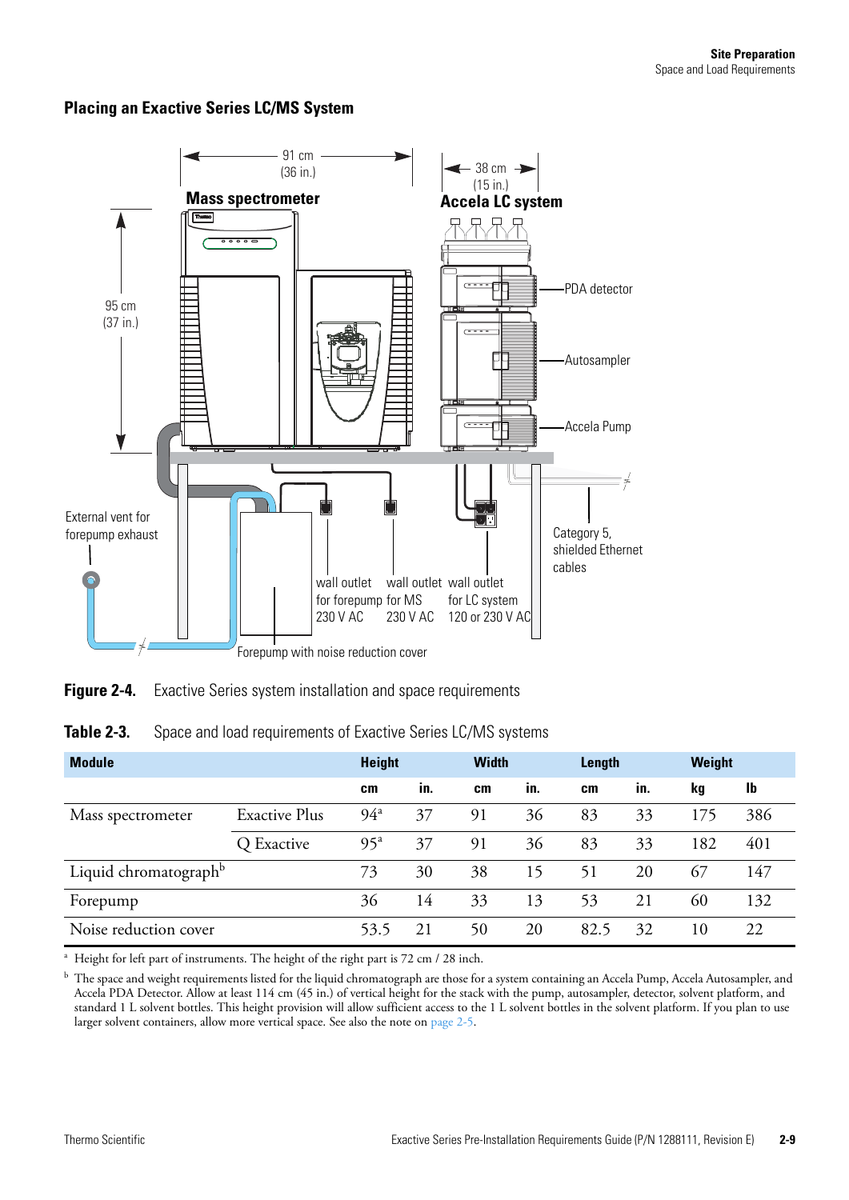### Placing an Exactive Series LC/MS System

**Figure 2-4.** Exactive Series system installation and space requirements

**Table 2-3.** Space and load requirements of Exactive Series LC/MS systems

| Module | | Height | | Width | | Length | | Weight | |
|---|---|---|---|---|---|---|---|---|---|
| | | cm | in. | cm | in. | cm | in. | kg | lb |
| Mass spectrometer | Exactive Plus | 94[a] | 37 | 91 | 36 | 83 | 33 | 175 | 386 |
| | Q Exactive | 95[a] | 37 | 91 | 36 | 83 | 33 | 182 | 401 |
| Liquid chromatograph[b] | | 73 | 30 | 38 | 15 | 51 | 20 | 67 | 147 |
| Forepump | | 36 | 14 | 33 | 13 | 53 | 21 | 60 | 132 |
| Noise reduction cover | | 53.5 | 21 | 50 | 20 | 82.5 | 32 | 10 | 22 |

[a] Height for left part of instruments. The height of the right part is 72 cm / 28 inch.

[b] The space and weight requirements listed for the liquid chromatograph are those for a system containing an Accela Pump, Accela Autosampler, and Accela PDA Detector. Allow at least 114 cm (45 in.) of vertical height for the stack with the pump, autosampler, detector, solvent platform, and standard 1 L solvent bottles. This height provision will allow sufficient access to the 1 L solvent bottles in the solvent platform. If you plan to use larger solvent containers, allow more vertical space. See also the note on page 2-5.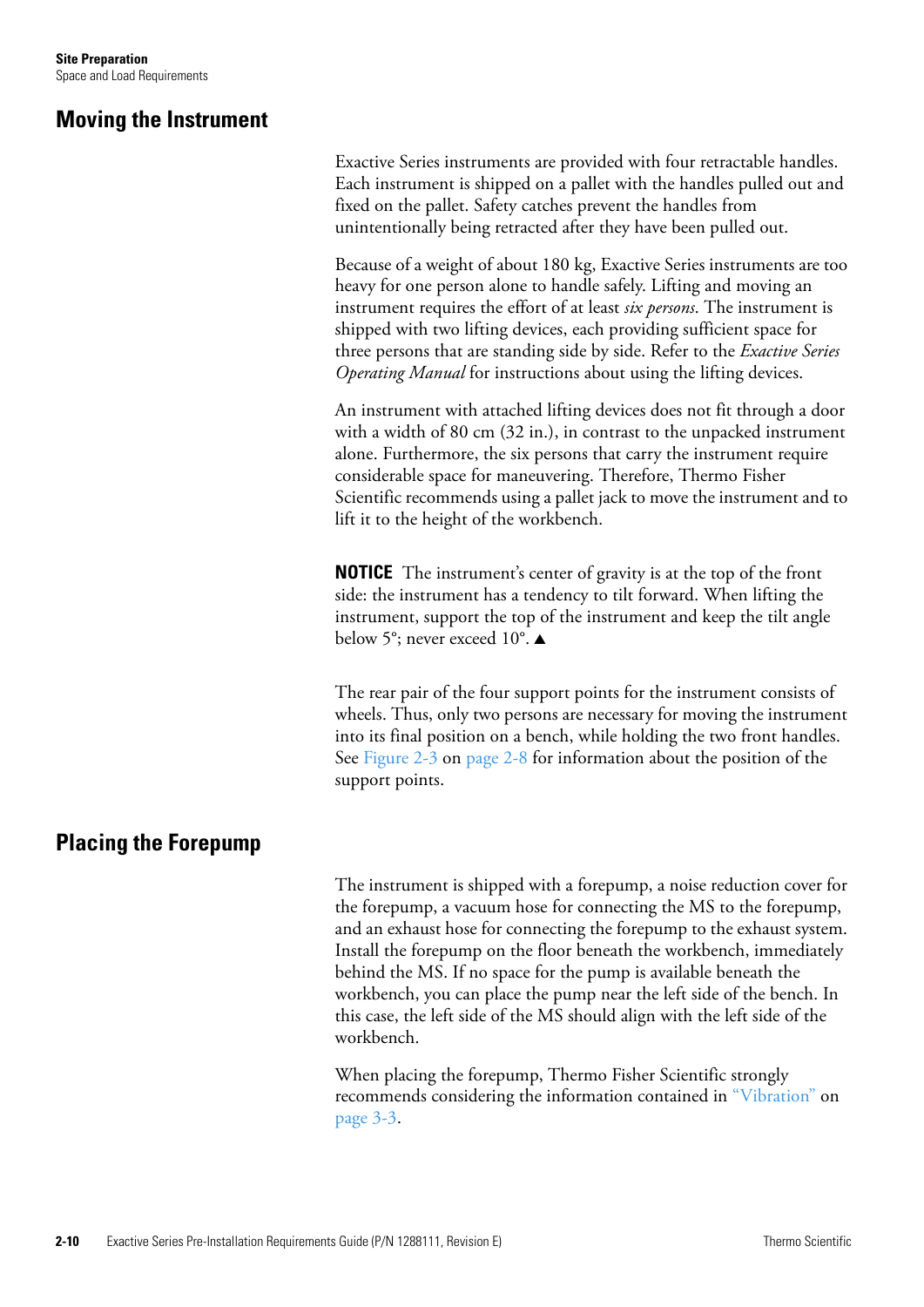## Moving the Instrument

Exactive Series instruments are provided with four retractable handles. Each instrument is shipped on a pallet with the handles pulled out and fixed on the pallet. Safety catches prevent the handles from unintentionally being retracted after they have been pulled out.

Because of a weight of about 180 kg, Exactive Series instruments are too heavy for one person alone to handle safely. Lifting and moving an instrument requires the effort of at least *six persons*. The instrument is shipped with two lifting devices, each providing sufficient space for three persons that are standing side by side. Refer to the *Exactive Series Operating Manual* for instructions about using the lifting devices.

An instrument with attached lifting devices does not fit through a door with a width of 80 cm (32 in.), in contrast to the unpacked instrument alone. Furthermore, the six persons that carry the instrument require considerable space for maneuvering. Therefore, Thermo Fisher Scientific recommends using a pallet jack to move the instrument and to lift it to the height of the workbench.

**NOTICE** The instrument's center of gravity is at the top of the front side: the instrument has a tendency to tilt forward. When lifting the instrument, support the top of the instrument and keep the tilt angle below 5°; never exceed 10°. ▲

The rear pair of the four support points for the instrument consists of wheels. Thus, only two persons are necessary for moving the instrument into its final position on a bench, while holding the two front handles. See Figure 2-3 on page 2-8 for information about the position of the support points.

## Placing the Forepump

The instrument is shipped with a forepump, a noise reduction cover for the forepump, a vacuum hose for connecting the MS to the forepump, and an exhaust hose for connecting the forepump to the exhaust system. Install the forepump on the floor beneath the workbench, immediately behind the MS. If no space for the pump is available beneath the workbench, you can place the pump near the left side of the bench. In this case, the left side of the MS should align with the left side of the workbench.

When placing the forepump, Thermo Fisher Scientific strongly recommends considering the information contained in "Vibration" on page 3-3.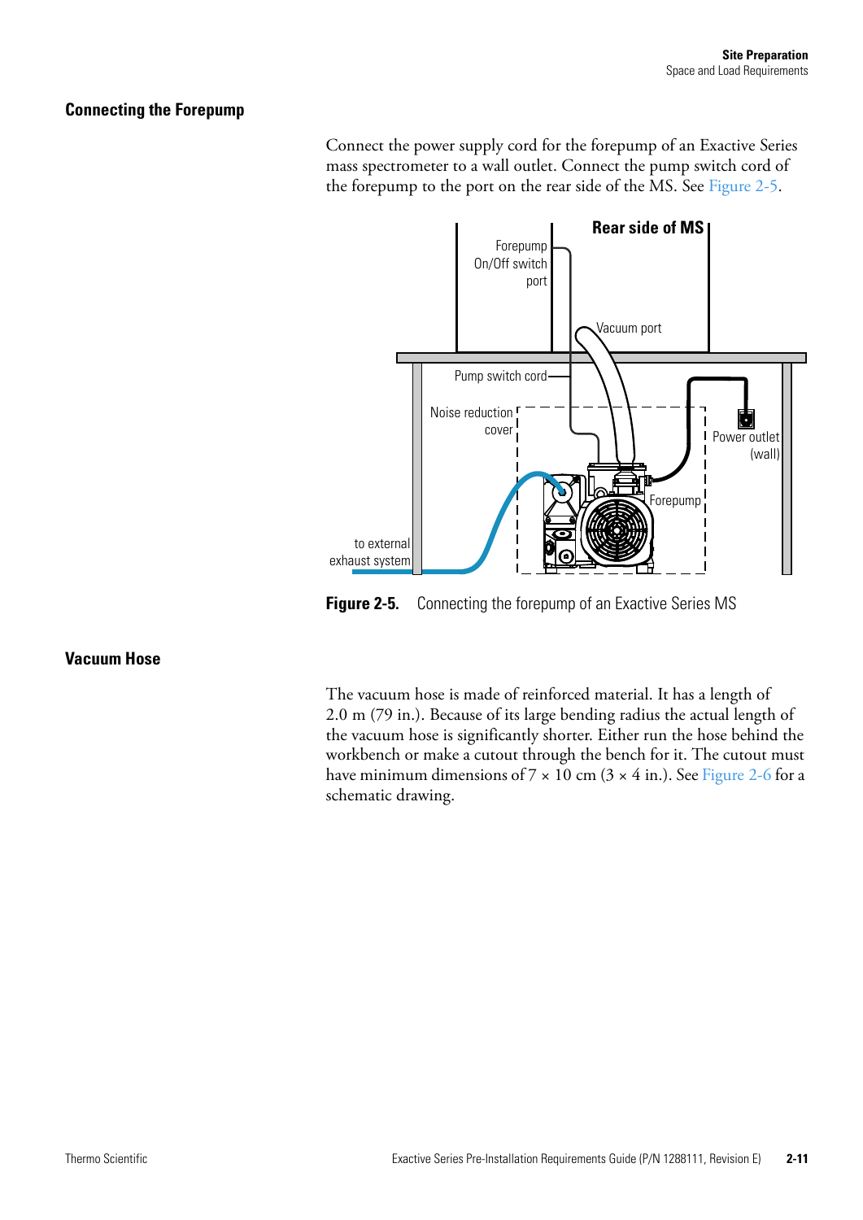## Connecting the Forepump

Connect the power supply cord for the forepump of an Exactive Series mass spectrometer to a wall outlet. Connect the pump switch cord of the forepump to the port on the rear side of the MS. See Figure 2-5.

**Figure 2-5.** Connecting the forepump of an Exactive Series MS

## Vacuum Hose

The vacuum hose is made of reinforced material. It has a length of 2.0 m (79 in.). Because of its large bending radius the actual length of the vacuum hose is significantly shorter. Either run the hose behind the workbench or make a cutout through the bench for it. The cutout must have minimum dimensions of 7 × 10 cm (3 × 4 in.). See Figure 2-6 for a schematic drawing.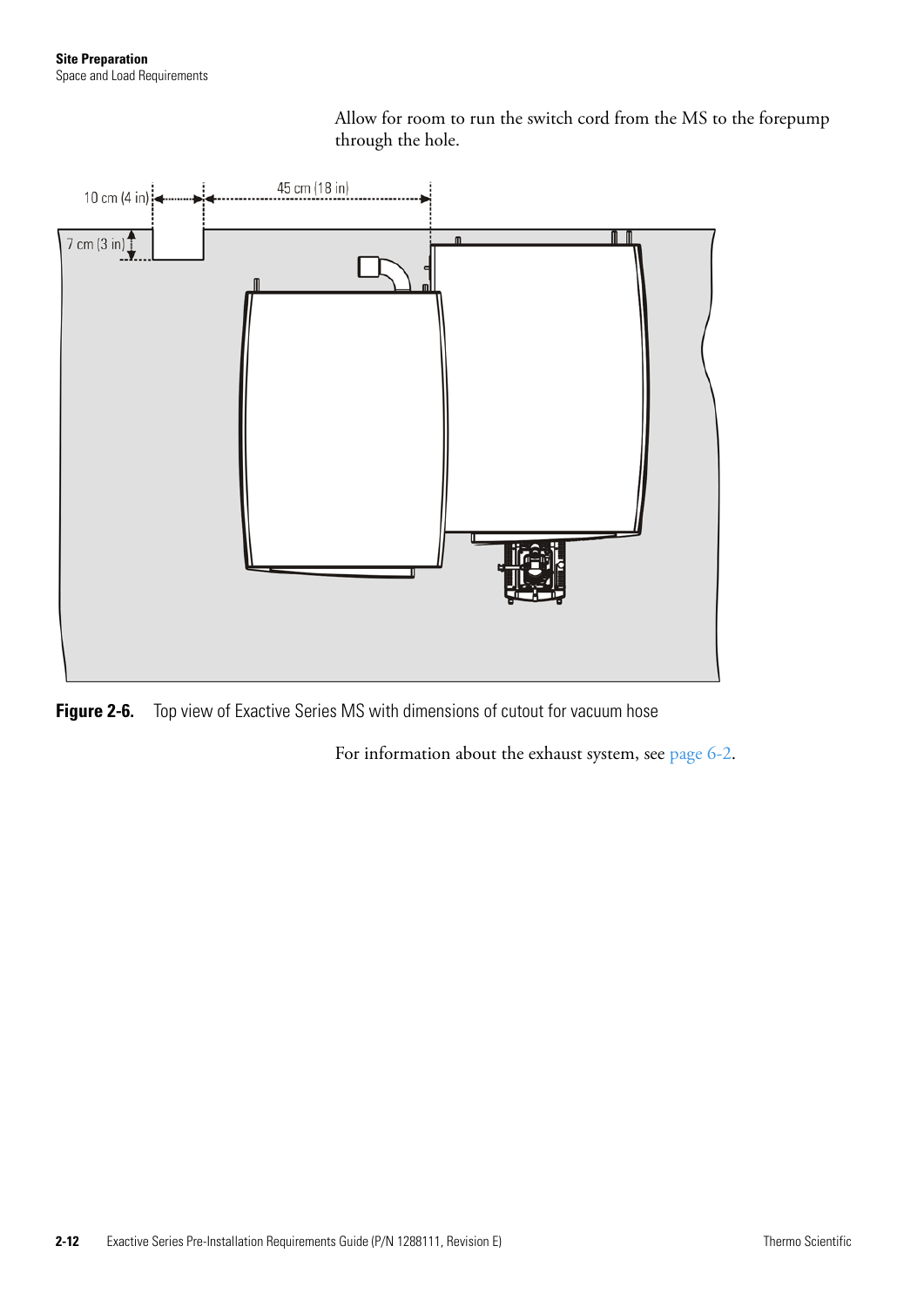Allow for room to run the switch cord from the MS to the forepump through the hole.

10 cm (4 in)

45 cm (18 in)

7 cm (3 in)

**Figure 2-6.** Top view of Exactive Series MS with dimensions of cutout for vacuum hose

For information about the exhaust system, see page 6-2.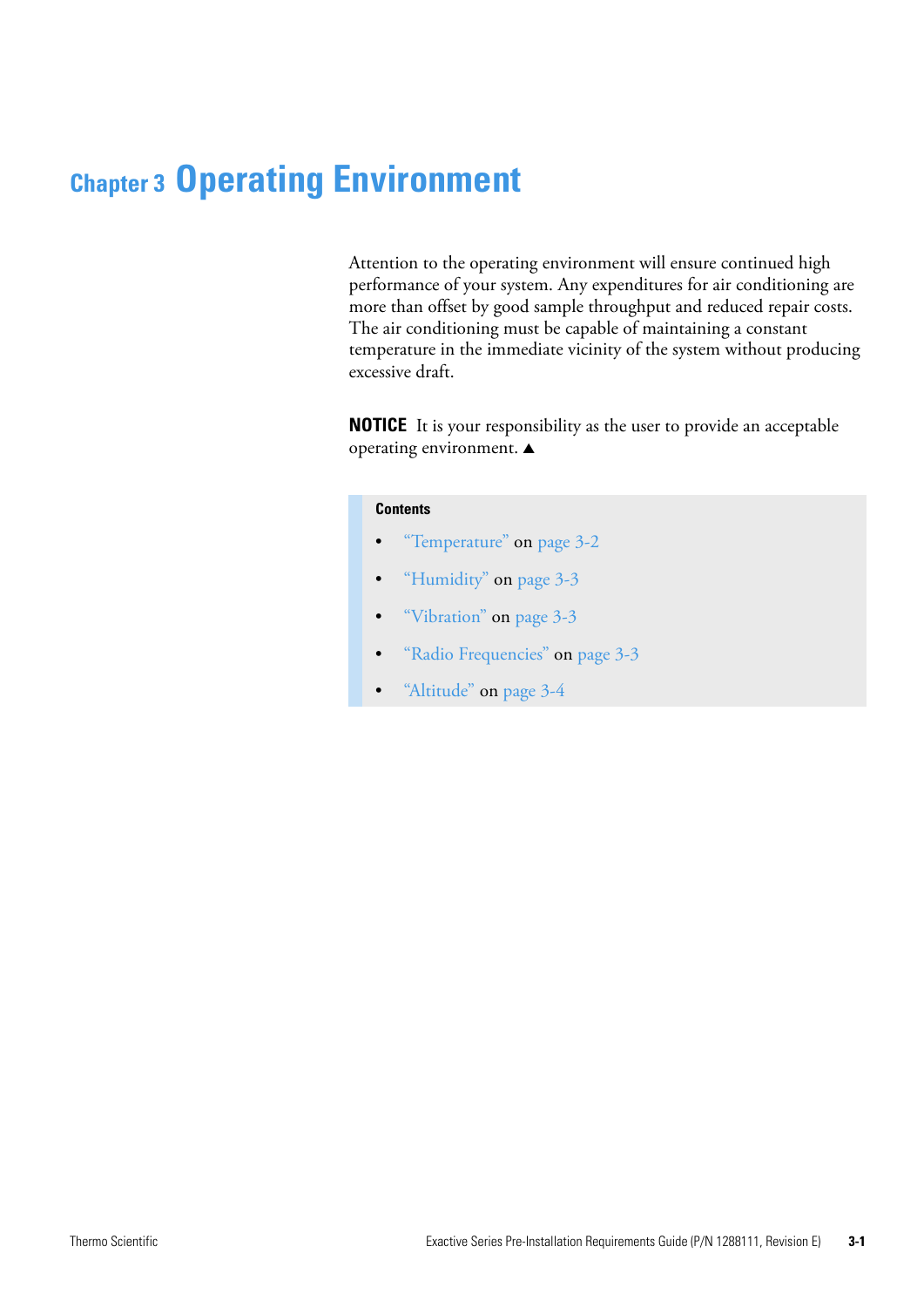# Chapter 3 Operating Environment

Attention to the operating environment will ensure continued high performance of your system. Any expenditures for air conditioning are more than offset by good sample throughput and reduced repair costs. The air conditioning must be capable of maintaining a constant temperature in the immediate vicinity of the system without producing excessive draft.

**NOTICE** It is your responsibility as the user to provide an acceptable operating environment. ▲

**Contents**

- "Temperature" on page 3-2
- "Humidity" on page 3-3
- "Vibration" on page 3-3
- "Radio Frequencies" on page 3-3
- "Altitude" on page 3-4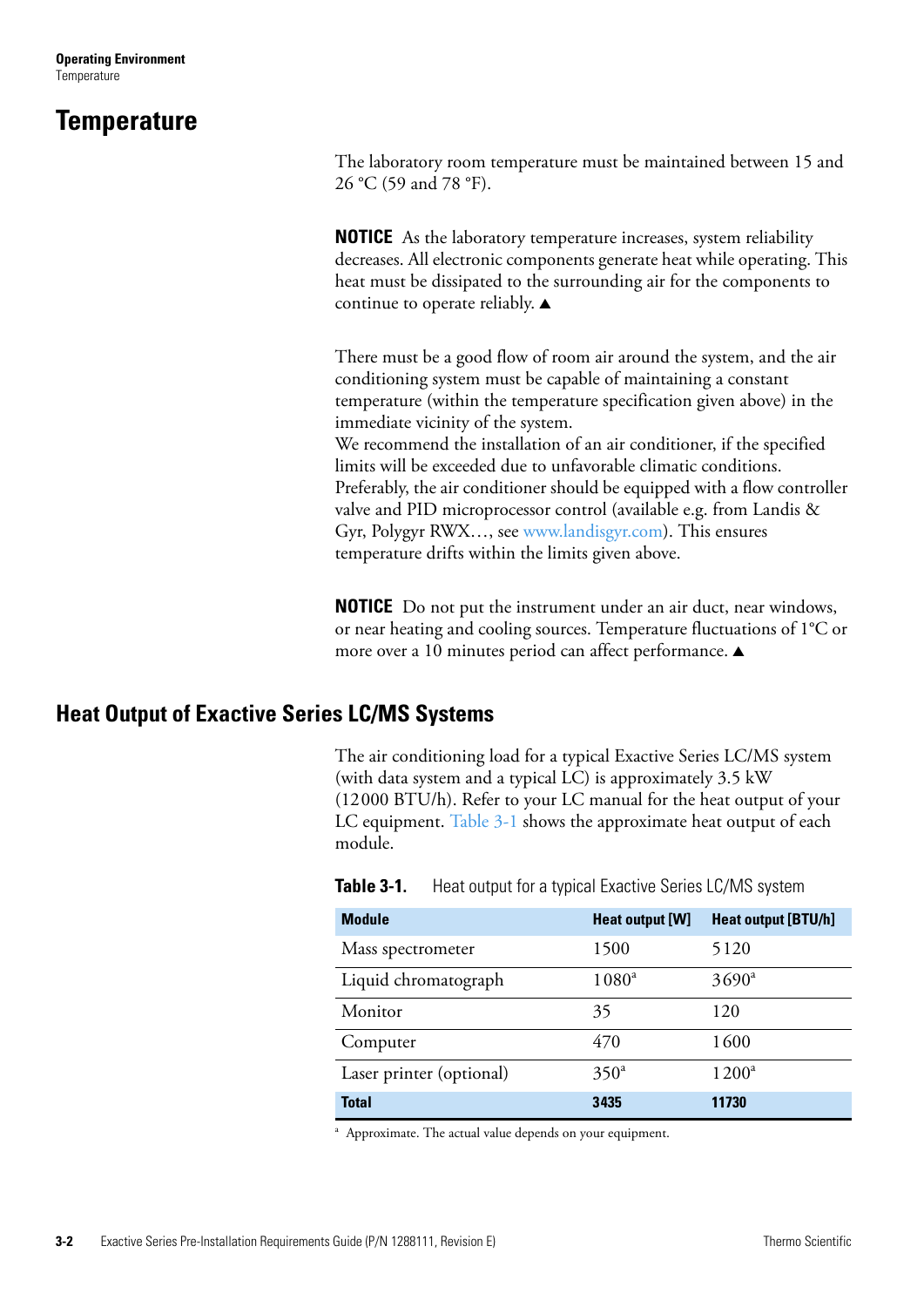# Temperature

The laboratory room temperature must be maintained between 15 and 26 °C (59 and 78 °F).

**NOTICE** As the laboratory temperature increases, system reliability decreases. All electronic components generate heat while operating. This heat must be dissipated to the surrounding air for the components to continue to operate reliably. ▲

There must be a good flow of room air around the system, and the air conditioning system must be capable of maintaining a constant temperature (within the temperature specification given above) in the immediate vicinity of the system.
We recommend the installation of an air conditioner, if the specified limits will be exceeded due to unfavorable climatic conditions. Preferably, the air conditioner should be equipped with a flow controller valve and PID microprocessor control (available e.g. from Landis & Gyr, Polygyr RWX…, see www.landisgyr.com). This ensures temperature drifts within the limits given above.

**NOTICE** Do not put the instrument under an air duct, near windows, or near heating and cooling sources. Temperature fluctuations of 1°C or more over a 10 minutes period can affect performance. ▲

## Heat Output of Exactive Series LC/MS Systems

The air conditioning load for a typical Exactive Series LC/MS system (with data system and a typical LC) is approximately 3.5 kW (12000 BTU/h). Refer to your LC manual for the heat output of your LC equipment. Table 3-1 shows the approximate heat output of each module.

**Table 3-1.** Heat output for a typical Exactive Series LC/MS system

| Module | Heat output [W] | Heat output [BTU/h] |
|---|---|---|
| Mass spectrometer | 1500 | 5120 |
| Liquid chromatograph | 1080[a] | 3690[a] |
| Monitor | 35 | 120 |
| Computer | 470 | 1600 |
| Laser printer (optional) | 350[a] | 1200[a] |
| **Total** | **3435** | **11730** |

[a] Approximate. The actual value depends on your equipment.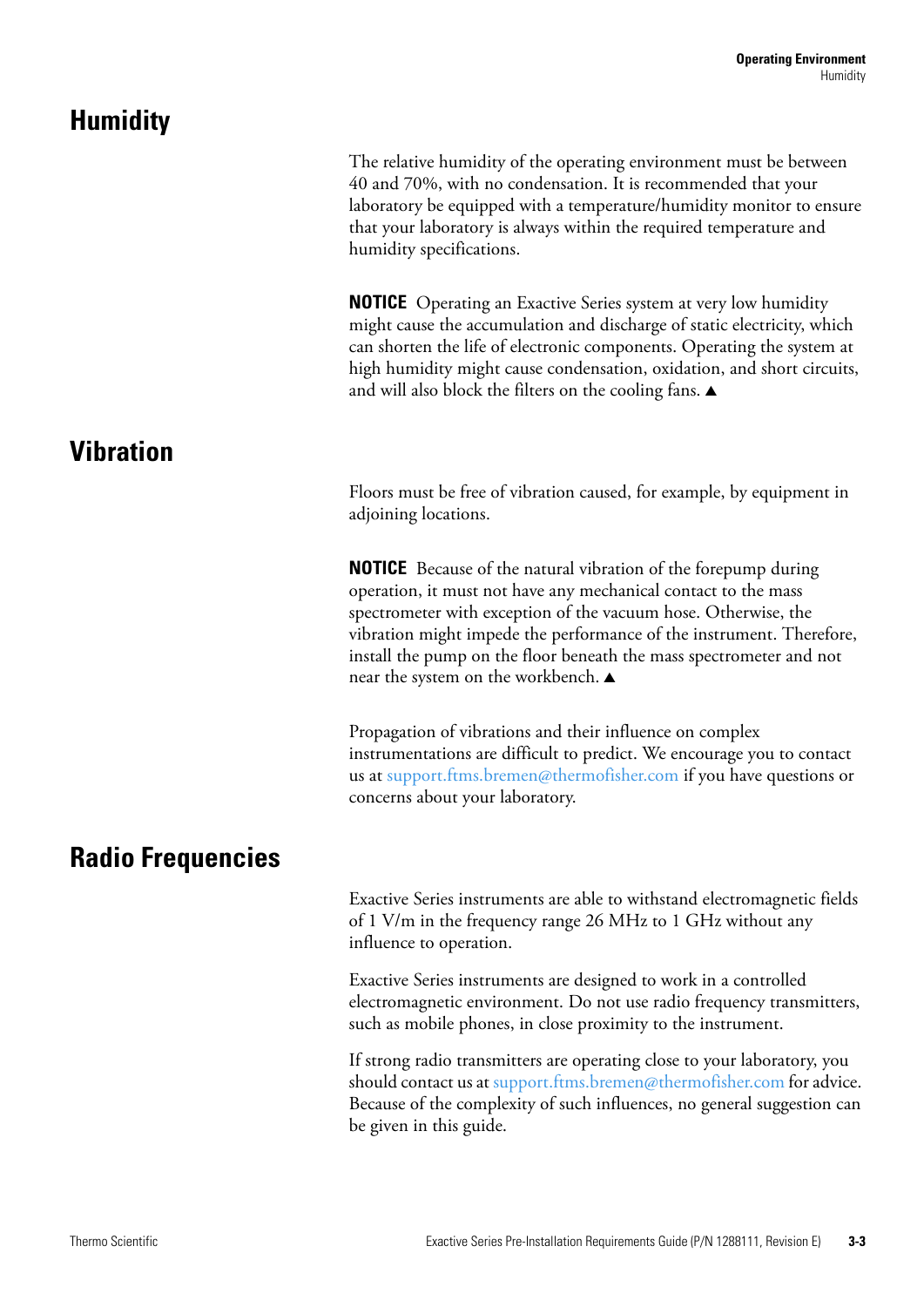# Humidity

The relative humidity of the operating environment must be between 40 and 70%, with no condensation. It is recommended that your laboratory be equipped with a temperature/humidity monitor to ensure that your laboratory is always within the required temperature and humidity specifications.

**NOTICE** Operating an Exactive Series system at very low humidity might cause the accumulation and discharge of static electricity, which can shorten the life of electronic components. Operating the system at high humidity might cause condensation, oxidation, and short circuits, and will also block the filters on the cooling fans. ▲

# Vibration

Floors must be free of vibration caused, for example, by equipment in adjoining locations.

**NOTICE** Because of the natural vibration of the forepump during operation, it must not have any mechanical contact to the mass spectrometer with exception of the vacuum hose. Otherwise, the vibration might impede the performance of the instrument. Therefore, install the pump on the floor beneath the mass spectrometer and not near the system on the workbench. ▲

Propagation of vibrations and their influence on complex instrumentations are difficult to predict. We encourage you to contact us at support.ftms.bremen@thermofisher.com if you have questions or concerns about your laboratory.

# Radio Frequencies

Exactive Series instruments are able to withstand electromagnetic fields of 1 V/m in the frequency range 26 MHz to 1 GHz without any influence to operation.

Exactive Series instruments are designed to work in a controlled electromagnetic environment. Do not use radio frequency transmitters, such as mobile phones, in close proximity to the instrument.

If strong radio transmitters are operating close to your laboratory, you should contact us at support.ftms.bremen@thermofisher.com for advice. Because of the complexity of such influences, no general suggestion can be given in this guide.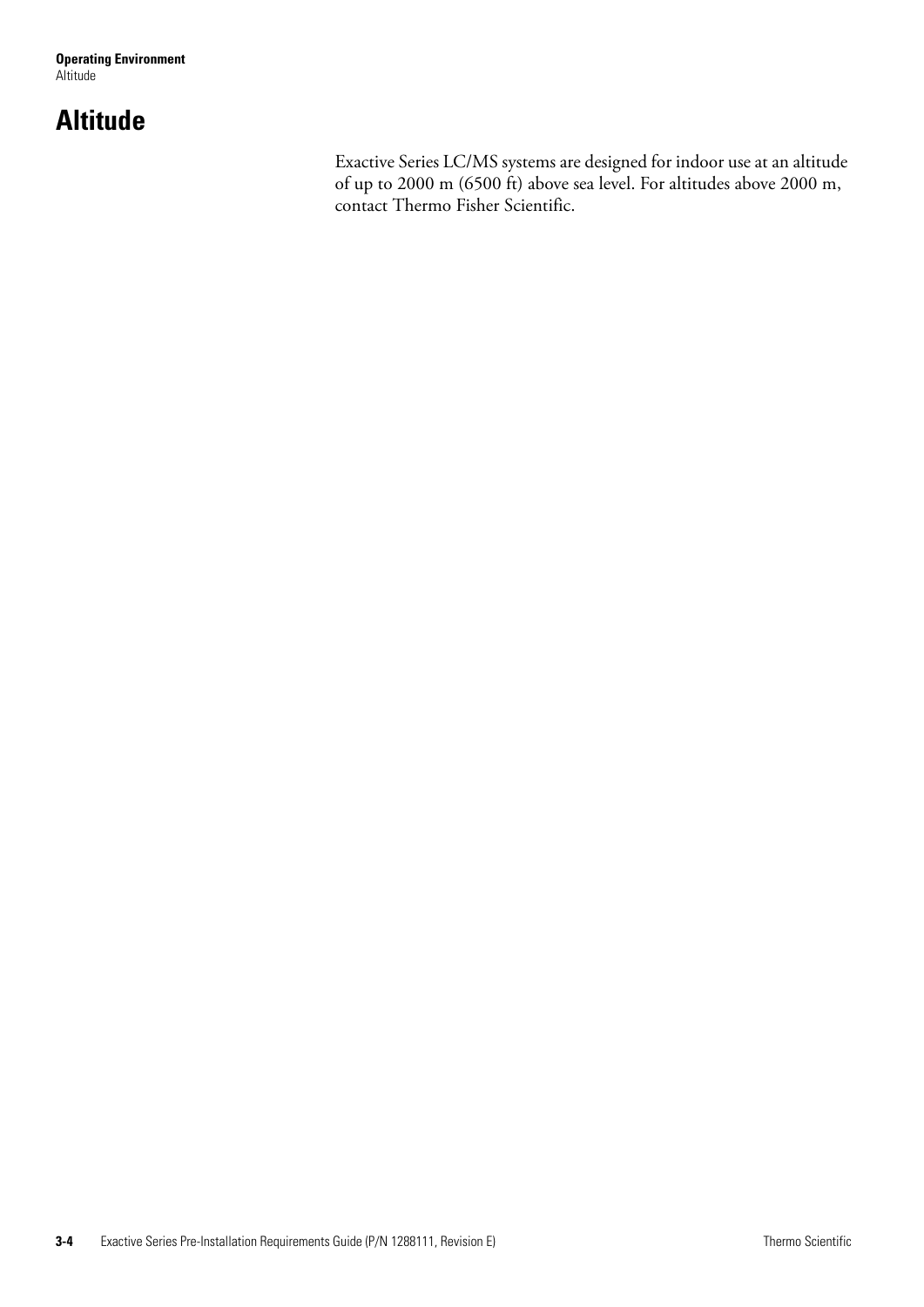# Altitude

Exactive Series LC/MS systems are designed for indoor use at an altitude of up to 2000 m (6500 ft) above sea level. For altitudes above 2000 m, contact Thermo Fisher Scientific.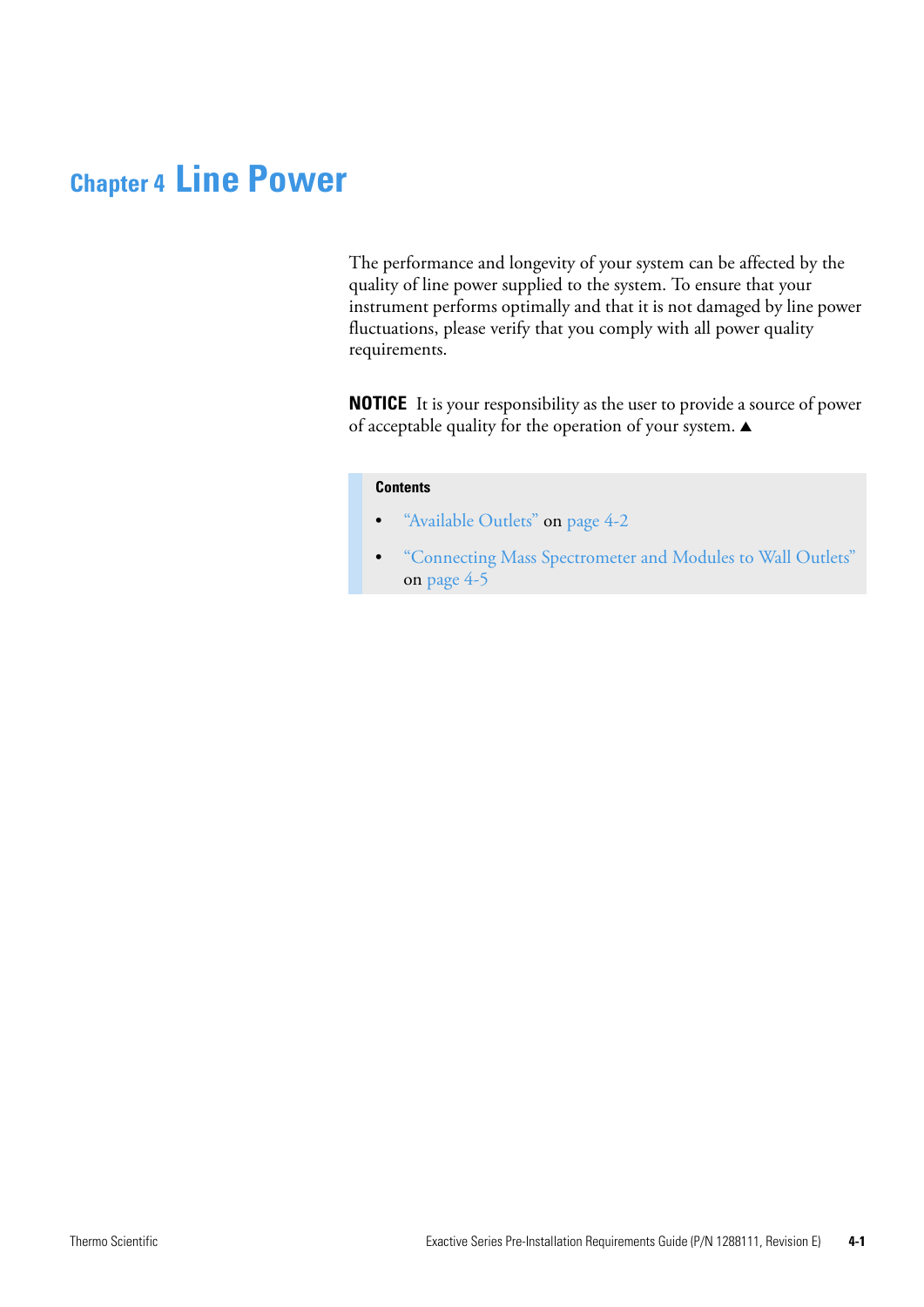# Chapter 4 Line Power

The performance and longevity of your system can be affected by the quality of line power supplied to the system. To ensure that your instrument performs optimally and that it is not damaged by line power fluctuations, please verify that you comply with all power quality requirements.

**NOTICE** It is your responsibility as the user to provide a source of power of acceptable quality for the operation of your system. ▲

**Contents**

- "Available Outlets" on page 4-2
- "Connecting Mass Spectrometer and Modules to Wall Outlets" on page 4-5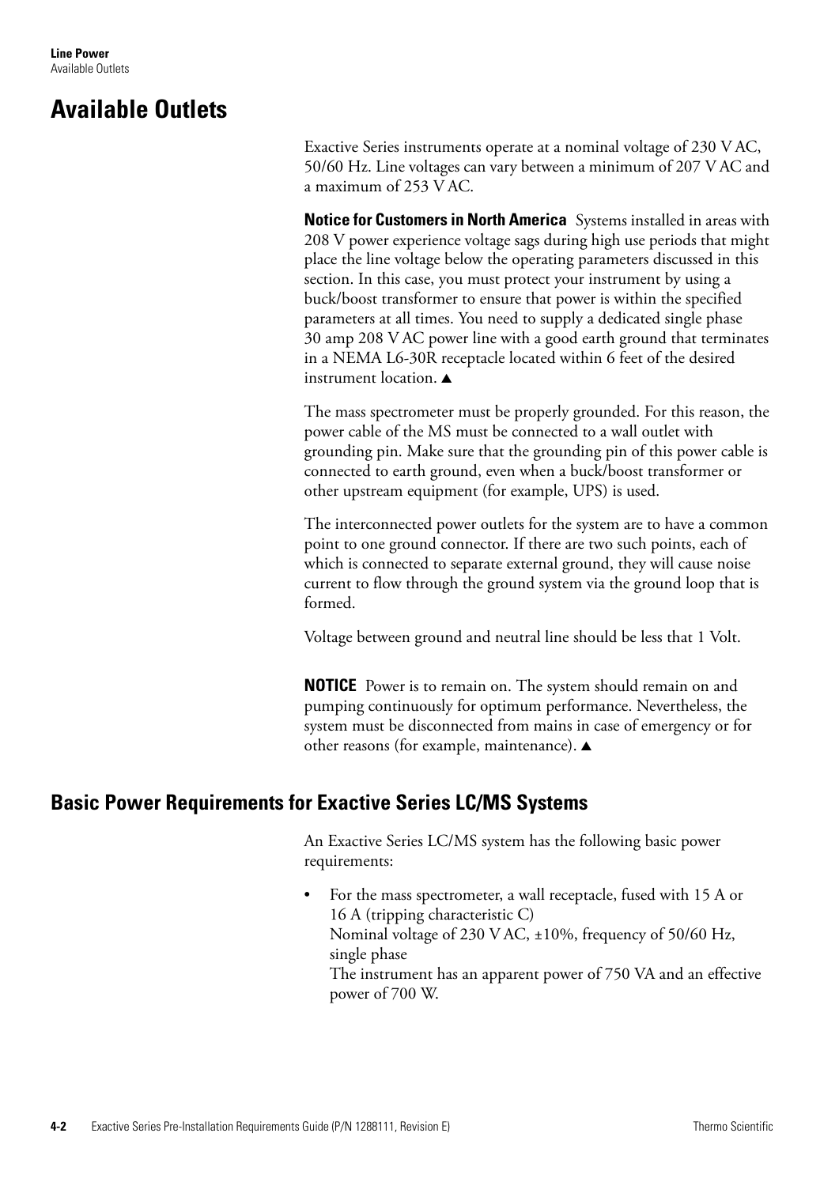# Available Outlets

Exactive Series instruments operate at a nominal voltage of 230 V AC, 50/60 Hz. Line voltages can vary between a minimum of 207 V AC and a maximum of 253 V AC.

**Notice for Customers in North America** Systems installed in areas with 208 V power experience voltage sags during high use periods that might place the line voltage below the operating parameters discussed in this section. In this case, you must protect your instrument by using a buck/boost transformer to ensure that power is within the specified parameters at all times. You need to supply a dedicated single phase 30 amp 208 V AC power line with a good earth ground that terminates in a NEMA L6-30R receptacle located within 6 feet of the desired instrument location. ▲

The mass spectrometer must be properly grounded. For this reason, the power cable of the MS must be connected to a wall outlet with grounding pin. Make sure that the grounding pin of this power cable is connected to earth ground, even when a buck/boost transformer or other upstream equipment (for example, UPS) is used.

The interconnected power outlets for the system are to have a common point to one ground connector. If there are two such points, each of which is connected to separate external ground, they will cause noise current to flow through the ground system via the ground loop that is formed.

Voltage between ground and neutral line should be less that 1 Volt.

**NOTICE** Power is to remain on. The system should remain on and pumping continuously for optimum performance. Nevertheless, the system must be disconnected from mains in case of emergency or for other reasons (for example, maintenance). ▲

## Basic Power Requirements for Exactive Series LC/MS Systems

An Exactive Series LC/MS system has the following basic power requirements:

- For the mass spectrometer, a wall receptacle, fused with 15 A or 16 A (tripping characteristic C)
  Nominal voltage of 230 V AC, ±10%, frequency of 50/60 Hz, single phase
  The instrument has an apparent power of 750 VA and an effective power of 700 W.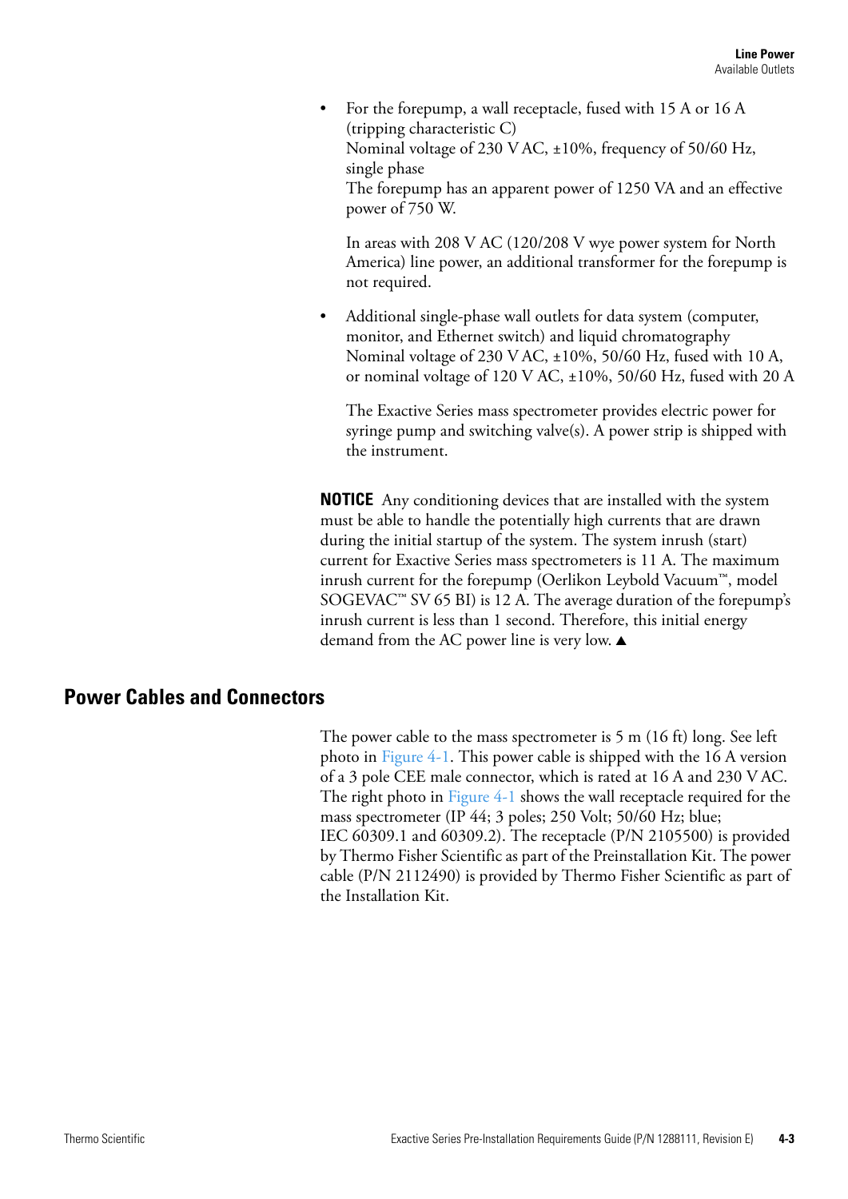- For the forepump, a wall receptacle, fused with 15 A or 16 A (tripping characteristic C)
  Nominal voltage of 230 V AC, ±10%, frequency of 50/60 Hz, single phase
  The forepump has an apparent power of 1250 VA and an effective power of 750 W.

  In areas with 208 V AC (120/208 V wye power system for North America) line power, an additional transformer for the forepump is not required.

- Additional single-phase wall outlets for data system (computer, monitor, and Ethernet switch) and liquid chromatography
  Nominal voltage of 230 V AC, ±10%, 50/60 Hz, fused with 10 A, or nominal voltage of 120 V AC, ±10%, 50/60 Hz, fused with 20 A

  The Exactive Series mass spectrometer provides electric power for syringe pump and switching valve(s). A power strip is shipped with the instrument.

**NOTICE** Any conditioning devices that are installed with the system must be able to handle the potentially high currents that are drawn during the initial startup of the system. The system inrush (start) current for Exactive Series mass spectrometers is 11 A. The maximum inrush current for the forepump (Oerlikon Leybold Vacuum™, model SOGEVAC™ SV 65 BI) is 12 A. The average duration of the forepump's inrush current is less than 1 second. Therefore, this initial energy demand from the AC power line is very low. ▲

## Power Cables and Connectors

The power cable to the mass spectrometer is 5 m (16 ft) long. See left photo in Figure 4-1. This power cable is shipped with the 16 A version of a 3 pole CEE male connector, which is rated at 16 A and 230 V AC. The right photo in Figure 4-1 shows the wall receptacle required for the mass spectrometer (IP 44; 3 poles; 250 Volt; 50/60 Hz; blue; IEC 60309.1 and 60309.2). The receptacle (P/N 2105500) is provided by Thermo Fisher Scientific as part of the Preinstallation Kit. The power cable (P/N 2112490) is provided by Thermo Fisher Scientific as part of the Installation Kit.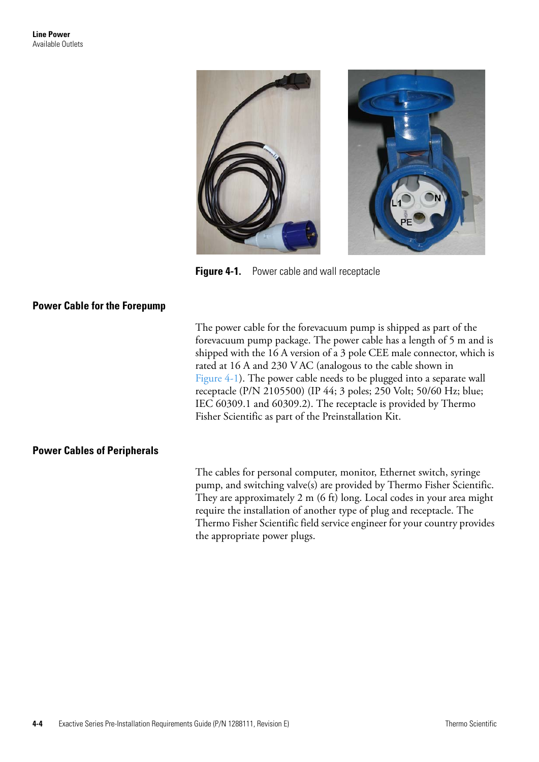Figure 4-1. Power cable and wall receptacle

## Power Cable for the Forepump

The power cable for the forevacuum pump is shipped as part of the forevacuum pump package. The power cable has a length of 5 m and is shipped with the 16 A version of a 3 pole CEE male connector, which is rated at 16 A and 230 V AC (analogous to the cable shown in Figure 4-1). The power cable needs to be plugged into a separate wall receptacle (P/N 2105500) (IP 44; 3 poles; 250 Volt; 50/60 Hz; blue; IEC 60309.1 and 60309.2). The receptacle is provided by Thermo Fisher Scientific as part of the Preinstallation Kit.

## Power Cables of Peripherals

The cables for personal computer, monitor, Ethernet switch, syringe pump, and switching valve(s) are provided by Thermo Fisher Scientific. They are approximately 2 m (6 ft) long. Local codes in your area might require the installation of another type of plug and receptacle. The Thermo Fisher Scientific field service engineer for your country provides the appropriate power plugs.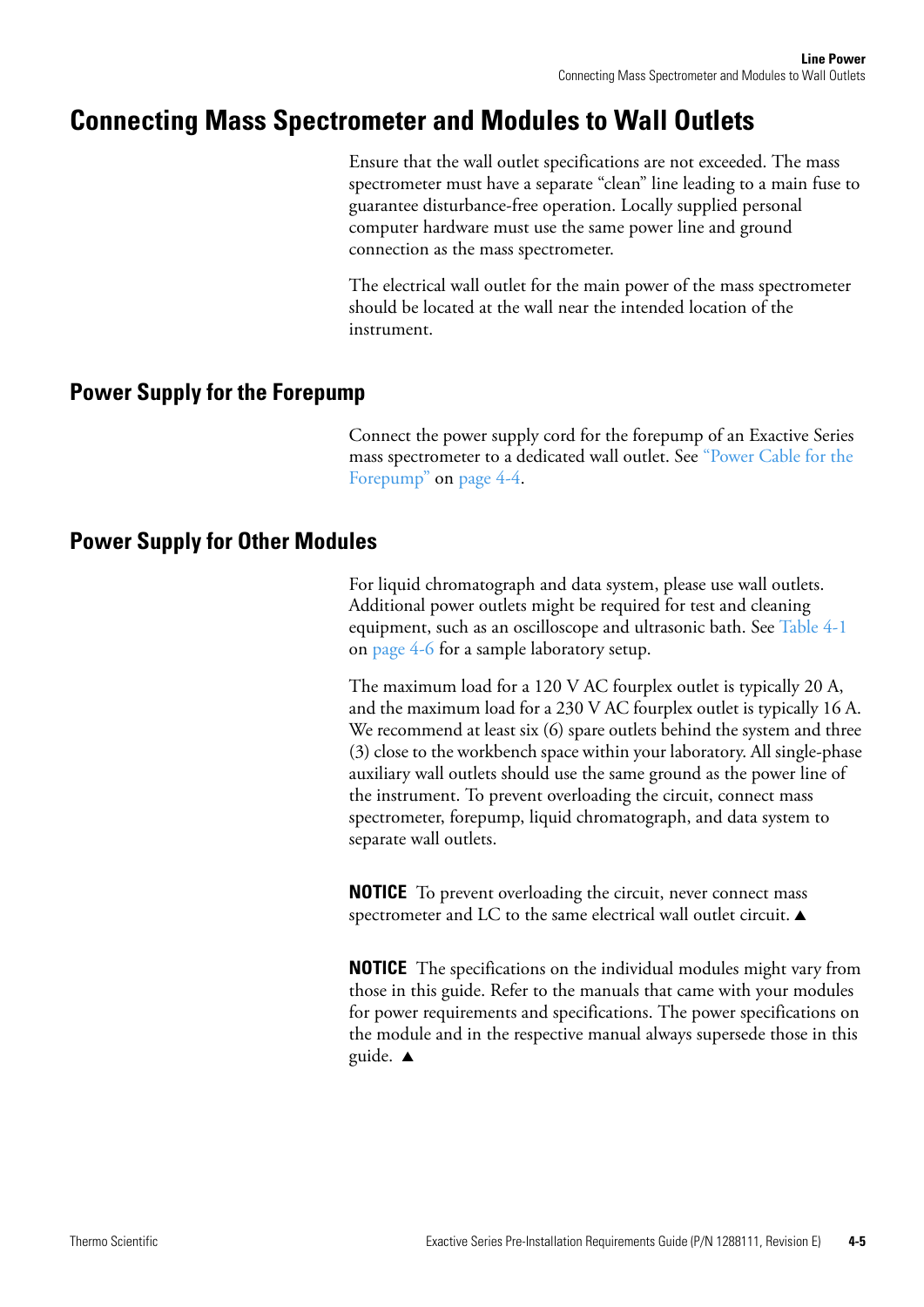# Connecting Mass Spectrometer and Modules to Wall Outlets

Ensure that the wall outlet specifications are not exceeded. The mass spectrometer must have a separate “clean” line leading to a main fuse to guarantee disturbance-free operation. Locally supplied personal computer hardware must use the same power line and ground connection as the mass spectrometer.

The electrical wall outlet for the main power of the mass spectrometer should be located at the wall near the intended location of the instrument.

## Power Supply for the Forepump

Connect the power supply cord for the forepump of an Exactive Series mass spectrometer to a dedicated wall outlet. See “Power Cable for the Forepump” on page 4-4.

## Power Supply for Other Modules

For liquid chromatograph and data system, please use wall outlets. Additional power outlets might be required for test and cleaning equipment, such as an oscilloscope and ultrasonic bath. See Table 4-1 on page 4-6 for a sample laboratory setup.

The maximum load for a 120 V AC fourplex outlet is typically 20 A, and the maximum load for a 230 V AC fourplex outlet is typically 16 A. We recommend at least six (6) spare outlets behind the system and three (3) close to the workbench space within your laboratory. All single-phase auxiliary wall outlets should use the same ground as the power line of the instrument. To prevent overloading the circuit, connect mass spectrometer, forepump, liquid chromatograph, and data system to separate wall outlets.

**NOTICE** To prevent overloading the circuit, never connect mass spectrometer and LC to the same electrical wall outlet circuit. ▲

**NOTICE** The specifications on the individual modules might vary from those in this guide. Refer to the manuals that came with your modules for power requirements and specifications. The power specifications on the module and in the respective manual always supersede those in this guide. ▲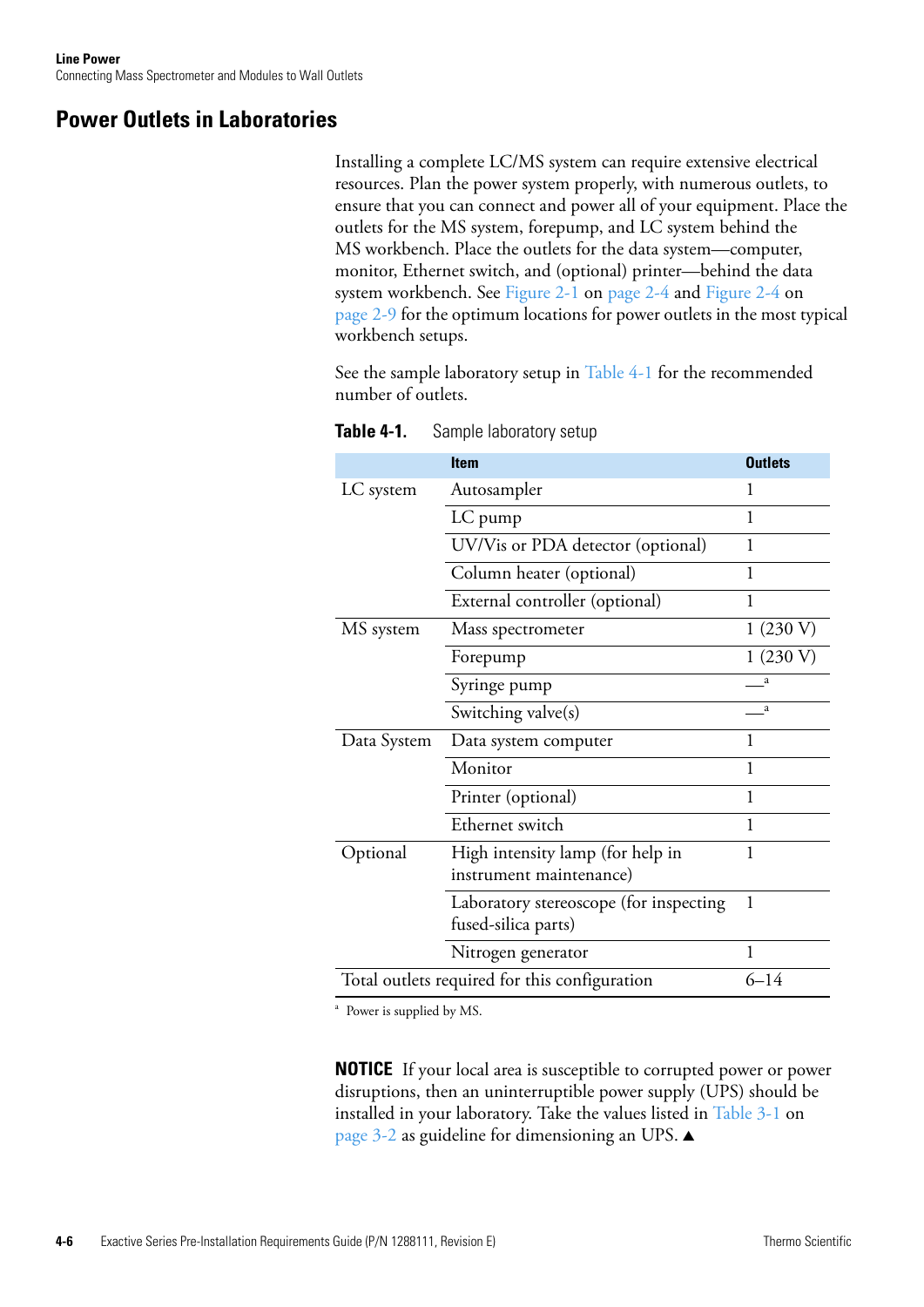## Power Outlets in Laboratories

Installing a complete LC/MS system can require extensive electrical resources. Plan the power system properly, with numerous outlets, to ensure that you can connect and power all of your equipment. Place the outlets for the MS system, forepump, and LC system behind the MS workbench. Place the outlets for the data system—computer, monitor, Ethernet switch, and (optional) printer—behind the data system workbench. See Figure 2-1 on page 2-4 and Figure 2-4 on page 2-9 for the optimum locations for power outlets in the most typical workbench setups.

See the sample laboratory setup in Table 4-1 for the recommended number of outlets.

**Table 4-1.** Sample laboratory setup

| | Item | Outlets |
|---|---|---|
| LC system | Autosampler | 1 |
| | LC pump | 1 |
| | UV/Vis or PDA detector (optional) | 1 |
| | Column heater (optional) | 1 |
| | External controller (optional) | 1 |
| MS system | Mass spectrometer | 1 (230 V) |
| | Forepump | 1 (230 V) |
| | Syringe pump | —[a] |
| | Switching valve(s) | —[a] |
| Data System | Data system computer | 1 |
| | Monitor | 1 |
| | Printer (optional) | 1 |
| | Ethernet switch | 1 |
| Optional | High intensity lamp (for help in instrument maintenance) | 1 |
| | Laboratory stereoscope (for inspecting fused-silica parts) | 1 |
| | Nitrogen generator | 1 |
| Total outlets required for this configuration | | 6–14 |

[a] Power is supplied by MS.

**NOTICE** If your local area is susceptible to corrupted power or power disruptions, then an uninterruptible power supply (UPS) should be installed in your laboratory. Take the values listed in Table 3-1 on page 3-2 as guideline for dimensioning an UPS. ▲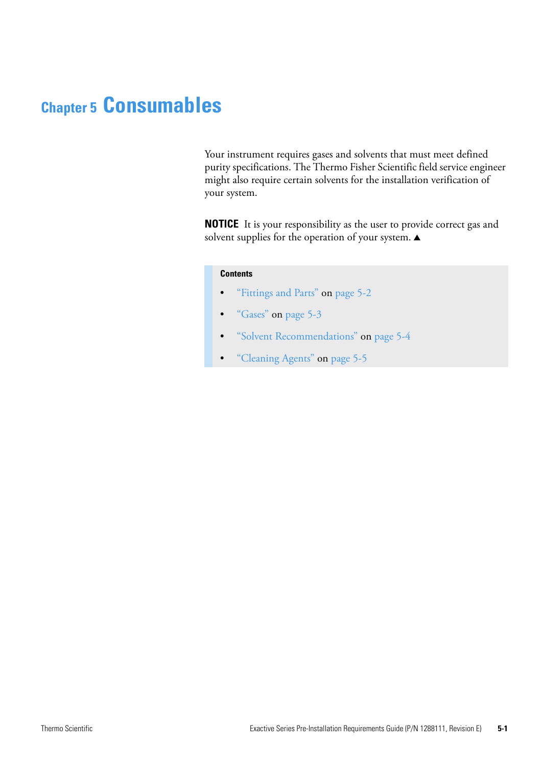# Chapter 5 Consumables

Your instrument requires gases and solvents that must meet defined purity specifications. The Thermo Fisher Scientific field service engineer might also require certain solvents for the installation verification of your system.

**NOTICE** It is your responsibility as the user to provide correct gas and solvent supplies for the operation of your system. ▲

**Contents**

- "Fittings and Parts" on page 5-2
- "Gases" on page 5-3
- "Solvent Recommendations" on page 5-4
- "Cleaning Agents" on page 5-5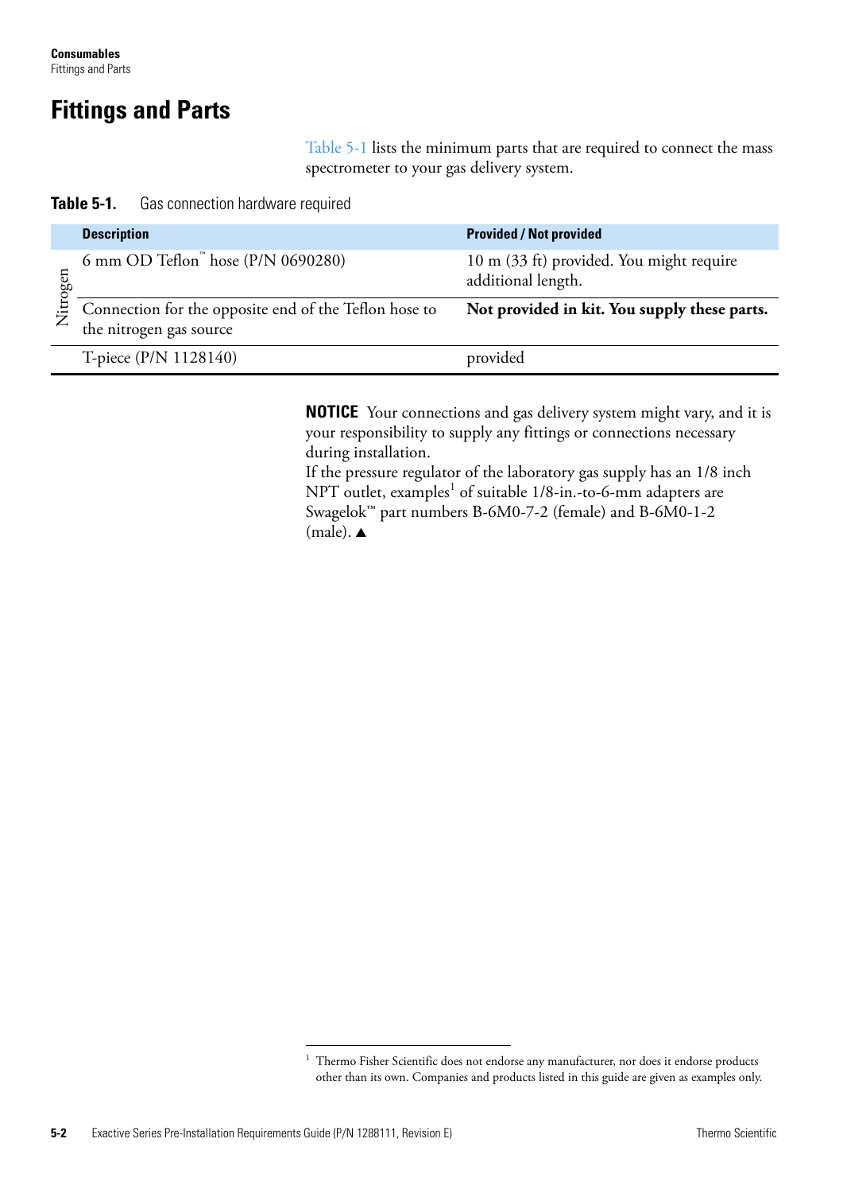## Fittings and Parts

Table 5-1 lists the minimum parts that are required to connect the mass spectrometer to your gas delivery system.

**Table 5-1.** Gas connection hardware required

| | Description | Provided / Not provided |
|---|---|---|
| Nitrogen | 6 mm OD Teflon™ hose (P/N 0690280) | 10 m (33 ft) provided. You might require additional length. |
| | Connection for the opposite end of the Teflon hose to the nitrogen gas source | **Not provided in kit. You supply these parts.** |
| | T-piece (P/N 1128140) | provided |

**NOTICE** Your connections and gas delivery system might vary, and it is your responsibility to supply any fittings or connections necessary during installation.
If the pressure regulator of the laboratory gas supply has an 1/8 inch NPT outlet, examples[1] of suitable 1/8-in.-to-6-mm adapters are Swagelok™ part numbers B-6M0-7-2 (female) and B-6M0-1-2 (male). ▲

[1] Thermo Fisher Scientific does not endorse any manufacturer, nor does it endorse products other than its own. Companies and products listed in this guide are given as examples only.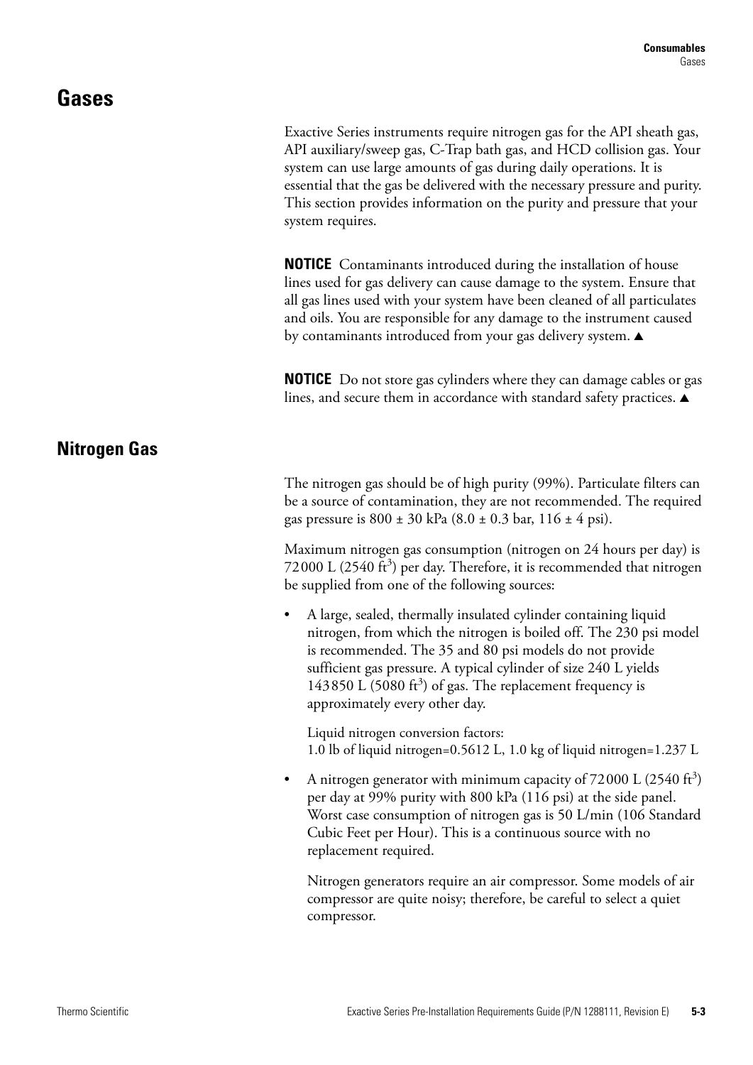# Gases

Exactive Series instruments require nitrogen gas for the API sheath gas, API auxiliary/sweep gas, C-Trap bath gas, and HCD collision gas. Your system can use large amounts of gas during daily operations. It is essential that the gas be delivered with the necessary pressure and purity. This section provides information on the purity and pressure that your system requires.

**NOTICE** Contaminants introduced during the installation of house lines used for gas delivery can cause damage to the system. Ensure that all gas lines used with your system have been cleaned of all particulates and oils. You are responsible for any damage to the instrument caused by contaminants introduced from your gas delivery system. ▲

**NOTICE** Do not store gas cylinders where they can damage cables or gas lines, and secure them in accordance with standard safety practices. ▲

## Nitrogen Gas

The nitrogen gas should be of high purity (99%). Particulate filters can be a source of contamination, they are not recommended. The required gas pressure is 800 ± 30 kPa (8.0 ± 0.3 bar, 116 ± 4 psi).

Maximum nitrogen gas consumption (nitrogen on 24 hours per day) is 72 000 L (2540 ft$^3$) per day. Therefore, it is recommended that nitrogen be supplied from one of the following sources:

- A large, sealed, thermally insulated cylinder containing liquid nitrogen, from which the nitrogen is boiled off. The 230 psi model is recommended. The 35 and 80 psi models do not provide sufficient gas pressure. A typical cylinder of size 240 L yields 143 850 L (5080 ft$^3$) of gas. The replacement frequency is approximately every other day.

  Liquid nitrogen conversion factors:
  1.0 lb of liquid nitrogen=0.5612 L, 1.0 kg of liquid nitrogen=1.237 L

- A nitrogen generator with minimum capacity of 72 000 L (2540 ft$^3$) per day at 99% purity with 800 kPa (116 psi) at the side panel. Worst case consumption of nitrogen gas is 50 L/min (106 Standard Cubic Feet per Hour). This is a continuous source with no replacement required.

  Nitrogen generators require an air compressor. Some models of air compressor are quite noisy; therefore, be careful to select a quiet compressor.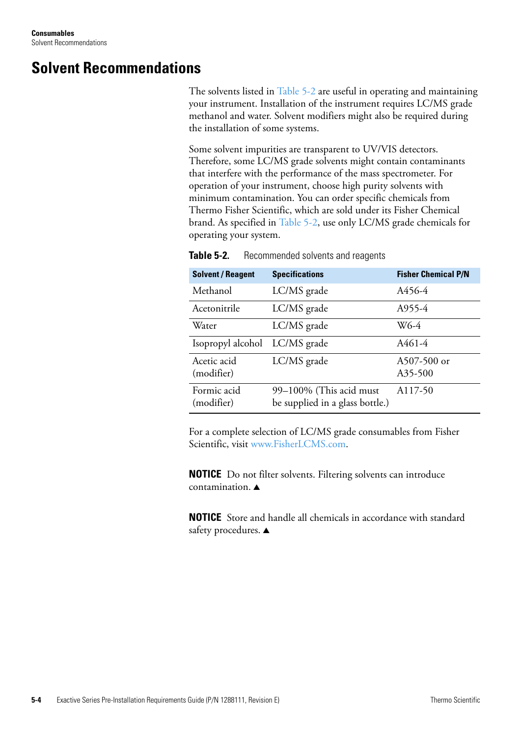# Solvent Recommendations

The solvents listed in Table 5-2 are useful in operating and maintaining your instrument. Installation of the instrument requires LC/MS grade methanol and water. Solvent modifiers might also be required during the installation of some systems.

Some solvent impurities are transparent to UV/VIS detectors. Therefore, some LC/MS grade solvents might contain contaminants that interfere with the performance of the mass spectrometer. For operation of your instrument, choose high purity solvents with minimum contamination. You can order specific chemicals from Thermo Fisher Scientific, which are sold under its Fisher Chemical brand. As specified in Table 5-2, use only LC/MS grade chemicals for operating your system.

**Table 5-2.** Recommended solvents and reagents

| Solvent / Reagent | Specifications | Fisher Chemical P/N |
|---|---|---|
| Methanol | LC/MS grade | A456-4 |
| Acetonitrile | LC/MS grade | A955-4 |
| Water | LC/MS grade | W6-4 |
| Isopropyl alcohol | LC/MS grade | A461-4 |
| Acetic acid (modifier) | LC/MS grade | A507-500 or A35-500 |
| Formic acid (modifier) | 99–100% (This acid must be supplied in a glass bottle.) | A117-50 |

For a complete selection of LC/MS grade consumables from Fisher Scientific, visit www.FisherLCMS.com.

**NOTICE** Do not filter solvents. Filtering solvents can introduce contamination. ▲

**NOTICE** Store and handle all chemicals in accordance with standard safety procedures. ▲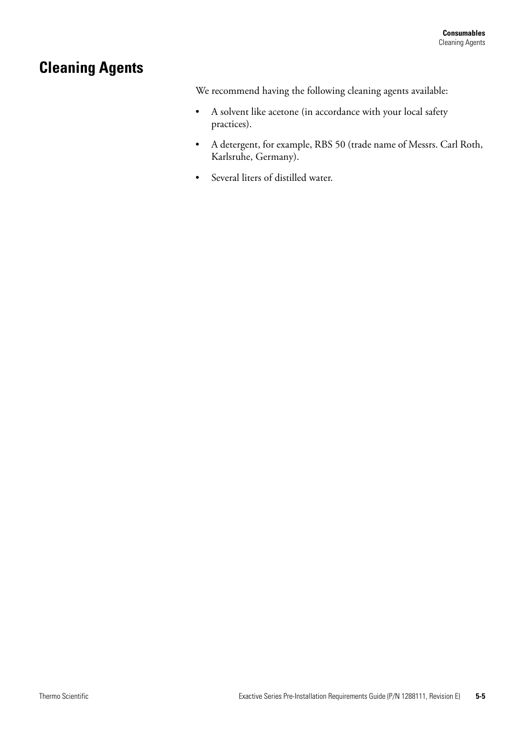# Cleaning Agents

We recommend having the following cleaning agents available:

- A solvent like acetone (in accordance with your local safety practices).
- A detergent, for example, RBS 50 (trade name of Messrs. Carl Roth, Karlsruhe, Germany).
- Several liters of distilled water.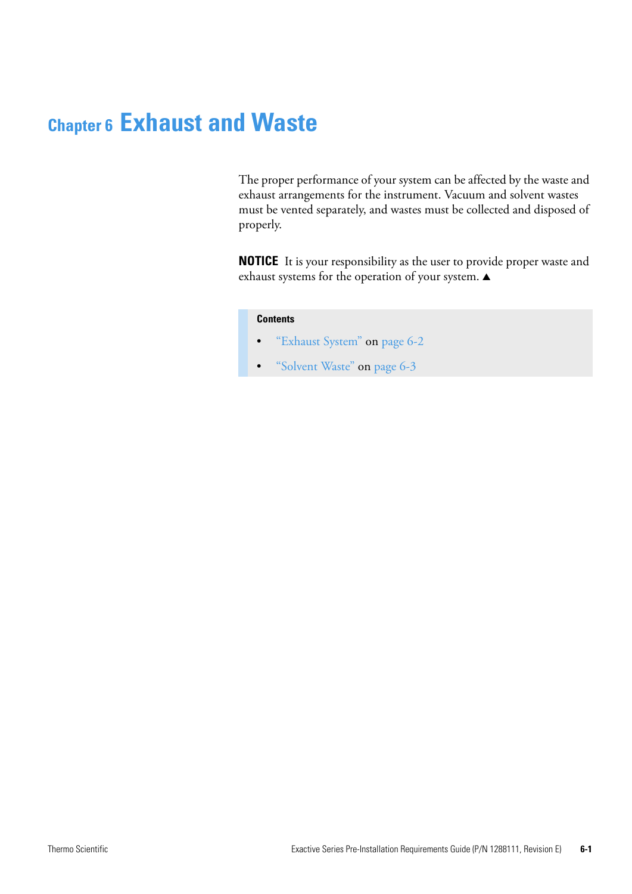# Chapter 6 Exhaust and Waste

The proper performance of your system can be affected by the waste and exhaust arrangements for the instrument. Vacuum and solvent wastes must be vented separately, and wastes must be collected and disposed of properly.

**NOTICE** It is your responsibility as the user to provide proper waste and exhaust systems for the operation of your system. ▲

**Contents**

- "Exhaust System" on page 6-2
- "Solvent Waste" on page 6-3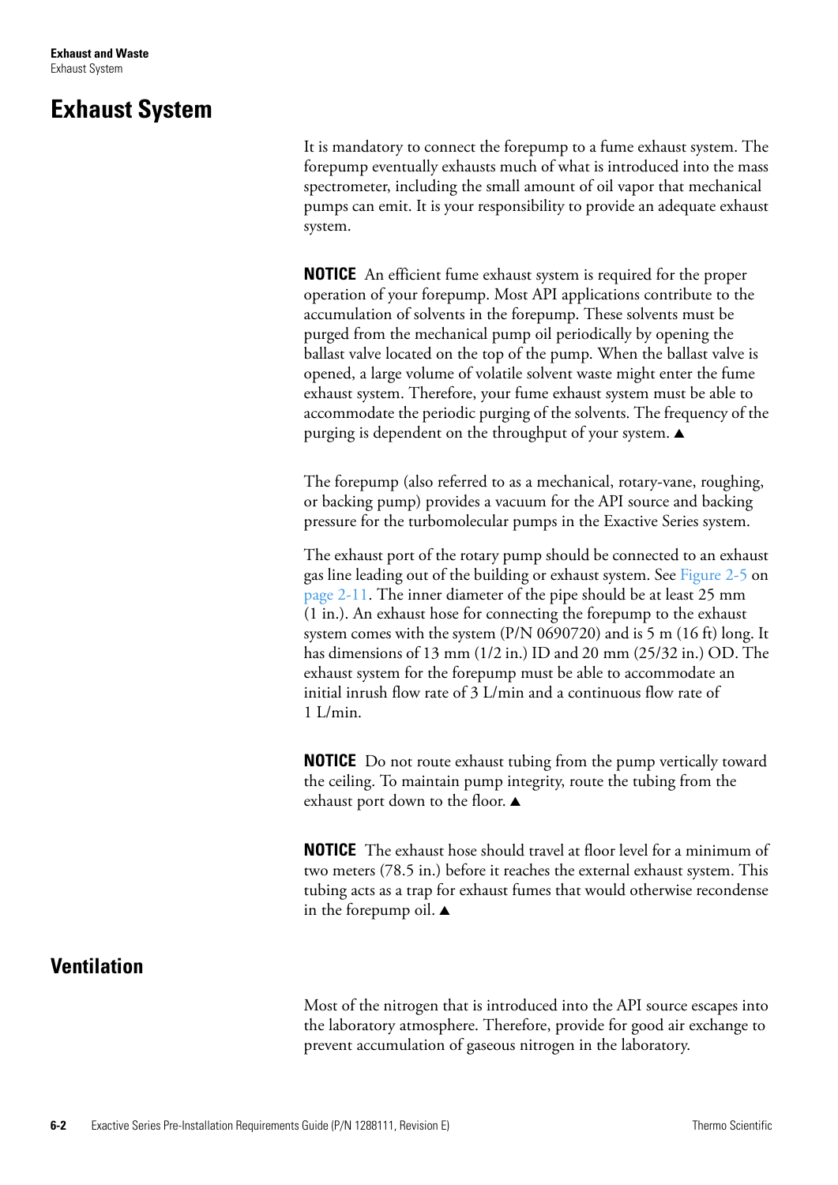## Exhaust System

It is mandatory to connect the forepump to a fume exhaust system. The forepump eventually exhausts much of what is introduced into the mass spectrometer, including the small amount of oil vapor that mechanical pumps can emit. It is your responsibility to provide an adequate exhaust system.

**NOTICE** An efficient fume exhaust system is required for the proper operation of your forepump. Most API applications contribute to the accumulation of solvents in the forepump. These solvents must be purged from the mechanical pump oil periodically by opening the ballast valve located on the top of the pump. When the ballast valve is opened, a large volume of volatile solvent waste might enter the fume exhaust system. Therefore, your fume exhaust system must be able to accommodate the periodic purging of the solvents. The frequency of the purging is dependent on the throughput of your system. ▲

The forepump (also referred to as a mechanical, rotary-vane, roughing, or backing pump) provides a vacuum for the API source and backing pressure for the turbomolecular pumps in the Exactive Series system.

The exhaust port of the rotary pump should be connected to an exhaust gas line leading out of the building or exhaust system. See Figure 2-5 on page 2-11. The inner diameter of the pipe should be at least 25 mm (1 in.). An exhaust hose for connecting the forepump to the exhaust system comes with the system (P/N 0690720) and is 5 m (16 ft) long. It has dimensions of 13 mm (1/2 in.) ID and 20 mm (25/32 in.) OD. The exhaust system for the forepump must be able to accommodate an initial inrush flow rate of 3 L/min and a continuous flow rate of 1 L/min.

**NOTICE** Do not route exhaust tubing from the pump vertically toward the ceiling. To maintain pump integrity, route the tubing from the exhaust port down to the floor. ▲

**NOTICE** The exhaust hose should travel at floor level for a minimum of two meters (78.5 in.) before it reaches the external exhaust system. This tubing acts as a trap for exhaust fumes that would otherwise recondense in the forepump oil. ▲

## Ventilation

Most of the nitrogen that is introduced into the API source escapes into the laboratory atmosphere. Therefore, provide for good air exchange to prevent accumulation of gaseous nitrogen in the laboratory.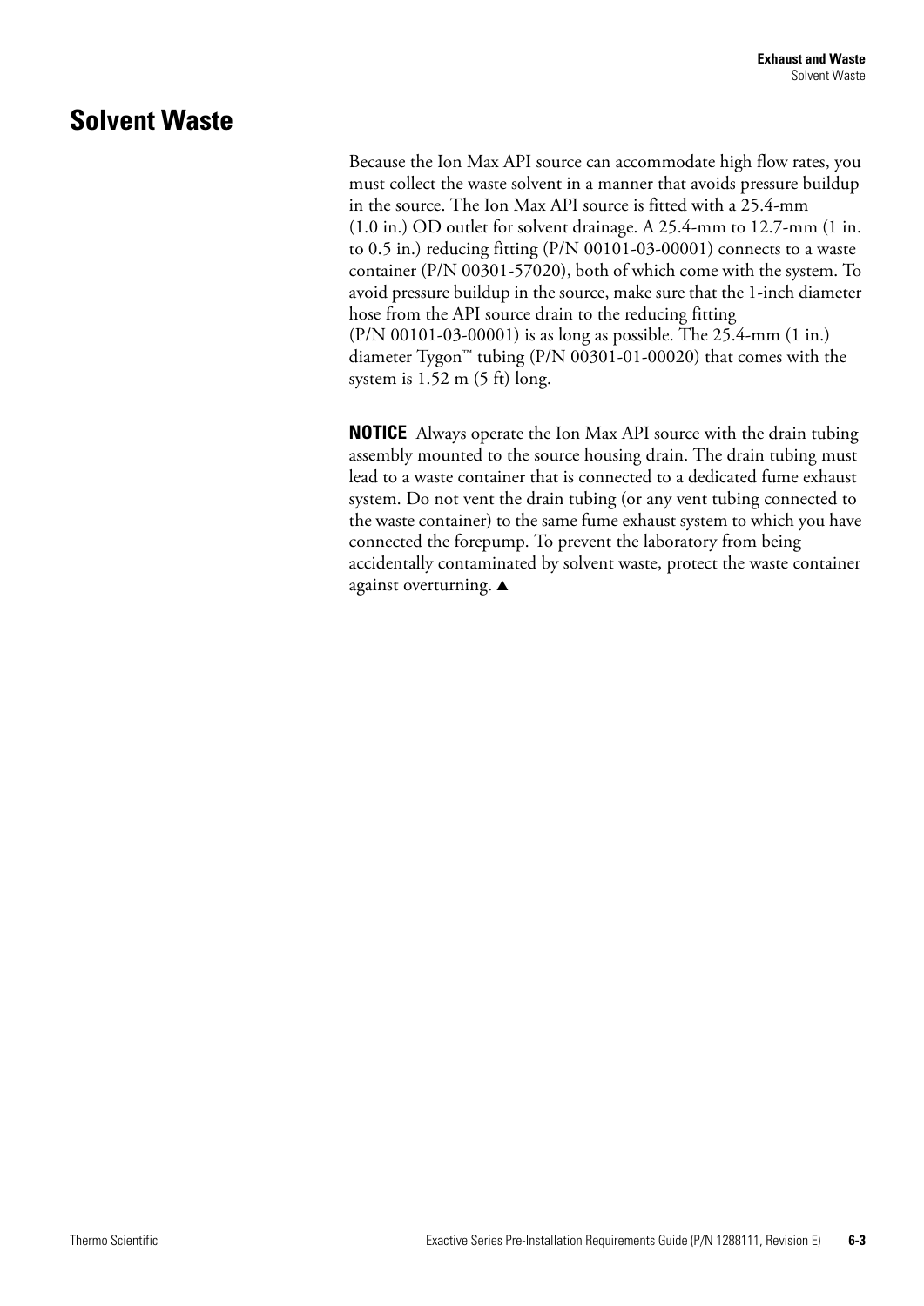## Solvent Waste

Because the Ion Max API source can accommodate high flow rates, you must collect the waste solvent in a manner that avoids pressure buildup in the source. The Ion Max API source is fitted with a 25.4-mm (1.0 in.) OD outlet for solvent drainage. A 25.4-mm to 12.7-mm (1 in. to 0.5 in.) reducing fitting (P/N 00101-03-00001) connects to a waste container (P/N 00301-57020), both of which come with the system. To avoid pressure buildup in the source, make sure that the 1-inch diameter hose from the API source drain to the reducing fitting (P/N 00101-03-00001) is as long as possible. The 25.4-mm (1 in.) diameter Tygon™ tubing (P/N 00301-01-00020) that comes with the system is 1.52 m (5 ft) long.

**NOTICE** Always operate the Ion Max API source with the drain tubing assembly mounted to the source housing drain. The drain tubing must lead to a waste container that is connected to a dedicated fume exhaust system. Do not vent the drain tubing (or any vent tubing connected to the waste container) to the same fume exhaust system to which you have connected the forepump. To prevent the laboratory from being accidentally contaminated by solvent waste, protect the waste container against overturning. ▲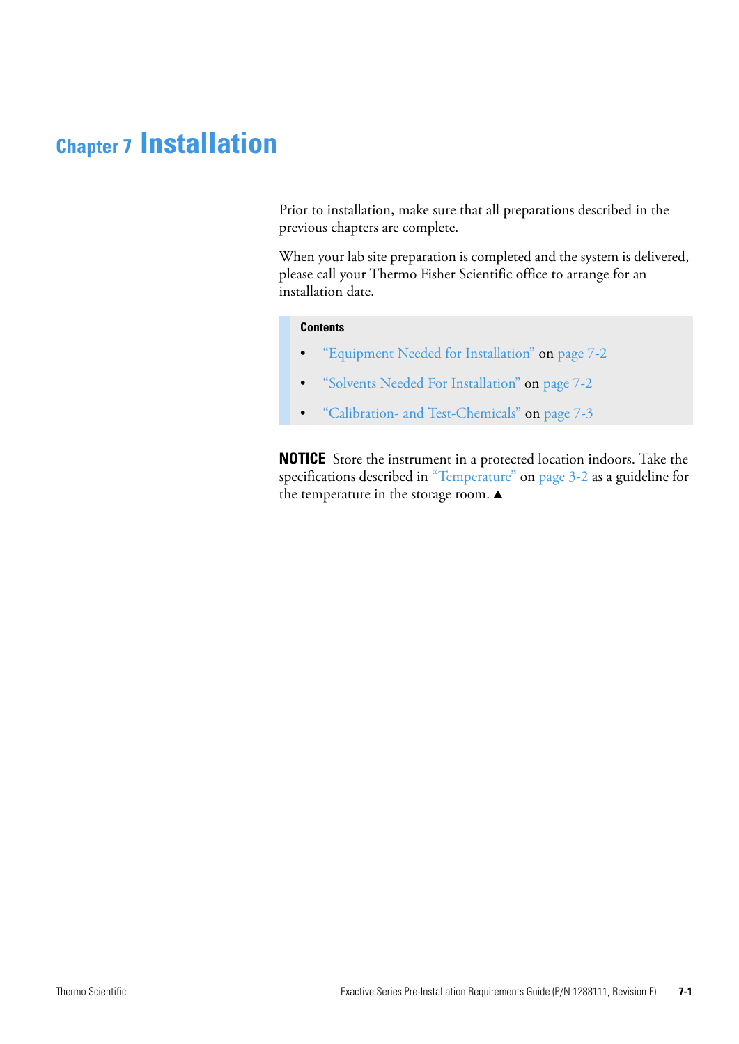# Chapter 7 Installation

Prior to installation, make sure that all preparations described in the previous chapters are complete.

When your lab site preparation is completed and the system is delivered, please call your Thermo Fisher Scientific office to arrange for an installation date.

**Contents**

- "Equipment Needed for Installation" on page 7-2
- "Solvents Needed For Installation" on page 7-2
- "Calibration- and Test-Chemicals" on page 7-3

**NOTICE** Store the instrument in a protected location indoors. Take the specifications described in "Temperature" on page 3-2 as a guideline for the temperature in the storage room. ▲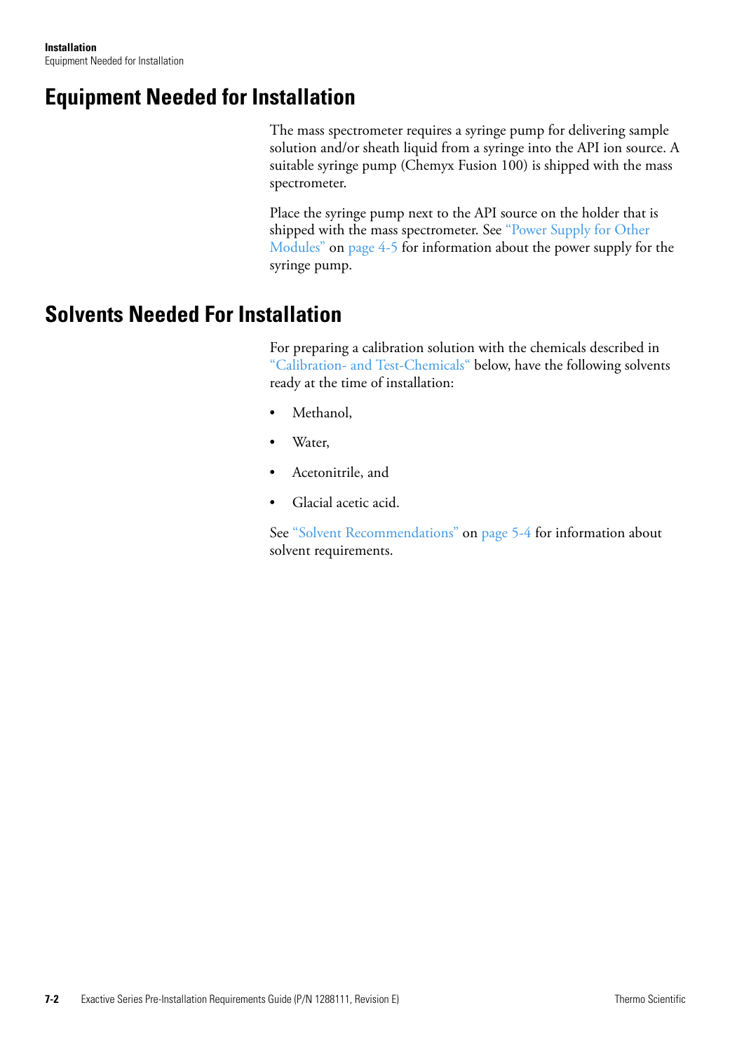## Equipment Needed for Installation

The mass spectrometer requires a syringe pump for delivering sample solution and/or sheath liquid from a syringe into the API ion source. A suitable syringe pump (Chemyx Fusion 100) is shipped with the mass spectrometer.

Place the syringe pump next to the API source on the holder that is shipped with the mass spectrometer. See "Power Supply for Other Modules" on page 4-5 for information about the power supply for the syringe pump.

## Solvents Needed For Installation

For preparing a calibration solution with the chemicals described in "Calibration- and Test-Chemicals" below, have the following solvents ready at the time of installation:

- Methanol,
- Water,
- Acetonitrile, and
- Glacial acetic acid.

See "Solvent Recommendations" on page 5-4 for information about solvent requirements.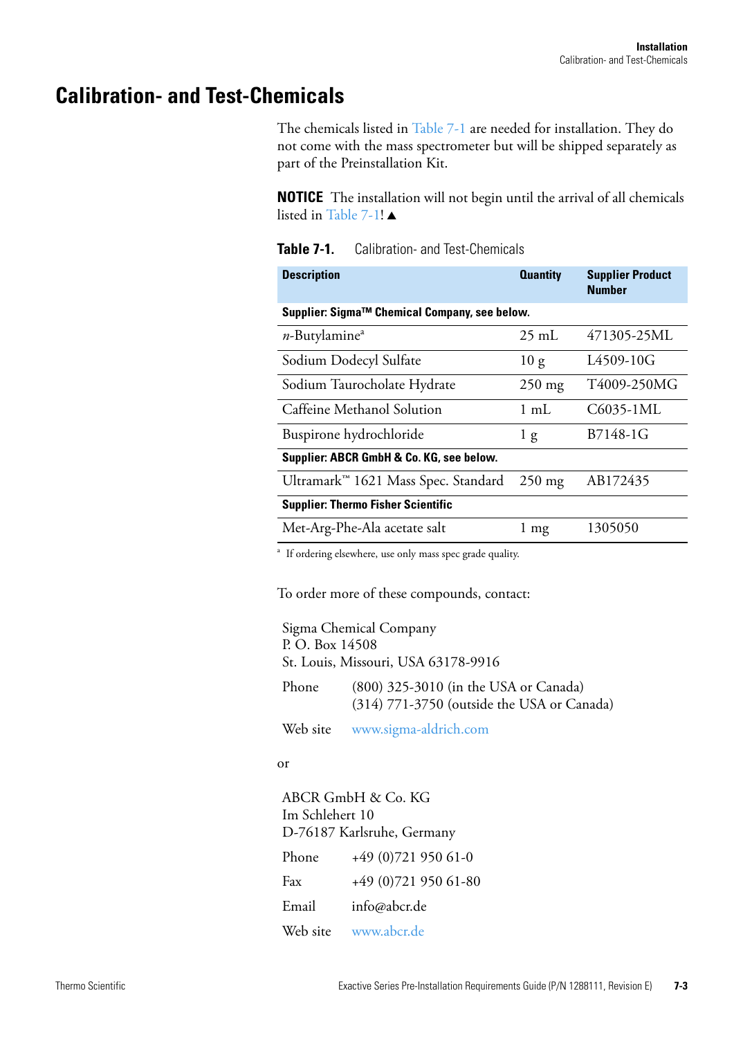# Calibration- and Test-Chemicals

The chemicals listed in Table 7-1 are needed for installation. They do not come with the mass spectrometer but will be shipped separately as part of the Preinstallation Kit.

**NOTICE** The installation will not begin until the arrival of all chemicals listed in Table 7-1! ▲

**Table 7-1.** Calibration- and Test-Chemicals

| Description | Quantity | Supplier Product Number |
|---|---|---|
| **Supplier: Sigma™ Chemical Company, see below.** | | |
| *n*-Butylamine[a] | 25 mL | 471305-25ML |
| Sodium Dodecyl Sulfate | 10 g | L4509-10G |
| Sodium Taurocholate Hydrate | 250 mg | T4009-250MG |
| Caffeine Methanol Solution | 1 mL | C6035-1ML |
| Buspirone hydrochloride | 1 g | B7148-1G |
| **Supplier: ABCR GmbH & Co. KG, see below.** | | |
| Ultramark™ 1621 Mass Spec. Standard | 250 mg | AB172435 |
| **Supplier: Thermo Fisher Scientific** | | |
| Met-Arg-Phe-Ala acetate salt | 1 mg | 1305050 |

[a] If ordering elsewhere, use only mass spec grade quality.

To order more of these compounds, contact:

Sigma Chemical Company
P. O. Box 14508
St. Louis, Missouri, USA 63178-9916

Phone (800) 325-3010 (in the USA or Canada)
(314) 771-3750 (outside the USA or Canada)

Web site www.sigma-aldrich.com

or

ABCR GmbH & Co. KG
Im Schlehert 10
D-76187 Karlsruhe, Germany

Phone +49 (0)721 950 61-0

Fax +49 (0)721 950 61-80

Email info@abcr.de

Web site www.abcr.de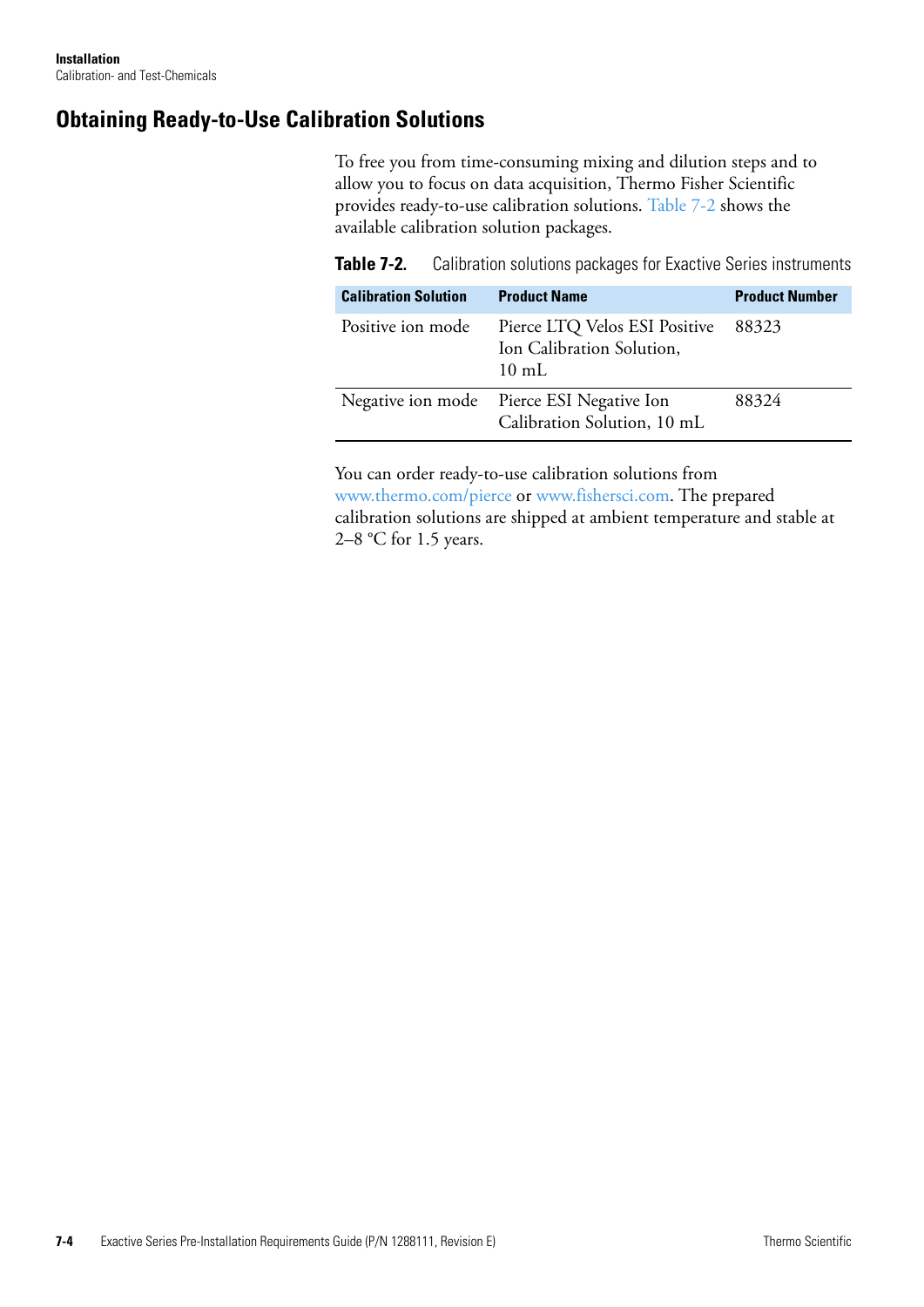## Obtaining Ready-to-Use Calibration Solutions

To free you from time-consuming mixing and dilution steps and to allow you to focus on data acquisition, Thermo Fisher Scientific provides ready-to-use calibration solutions. Table 7-2 shows the available calibration solution packages.

**Table 7-2.** Calibration solutions packages for Exactive Series instruments

| Calibration Solution | Product Name | Product Number |
|---|---|---|
| Positive ion mode | Pierce LTQ Velos ESI Positive Ion Calibration Solution, 10 mL | 88323 |
| Negative ion mode | Pierce ESI Negative Ion Calibration Solution, 10 mL | 88324 |

You can order ready-to-use calibration solutions from www.thermo.com/pierce or www.fishersci.com. The prepared calibration solutions are shipped at ambient temperature and stable at 2–8 °C for 1.5 years.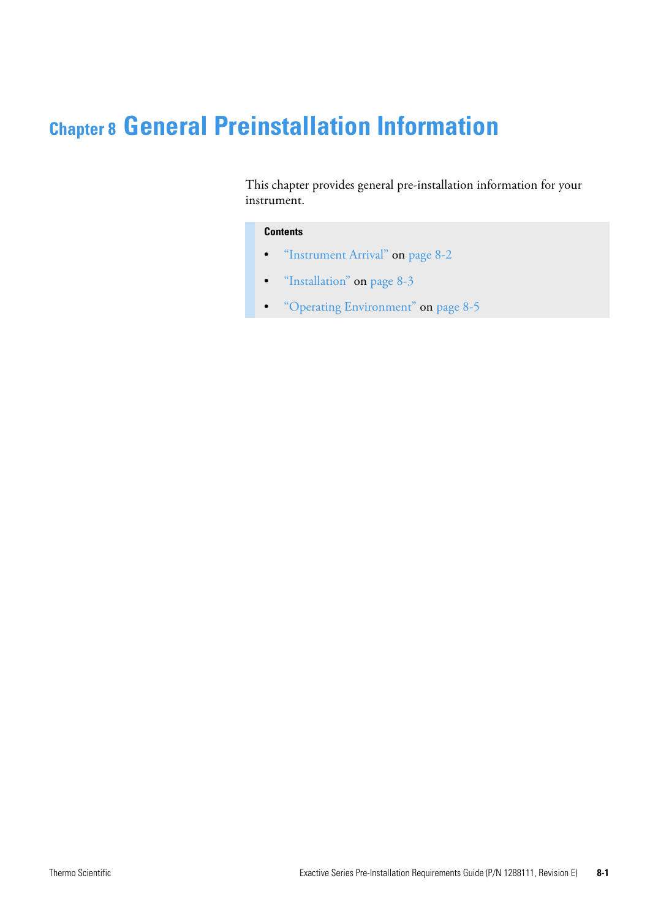# Chapter 8 General Preinstallation Information

This chapter provides general pre-installation information for your instrument.

**Contents**

- "Instrument Arrival" on page 8-2
- "Installation" on page 8-3
- "Operating Environment" on page 8-5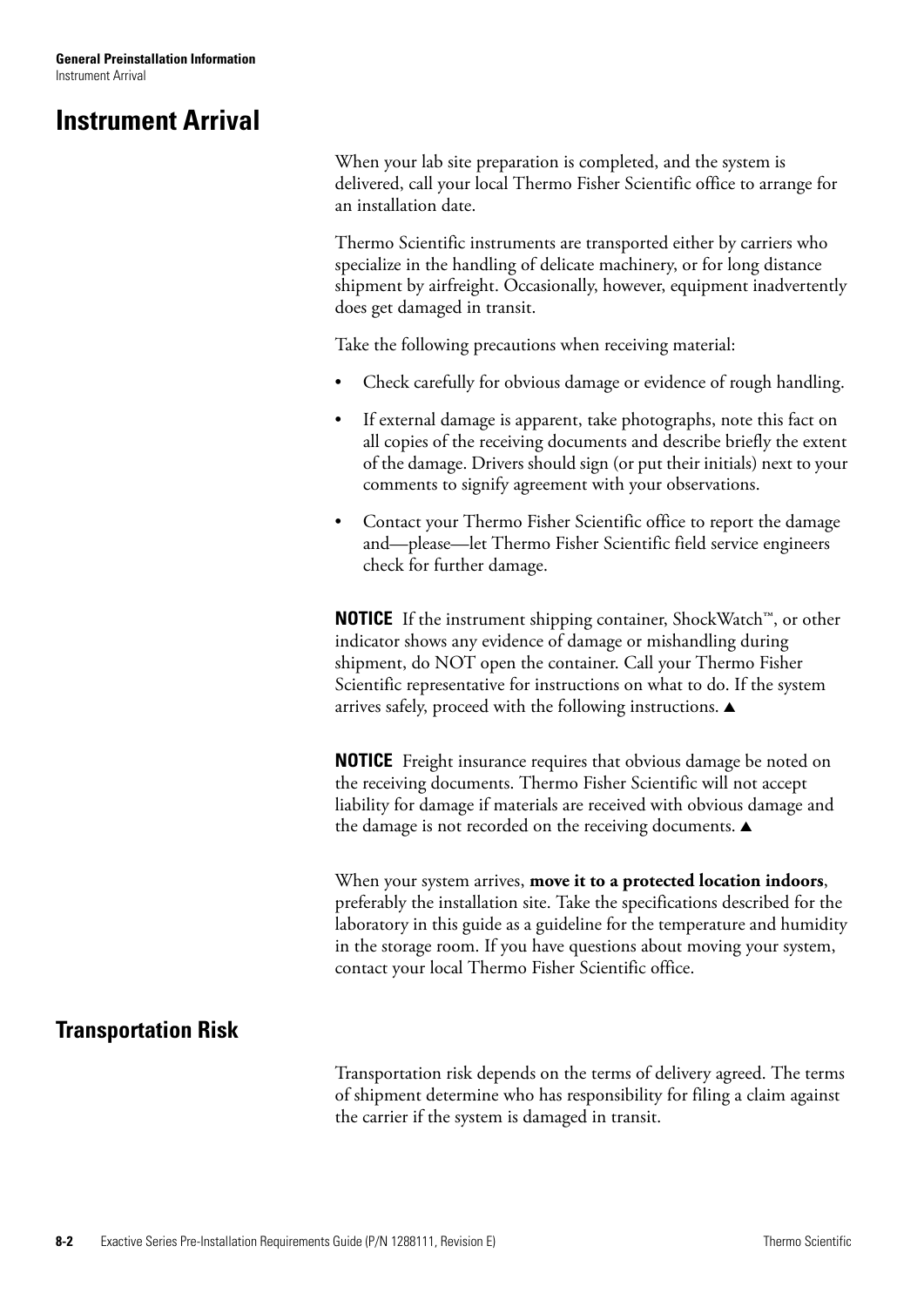# Instrument Arrival

When your lab site preparation is completed, and the system is delivered, call your local Thermo Fisher Scientific office to arrange for an installation date.

Thermo Scientific instruments are transported either by carriers who specialize in the handling of delicate machinery, or for long distance shipment by airfreight. Occasionally, however, equipment inadvertently does get damaged in transit.

Take the following precautions when receiving material:

- Check carefully for obvious damage or evidence of rough handling.
- If external damage is apparent, take photographs, note this fact on all copies of the receiving documents and describe briefly the extent of the damage. Drivers should sign (or put their initials) next to your comments to signify agreement with your observations.
- Contact your Thermo Fisher Scientific office to report the damage and—please—let Thermo Fisher Scientific field service engineers check for further damage.

**NOTICE** If the instrument shipping container, ShockWatch™, or other indicator shows any evidence of damage or mishandling during shipment, do NOT open the container. Call your Thermo Fisher Scientific representative for instructions on what to do. If the system arrives safely, proceed with the following instructions. ▲

**NOTICE** Freight insurance requires that obvious damage be noted on the receiving documents. Thermo Fisher Scientific will not accept liability for damage if materials are received with obvious damage and the damage is not recorded on the receiving documents. ▲

When your system arrives, **move it to a protected location indoors**, preferably the installation site. Take the specifications described for the laboratory in this guide as a guideline for the temperature and humidity in the storage room. If you have questions about moving your system, contact your local Thermo Fisher Scientific office.

## Transportation Risk

Transportation risk depends on the terms of delivery agreed. The terms of shipment determine who has responsibility for filing a claim against the carrier if the system is damaged in transit.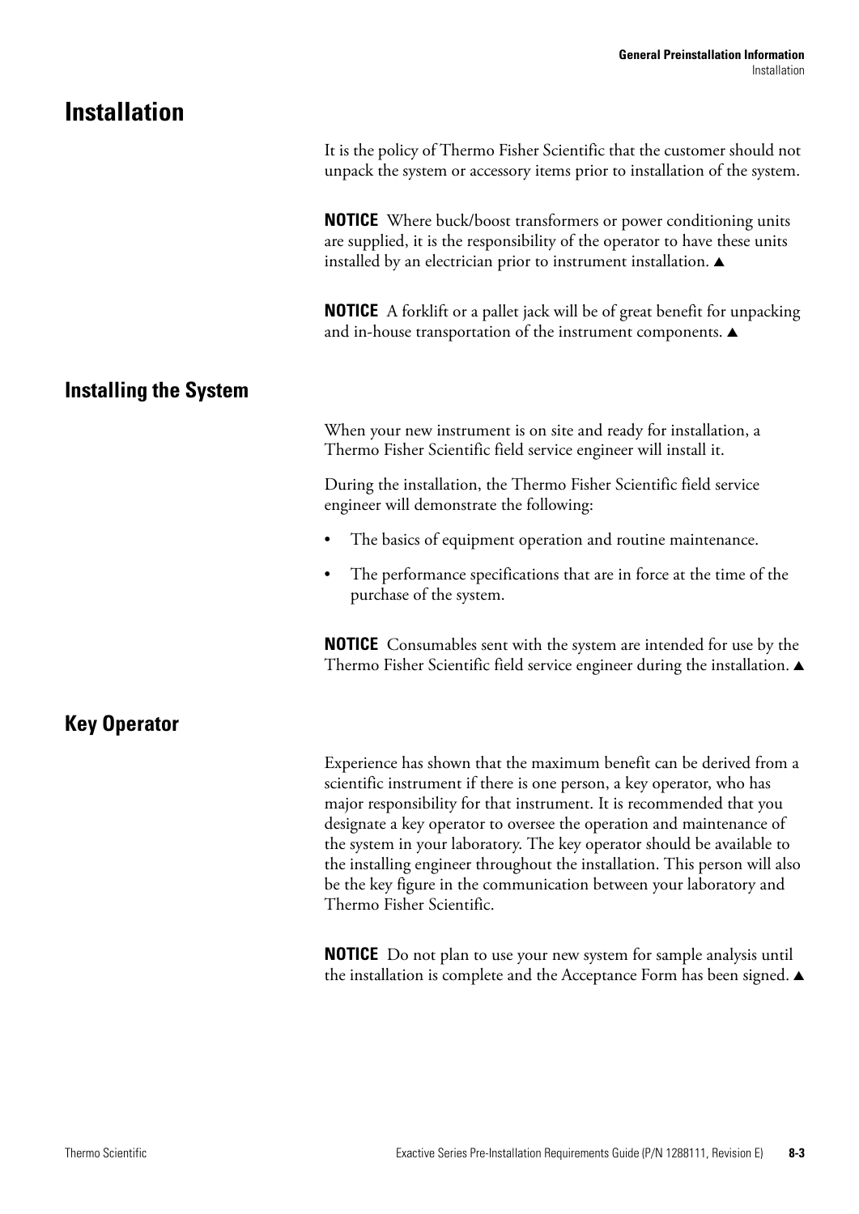# Installation

It is the policy of Thermo Fisher Scientific that the customer should not unpack the system or accessory items prior to installation of the system.

**NOTICE** Where buck/boost transformers or power conditioning units are supplied, it is the responsibility of the operator to have these units installed by an electrician prior to instrument installation. ▲

**NOTICE** A forklift or a pallet jack will be of great benefit for unpacking and in-house transportation of the instrument components. ▲

## Installing the System

When your new instrument is on site and ready for installation, a Thermo Fisher Scientific field service engineer will install it.

During the installation, the Thermo Fisher Scientific field service engineer will demonstrate the following:

- The basics of equipment operation and routine maintenance.
- The performance specifications that are in force at the time of the purchase of the system.

**NOTICE** Consumables sent with the system are intended for use by the Thermo Fisher Scientific field service engineer during the installation. ▲

## Key Operator

Experience has shown that the maximum benefit can be derived from a scientific instrument if there is one person, a key operator, who has major responsibility for that instrument. It is recommended that you designate a key operator to oversee the operation and maintenance of the system in your laboratory. The key operator should be available to the installing engineer throughout the installation. This person will also be the key figure in the communication between your laboratory and Thermo Fisher Scientific.

**NOTICE** Do not plan to use your new system for sample analysis until the installation is complete and the Acceptance Form has been signed. ▲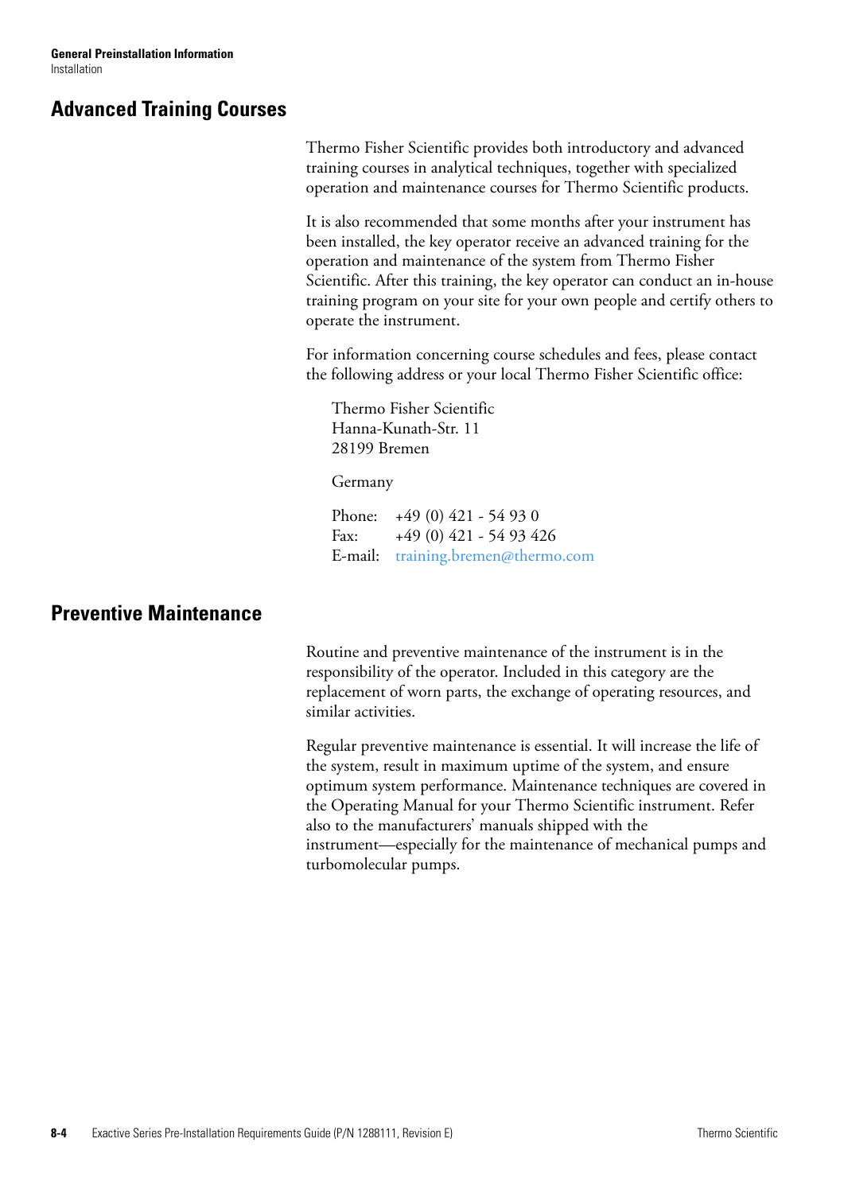## Advanced Training Courses

Thermo Fisher Scientific provides both introductory and advanced training courses in analytical techniques, together with specialized operation and maintenance courses for Thermo Scientific products.

It is also recommended that some months after your instrument has been installed, the key operator receive an advanced training for the operation and maintenance of the system from Thermo Fisher Scientific. After this training, the key operator can conduct an in-house training program on your site for your own people and certify others to operate the instrument.

For information concerning course schedules and fees, please contact the following address or your local Thermo Fisher Scientific office:

Thermo Fisher Scientific
Hanna-Kunath-Str. 11
28199 Bremen

Germany

Phone: +49 (0) 421 - 54 93 0
Fax: +49 (0) 421 - 54 93 426
E-mail: training.bremen@thermo.com

## Preventive Maintenance

Routine and preventive maintenance of the instrument is in the responsibility of the operator. Included in this category are the replacement of worn parts, the exchange of operating resources, and similar activities.

Regular preventive maintenance is essential. It will increase the life of the system, result in maximum uptime of the system, and ensure optimum system performance. Maintenance techniques are covered in the Operating Manual for your Thermo Scientific instrument. Refer also to the manufacturers' manuals shipped with the instrument—especially for the maintenance of mechanical pumps and turbomolecular pumps.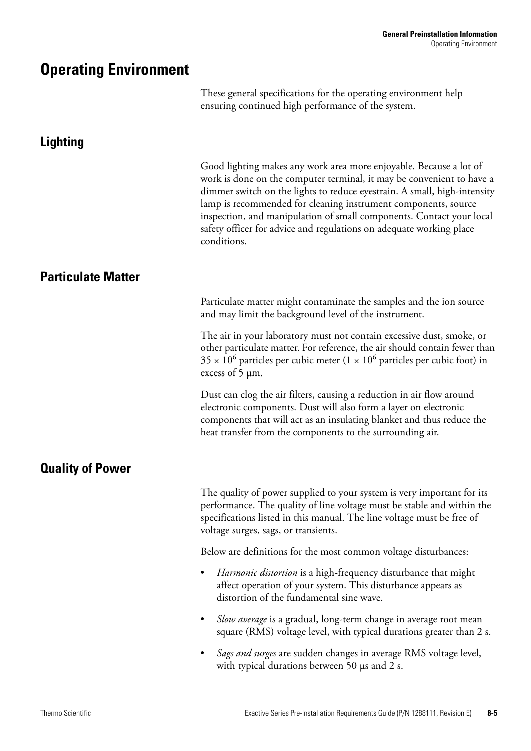# Operating Environment

These general specifications for the operating environment help ensuring continued high performance of the system.

## Lighting

Good lighting makes any work area more enjoyable. Because a lot of work is done on the computer terminal, it may be convenient to have a dimmer switch on the lights to reduce eyestrain. A small, high-intensity lamp is recommended for cleaning instrument components, source inspection, and manipulation of small components. Contact your local safety officer for advice and regulations on adequate working place conditions.

## Particulate Matter

Particulate matter might contaminate the samples and the ion source and may limit the background level of the instrument.

The air in your laboratory must not contain excessive dust, smoke, or other particulate matter. For reference, the air should contain fewer than $35 \times 10^6$ particles per cubic meter ($1 \times 10^6$ particles per cubic foot) in excess of 5 µm.

Dust can clog the air filters, causing a reduction in air flow around electronic components. Dust will also form a layer on electronic components that will act as an insulating blanket and thus reduce the heat transfer from the components to the surrounding air.

## Quality of Power

The quality of power supplied to your system is very important for its performance. The quality of line voltage must be stable and within the specifications listed in this manual. The line voltage must be free of voltage surges, sags, or transients.

Below are definitions for the most common voltage disturbances:

- *Harmonic distortion* is a high-frequency disturbance that might affect operation of your system. This disturbance appears as distortion of the fundamental sine wave.
- *Slow average* is a gradual, long-term change in average root mean square (RMS) voltage level, with typical durations greater than 2 s.
- *Sags and surges* are sudden changes in average RMS voltage level, with typical durations between 50 µs and 2 s.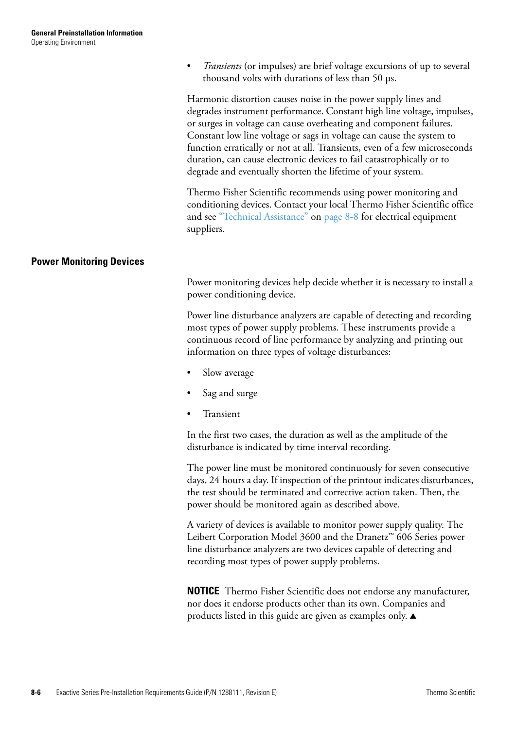- *Transients* (or impulses) are brief voltage excursions of up to several thousand volts with durations of less than 50 µs.

Harmonic distortion causes noise in the power supply lines and degrades instrument performance. Constant high line voltage, impulses, or surges in voltage can cause overheating and component failures. Constant low line voltage or sags in voltage can cause the system to function erratically or not at all. Transients, even of a few microseconds duration, can cause electronic devices to fail catastrophically or to degrade and eventually shorten the lifetime of your system.

Thermo Fisher Scientific recommends using power monitoring and conditioning devices. Contact your local Thermo Fisher Scientific office and see "Technical Assistance" on page 8-8 for electrical equipment suppliers.

## Power Monitoring Devices

Power monitoring devices help decide whether it is necessary to install a power conditioning device.

Power line disturbance analyzers are capable of detecting and recording most types of power supply problems. These instruments provide a continuous record of line performance by analyzing and printing out information on three types of voltage disturbances:

- Slow average
- Sag and surge
- Transient

In the first two cases, the duration as well as the amplitude of the disturbance is indicated by time interval recording.

The power line must be monitored continuously for seven consecutive days, 24 hours a day. If inspection of the printout indicates disturbances, the test should be terminated and corrective action taken. Then, the power should be monitored again as described above.

A variety of devices is available to monitor power supply quality. The Leibert Corporation Model 3600 and the Dranetz™ 606 Series power line disturbance analyzers are two devices capable of detecting and recording most types of power supply problems.

**NOTICE** Thermo Fisher Scientific does not endorse any manufacturer, nor does it endorse products other than its own. Companies and products listed in this guide are given as examples only. ▲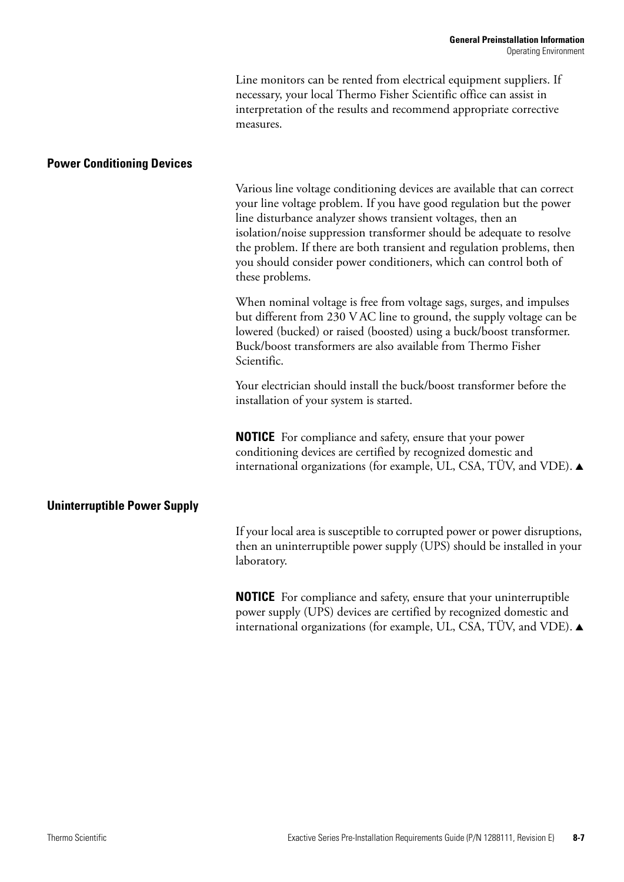Line monitors can be rented from electrical equipment suppliers. If necessary, your local Thermo Fisher Scientific office can assist in interpretation of the results and recommend appropriate corrective measures.

### Power Conditioning Devices

Various line voltage conditioning devices are available that can correct your line voltage problem. If you have good regulation but the power line disturbance analyzer shows transient voltages, then an isolation/noise suppression transformer should be adequate to resolve the problem. If there are both transient and regulation problems, then you should consider power conditioners, which can control both of these problems.

When nominal voltage is free from voltage sags, surges, and impulses but different from 230 V AC line to ground, the supply voltage can be lowered (bucked) or raised (boosted) using a buck/boost transformer. Buck/boost transformers are also available from Thermo Fisher Scientific.

Your electrician should install the buck/boost transformer before the installation of your system is started.

**NOTICE** For compliance and safety, ensure that your power conditioning devices are certified by recognized domestic and international organizations (for example, UL, CSA, TÜV, and VDE). ▲

### Uninterruptible Power Supply

If your local area is susceptible to corrupted power or power disruptions, then an uninterruptible power supply (UPS) should be installed in your laboratory.

**NOTICE** For compliance and safety, ensure that your uninterruptible power supply (UPS) devices are certified by recognized domestic and international organizations (for example, UL, CSA, TÜV, and VDE). ▲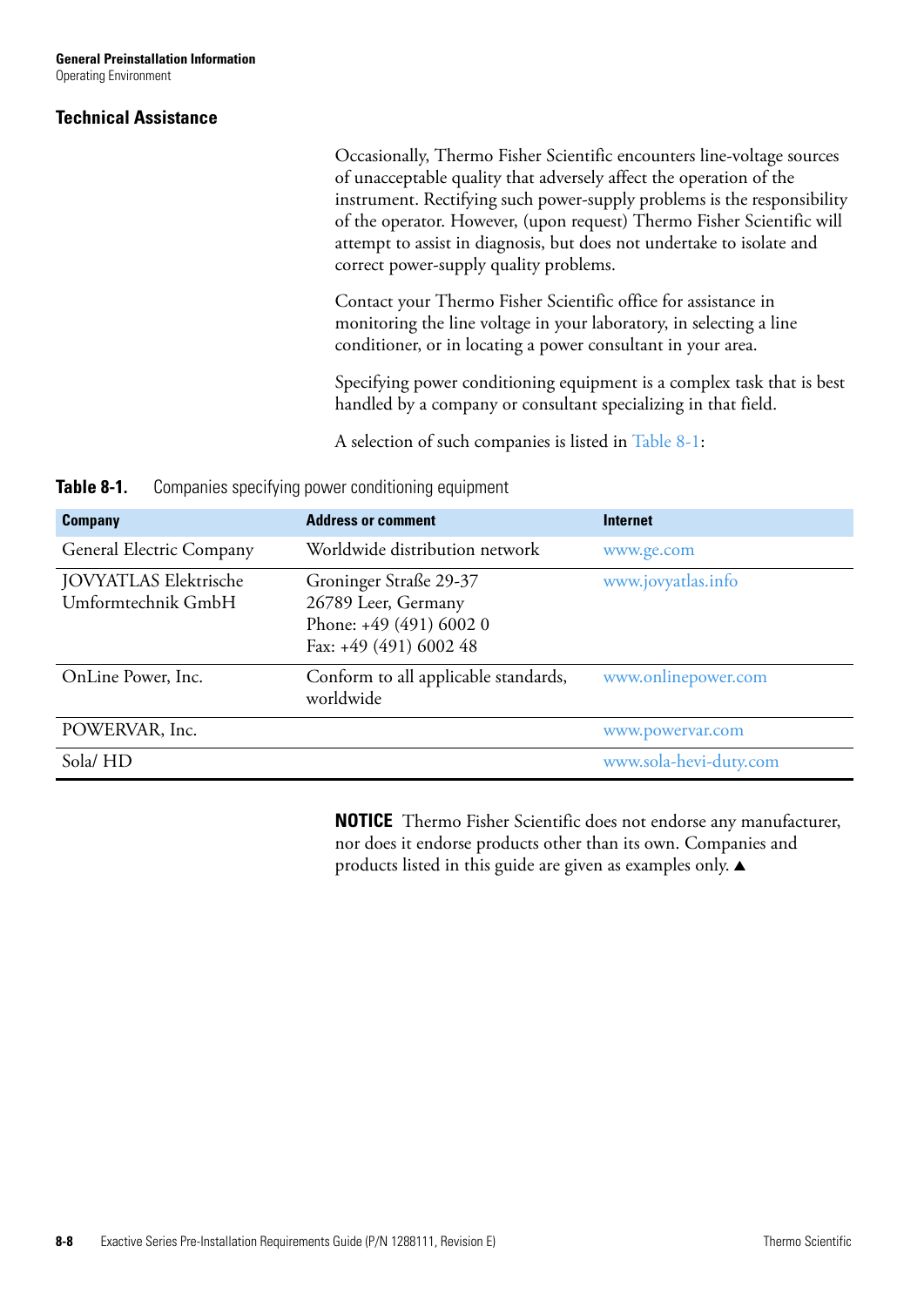## Technical Assistance

Occasionally, Thermo Fisher Scientific encounters line-voltage sources of unacceptable quality that adversely affect the operation of the instrument. Rectifying such power-supply problems is the responsibility of the operator. However, (upon request) Thermo Fisher Scientific will attempt to assist in diagnosis, but does not undertake to isolate and correct power-supply quality problems.

Contact your Thermo Fisher Scientific office for assistance in monitoring the line voltage in your laboratory, in selecting a line conditioner, or in locating a power consultant in your area.

Specifying power conditioning equipment is a complex task that is best handled by a company or consultant specializing in that field.

A selection of such companies is listed in Table 8-1:

**Table 8-1.** Companies specifying power conditioning equipment

| Company | Address or comment | Internet |
|---|---|---|
| General Electric Company | Worldwide distribution network | www.ge.com |
| JOVYATLAS Elektrische Umformtechnik GmbH | Groninger Straße 29-37<br>26789 Leer, Germany<br>Phone: +49 (491) 6002 0<br>Fax: +49 (491) 6002 48 | www.jovyatlas.info |
| OnLine Power, Inc. | Conform to all applicable standards, worldwide | www.onlinepower.com |
| POWERVAR, Inc. | | www.powervar.com |
| Sola/ HD | | www.sola-hevi-duty.com |

**NOTICE** Thermo Fisher Scientific does not endorse any manufacturer, nor does it endorse products other than its own. Companies and products listed in this guide are given as examples only. ▲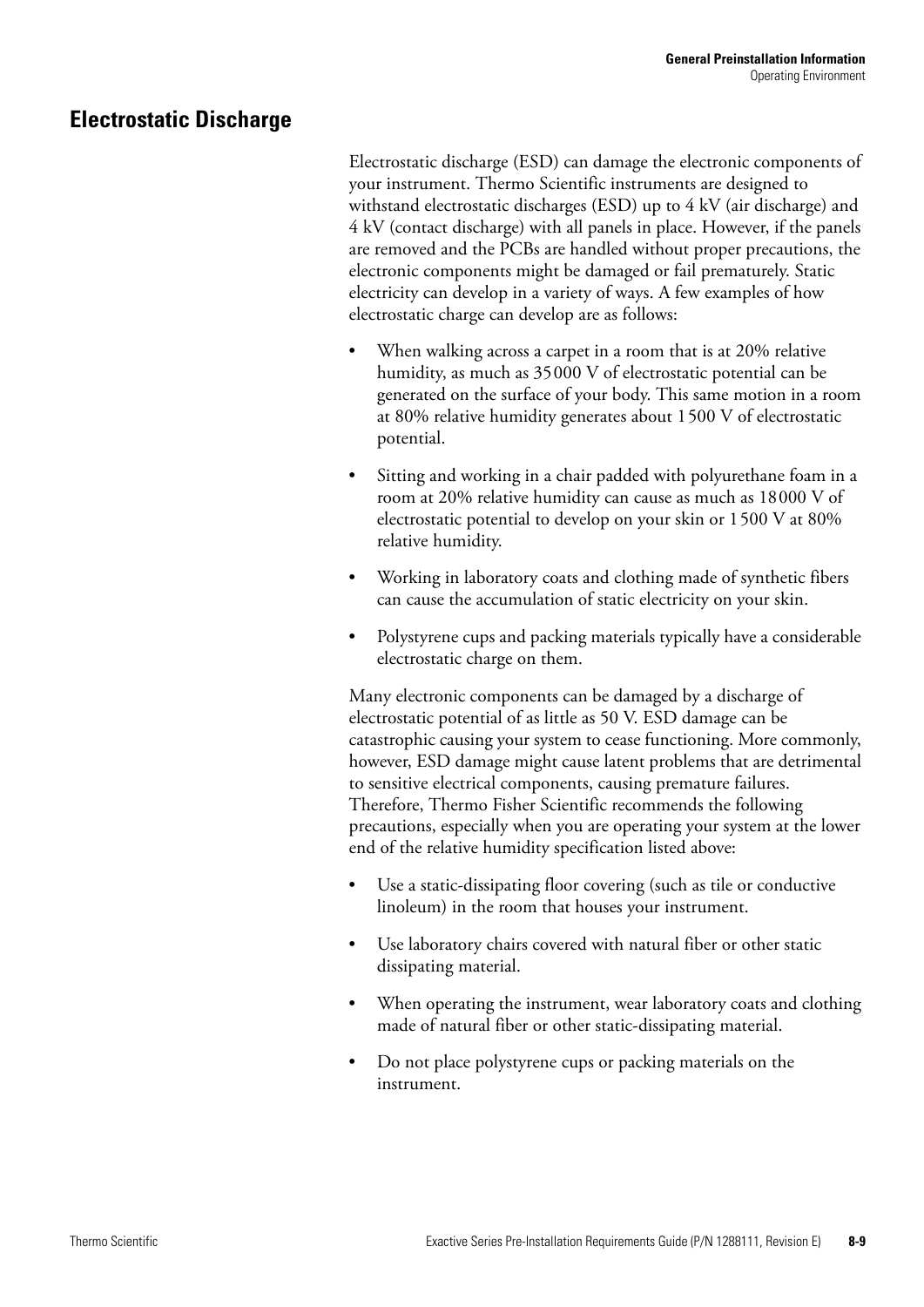## Electrostatic Discharge

Electrostatic discharge (ESD) can damage the electronic components of your instrument. Thermo Scientific instruments are designed to withstand electrostatic discharges (ESD) up to 4 kV (air discharge) and 4 kV (contact discharge) with all panels in place. However, if the panels are removed and the PCBs are handled without proper precautions, the electronic components might be damaged or fail prematurely. Static electricity can develop in a variety of ways. A few examples of how electrostatic charge can develop are as follows:

- When walking across a carpet in a room that is at 20% relative humidity, as much as 35 000 V of electrostatic potential can be generated on the surface of your body. This same motion in a room at 80% relative humidity generates about 1 500 V of electrostatic potential.
- Sitting and working in a chair padded with polyurethane foam in a room at 20% relative humidity can cause as much as 18 000 V of electrostatic potential to develop on your skin or 1 500 V at 80% relative humidity.
- Working in laboratory coats and clothing made of synthetic fibers can cause the accumulation of static electricity on your skin.
- Polystyrene cups and packing materials typically have a considerable electrostatic charge on them.

Many electronic components can be damaged by a discharge of electrostatic potential of as little as 50 V. ESD damage can be catastrophic causing your system to cease functioning. More commonly, however, ESD damage might cause latent problems that are detrimental to sensitive electrical components, causing premature failures. Therefore, Thermo Fisher Scientific recommends the following precautions, especially when you are operating your system at the lower end of the relative humidity specification listed above:

- Use a static-dissipating floor covering (such as tile or conductive linoleum) in the room that houses your instrument.
- Use laboratory chairs covered with natural fiber or other static dissipating material.
- When operating the instrument, wear laboratory coats and clothing made of natural fiber or other static-dissipating material.
- Do not place polystyrene cups or packing materials on the instrument.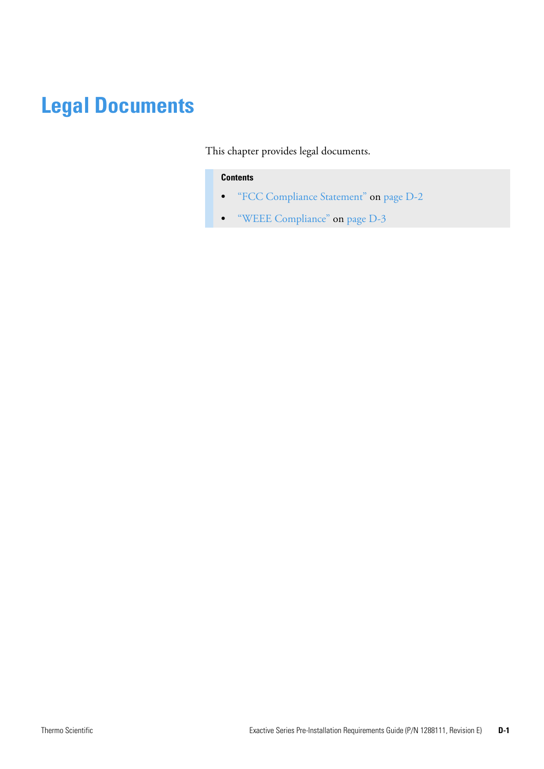# Legal Documents

This chapter provides legal documents.

**Contents**

- "FCC Compliance Statement" on page D-2
- "WEEE Compliance" on page D-3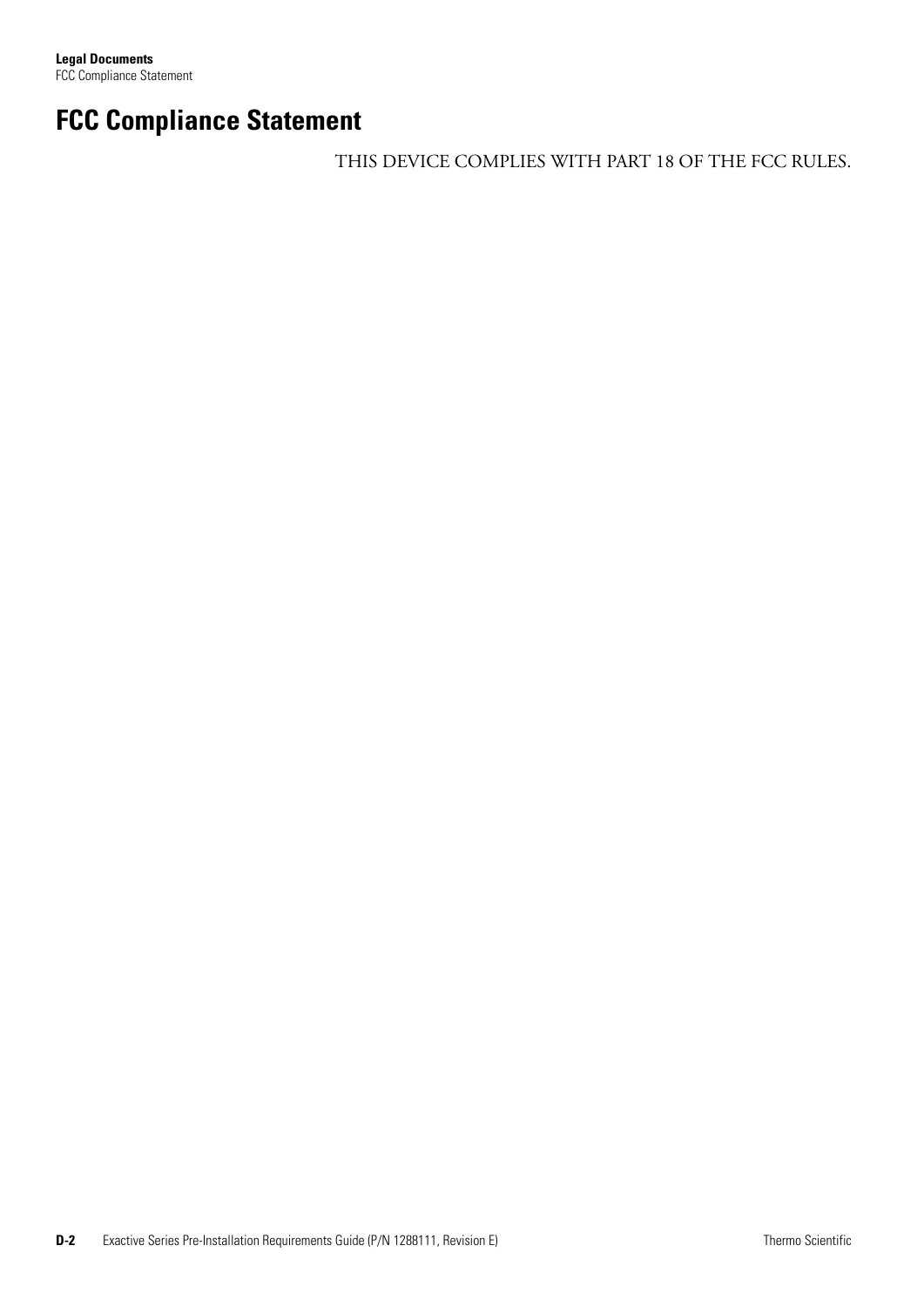# FCC Compliance Statement

THIS DEVICE COMPLIES WITH PART 18 OF THE FCC RULES.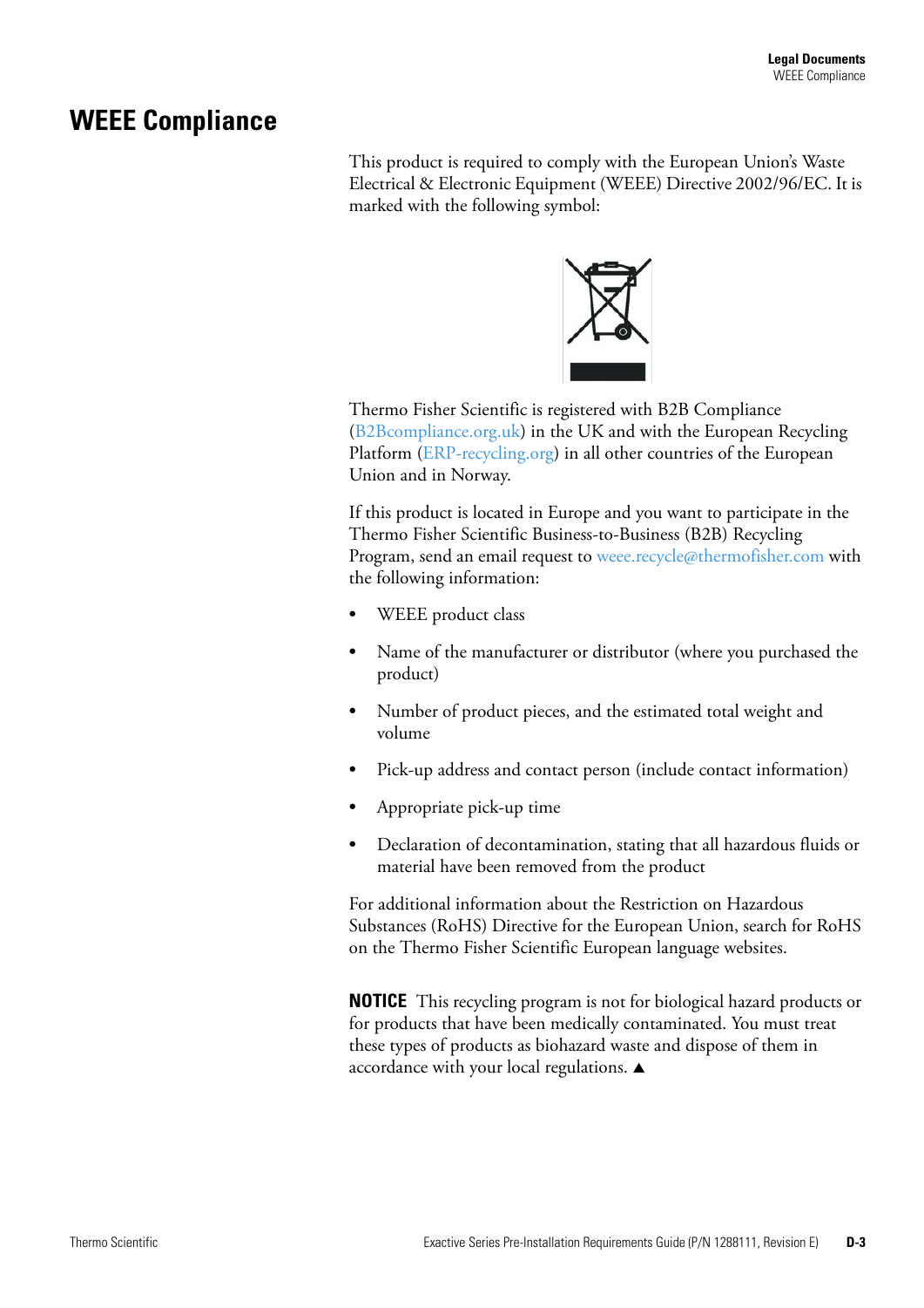# WEEE Compliance

This product is required to comply with the European Union's Waste Electrical & Electronic Equipment (WEEE) Directive 2002/96/EC. It is marked with the following symbol:

Thermo Fisher Scientific is registered with B2B Compliance (B2Bcompliance.org.uk) in the UK and with the European Recycling Platform (ERP-recycling.org) in all other countries of the European Union and in Norway.

If this product is located in Europe and you want to participate in the Thermo Fisher Scientific Business-to-Business (B2B) Recycling Program, send an email request to weee.recycle@thermofisher.com with the following information:

- WEEE product class
- Name of the manufacturer or distributor (where you purchased the product)
- Number of product pieces, and the estimated total weight and volume
- Pick-up address and contact person (include contact information)
- Appropriate pick-up time
- Declaration of decontamination, stating that all hazardous fluids or material have been removed from the product

For additional information about the Restriction on Hazardous Substances (RoHS) Directive for the European Union, search for RoHS on the Thermo Fisher Scientific European language websites.

**NOTICE** This recycling program is not for biological hazard products or for products that have been medically contaminated. You must treat these types of products as biohazard waste and dispose of them in accordance with your local regulations. ▲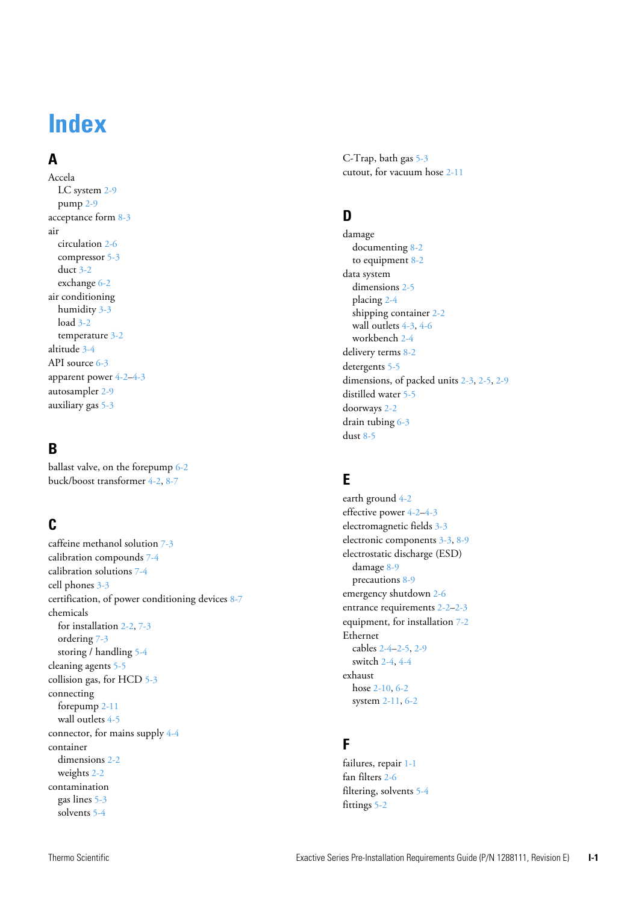# Index

## A

Accela
 LC system 2-9
 pump 2-9
acceptance form 8-3
air
 circulation 2-6
 compressor 5-3
 duct 3-2
 exchange 6-2
air conditioning
 humidity 3-3
 load 3-2
 temperature 3-2
altitude 3-4
API source 6-3
apparent power 4-2–4-3
autosampler 2-9
auxiliary gas 5-3

## B

ballast valve, on the forepump 6-2
buck/boost transformer 4-2, 8-7

## C

caffeine methanol solution 7-3
calibration compounds 7-4
calibration solutions 7-4
cell phones 3-3
certification, of power conditioning devices 8-7
chemicals
 for installation 2-2, 7-3
 ordering 7-3
 storing / handling 5-4
cleaning agents 5-5
collision gas, for HCD 5-3
connecting
 forepump 2-11
 wall outlets 4-5
connector, for mains supply 4-4
container
 dimensions 2-2
 weights 2-2
contamination
 gas lines 5-3
 solvents 5-4
C-Trap, bath gas 5-3
cutout, for vacuum hose 2-11

## D

damage
 documenting 8-2
 to equipment 8-2
data system
 dimensions 2-5
 placing 2-4
 shipping container 2-2
 wall outlets 4-3, 4-6
 workbench 2-4
delivery terms 8-2
detergents 5-5
dimensions, of packed units 2-3, 2-5, 2-9
distilled water 5-5
doorways 2-2
drain tubing 6-3
dust 8-5

## E

earth ground 4-2
effective power 4-2–4-3
electromagnetic fields 3-3
electronic components 3-3, 8-9
electrostatic discharge (ESD)
 damage 8-9
 precautions 8-9
emergency shutdown 2-6
entrance requirements 2-2–2-3
equipment, for installation 7-2
Ethernet
 cables 2-4–2-5, 2-9
 switch 2-4, 4-4
exhaust
 hose 2-10, 6-2
 system 2-11, 6-2

## F

failures, repair 1-1
fan filters 2-6
filtering, solvents 5-4
fittings 5-2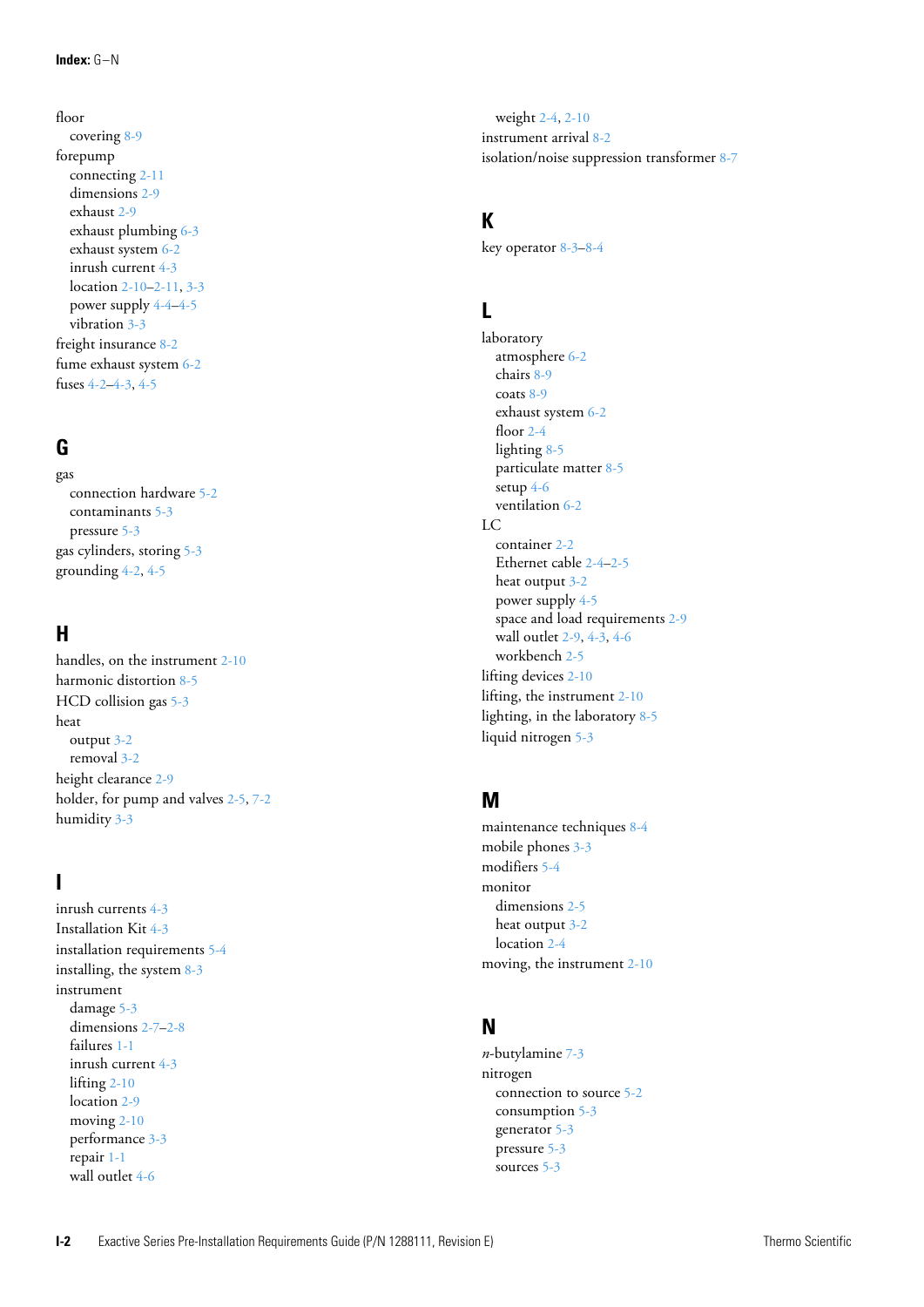floor
- covering 8-9

forepump
- connecting 2-11
- dimensions 2-9
- exhaust 2-9
- exhaust plumbing 6-3
- exhaust system 6-2
- inrush current 4-3
- location 2-10–2-11, 3-3
- power supply 4-4–4-5
- vibration 3-3

freight insurance 8-2

fume exhaust system 6-2

fuses 4-2–4-3, 4-5

## G

gas
- connection hardware 5-2
- contaminants 5-3
- pressure 5-3

gas cylinders, storing 5-3

grounding 4-2, 4-5

## H

handles, on the instrument 2-10

harmonic distortion 8-5

HCD collision gas 5-3

heat
- output 3-2
- removal 3-2

height clearance 2-9

holder, for pump and valves 2-5, 7-2

humidity 3-3

## I

inrush currents 4-3

Installation Kit 4-3

installation requirements 5-4

installing, the system 8-3

instrument
- damage 5-3
- dimensions 2-7–2-8
- failures 1-1
- inrush current 4-3
- lifting 2-10
- location 2-9
- moving 2-10
- performance 3-3
- repair 1-1
- wall outlet 4-6
- weight 2-4, 2-10

instrument arrival 8-2

isolation/noise suppression transformer 8-7

## K

key operator 8-3–8-4

## L

laboratory
- atmosphere 6-2
- chairs 8-9
- coats 8-9
- exhaust system 6-2
- floor 2-4
- lighting 8-5
- particulate matter 8-5
- setup 4-6
- ventilation 6-2

LC
- container 2-2
- Ethernet cable 2-4–2-5
- heat output 3-2
- power supply 4-5
- space and load requirements 2-9
- wall outlet 2-9, 4-3, 4-6
- workbench 2-5

lifting devices 2-10

lifting, the instrument 2-10

lighting, in the laboratory 8-5

liquid nitrogen 5-3

## M

maintenance techniques 8-4

mobile phones 3-3

modifiers 5-4

monitor
- dimensions 2-5
- heat output 3-2
- location 2-4

moving, the instrument 2-10

## N

*n*-butylamine 7-3

nitrogen
- connection to source 5-2
- consumption 5-3
- generator 5-3
- pressure 5-3
- sources 5-3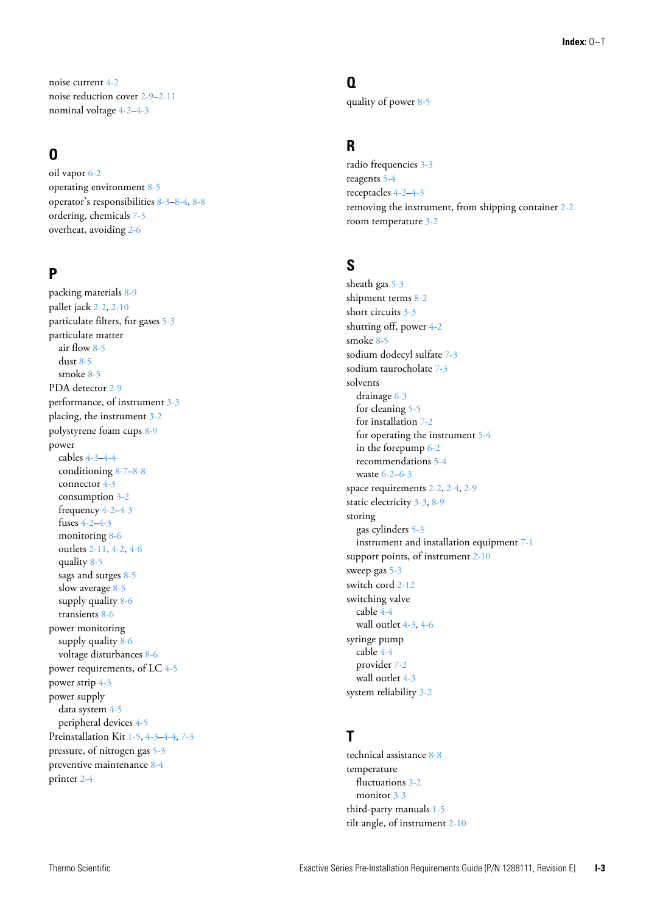noise current 4-2
noise reduction cover 2-9–2-11
nominal voltage 4-2–4-3

## O

oil vapor 6-2
operating environment 8-5
operator's responsibilities 8-3–8-4, 8-8
ordering, chemicals 7-3
overheat, avoiding 2-6

## P

packing materials 8-9
pallet jack 2-2, 2-10
particulate filters, for gases 5-3
particulate matter
- air flow 8-5
- dust 8-5
- smoke 8-5

PDA detector 2-9
performance, of instrument 3-3
placing, the instrument 3-2
polystyrene foam cups 8-9
power
- cables 4-3–4-4
- conditioning 8-7–8-8
- connector 4-3
- consumption 3-2
- frequency 4-2–4-3
- fuses 4-2–4-3
- monitoring 8-6
- outlets 2-11, 4-2, 4-6
- quality 8-5
- sags and surges 8-5
- slow average 8-5
- supply quality 8-6
- transients 8-6

power monitoring
- supply quality 8-6
- voltage disturbances 8-6

power requirements, of LC 4-5
power strip 4-3
power supply
- data system 4-5
- peripheral devices 4-5

Preinstallation Kit 1-5, 4-3–4-4, 7-3
pressure, of nitrogen gas 5-3
preventive maintenance 8-4
printer 2-4

## Q

quality of power 8-5

## R

radio frequencies 3-3
reagents 5-4
receptacles 4-2–4-3
removing the instrument, from shipping container 2-2
room temperature 3-2

## S

sheath gas 5-3
shipment terms 8-2
short circuits 3-3
shutting off, power 4-2
smoke 8-5
sodium dodecyl sulfate 7-3
sodium taurocholate 7-3
solvents
- drainage 6-3
- for cleaning 5-5
- for installation 7-2
- for operating the instrument 5-4
- in the forepump 6-2
- recommendations 5-4
- waste 6-2–6-3

space requirements 2-2, 2-4, 2-9
static electricity 3-3, 8-9
storing
- gas cylinders 5-3
- instrument and installation equipment 7-1

support points, of instrument 2-10
sweep gas 5-3
switch cord 2-12
switching valve
- cable 4-4
- wall outlet 4-3, 4-6

syringe pump
- cable 4-4
- provider 7-2
- wall outlet 4-3

system reliability 3-2

## T

technical assistance 8-8
temperature
- fluctuations 3-2
- monitor 3-3

third-party manuals 1-5
tilt angle, of instrument 2-10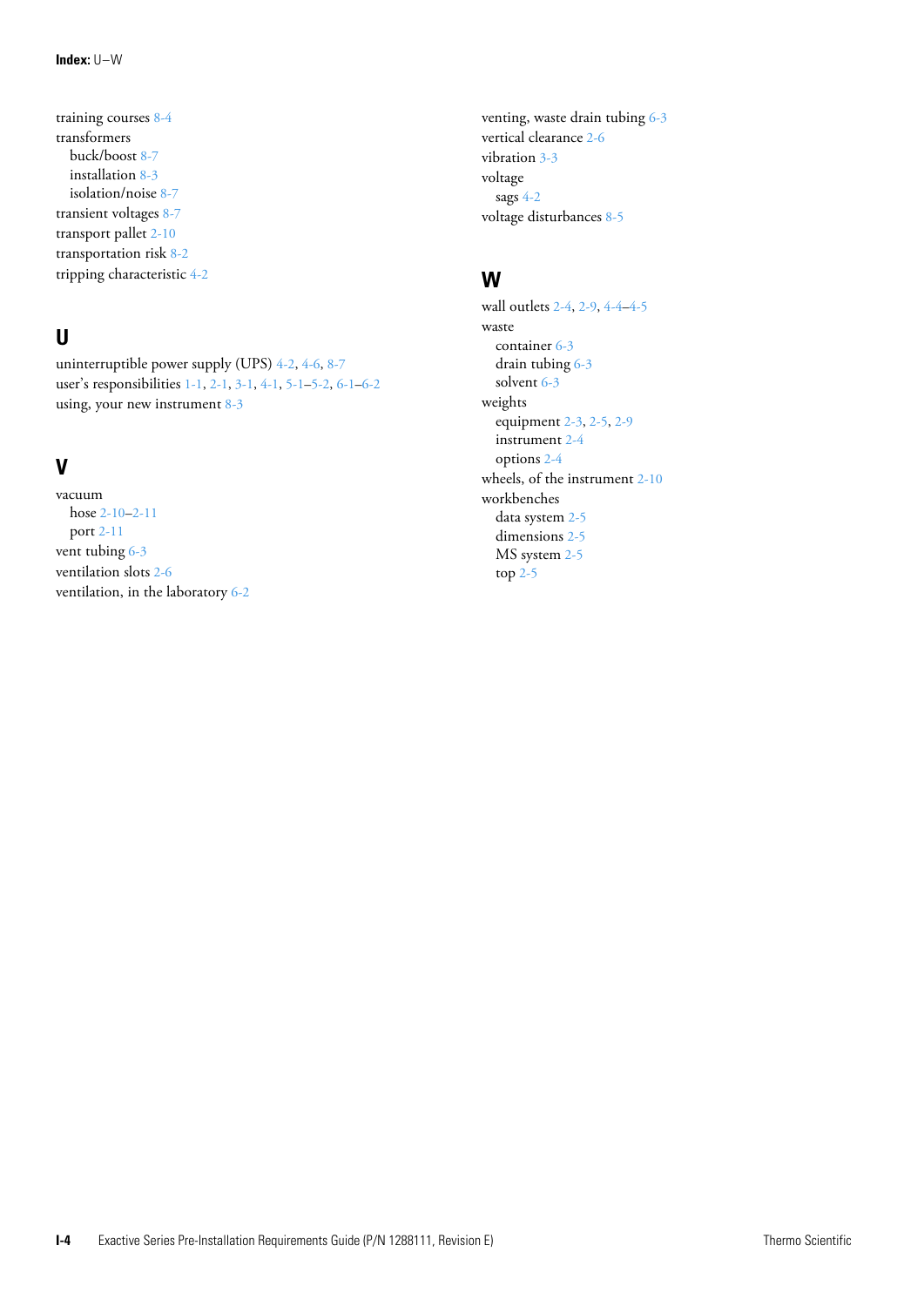training courses 8-4
transformers
  buck/boost 8-7
  installation 8-3
  isolation/noise 8-7
transient voltages 8-7
transport pallet 2-10
transportation risk 8-2
tripping characteristic 4-2

## U

uninterruptible power supply (UPS) 4-2, 4-6, 8-7
user's responsibilities 1-1, 2-1, 3-1, 4-1, 5-1–5-2, 6-1–6-2
using, your new instrument 8-3

## V

vacuum
  hose 2-10–2-11
  port 2-11
vent tubing 6-3
ventilation slots 2-6
ventilation, in the laboratory 6-2
venting, waste drain tubing 6-3
vertical clearance 2-6
vibration 3-3
voltage
  sags 4-2
voltage disturbances 8-5

## W

wall outlets 2-4, 2-9, 4-4–4-5
waste
  container 6-3
  drain tubing 6-3
  solvent 6-3
weights
  equipment 2-3, 2-5, 2-9
  instrument 2-4
  options 2-4
wheels, of the instrument 2-10
workbenches
  data system 2-5
  dimensions 2-5
  MS system 2-5
  top 2-5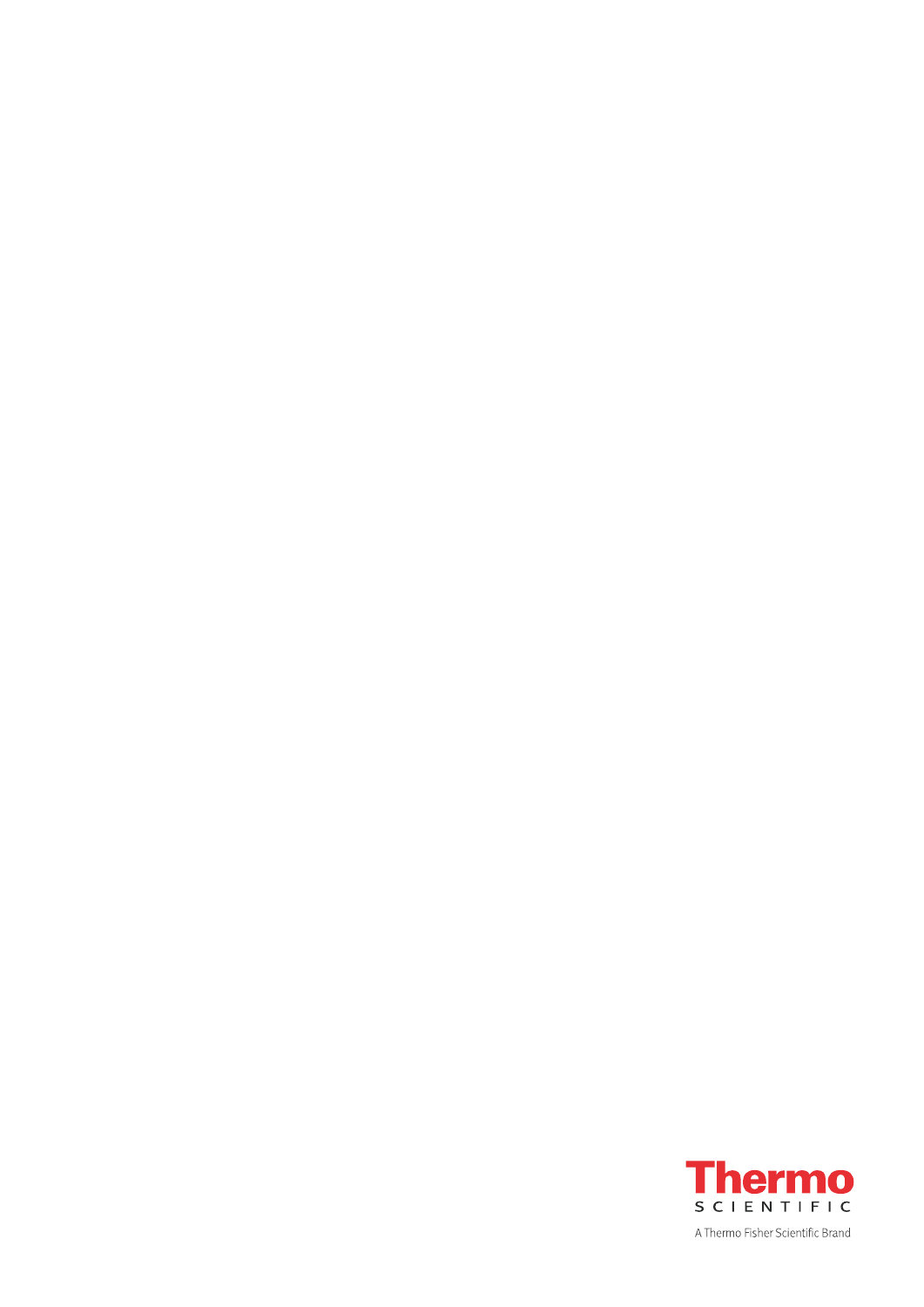Thermo
SCIENTIFIC

A Thermo Fisher Scientific Brand